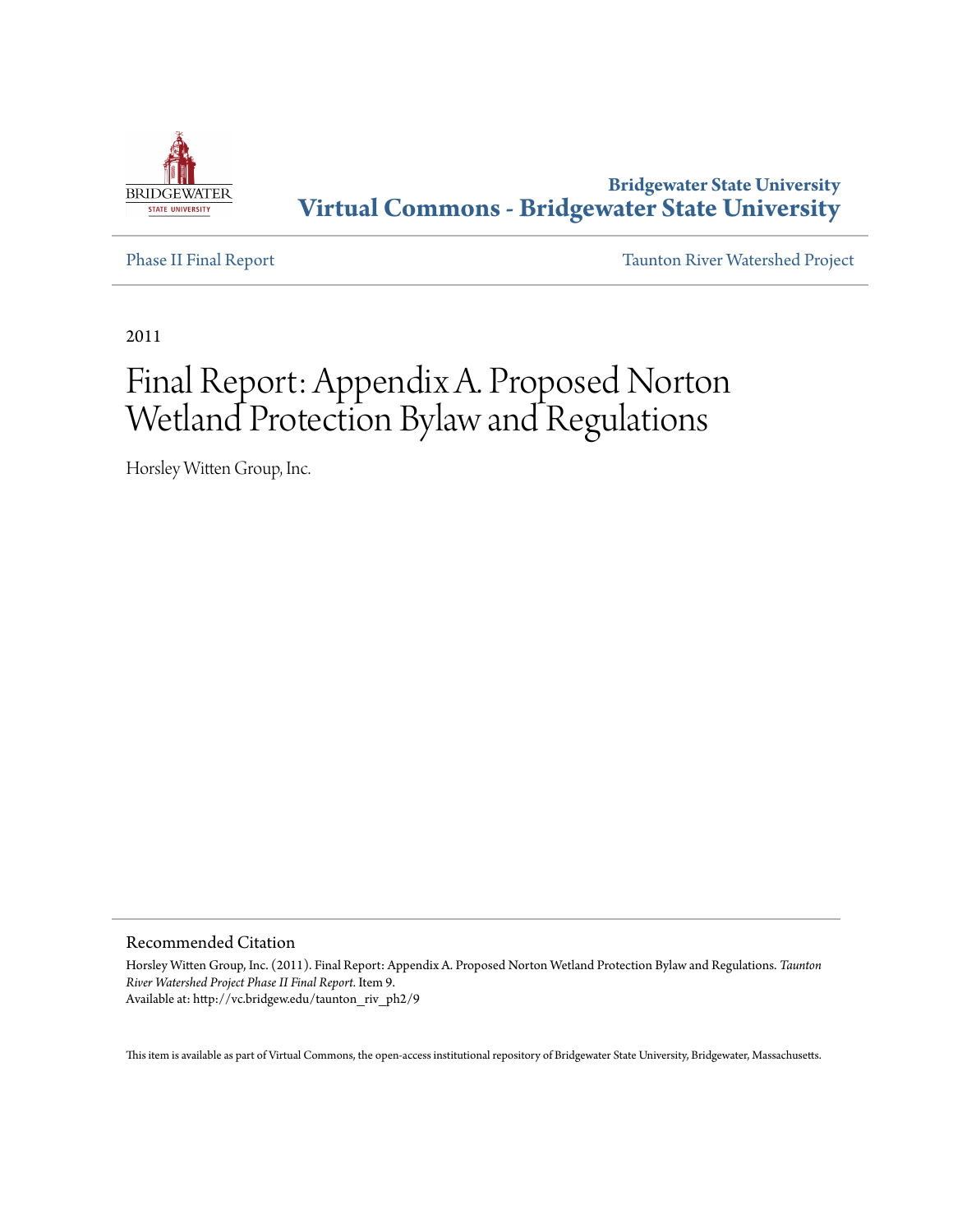Bridgewater State University

**Virtual Commons - Bridgewater State University**

Phase II Final Report

Taunton River Watershed Project

2011

# Final Report: Appendix A. Proposed Norton Wetland Protection Bylaw and Regulations

Horsley Witten Group, Inc.

## Recommended Citation

Horsley Witten Group, Inc. (2011). Final Report: Appendix A. Proposed Norton Wetland Protection Bylaw and Regulations. *Taunton River Watershed Project Phase II Final Report*. Item 9.
Available at: http://vc.bridgew.edu/taunton_riv_ph2/9

This item is available as part of Virtual Commons, the open-access institutional repository of Bridgewater State University, Bridgewater, Massachusetts.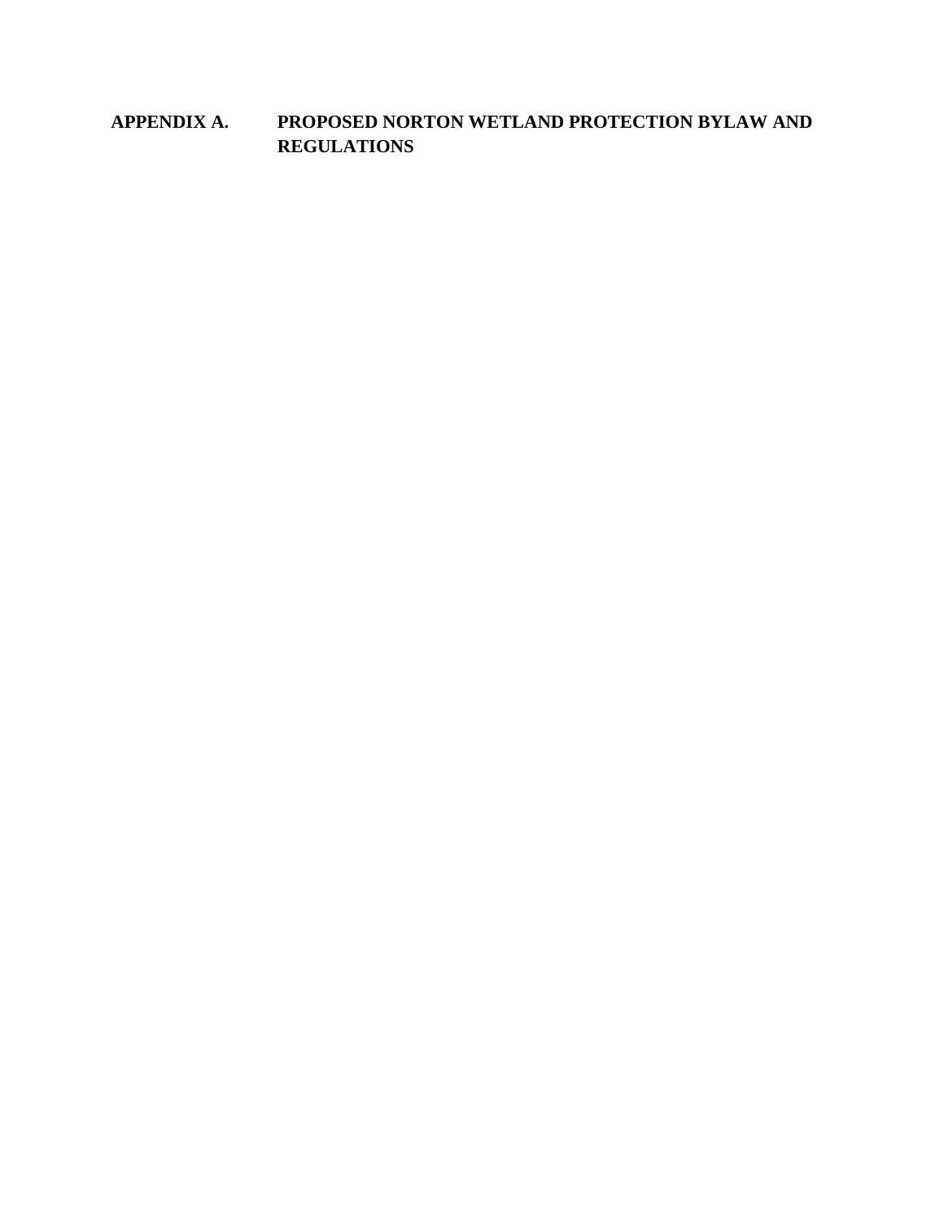# APPENDIX A. PROPOSED NORTON WETLAND PROTECTION BYLAW AND REGULATIONS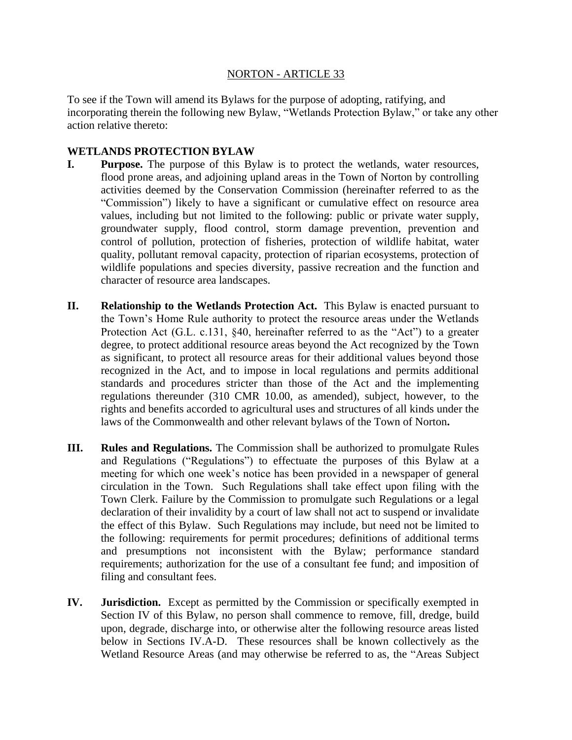NORTON - ARTICLE 33

To see if the Town will amend its Bylaws for the purpose of adopting, ratifying, and incorporating therein the following new Bylaw, "Wetlands Protection Bylaw," or take any other action relative thereto:

**WETLANDS PROTECTION BYLAW**

**I. Purpose.** The purpose of this Bylaw is to protect the wetlands, water resources, flood prone areas, and adjoining upland areas in the Town of Norton by controlling activities deemed by the Conservation Commission (hereinafter referred to as the "Commission") likely to have a significant or cumulative effect on resource area values, including but not limited to the following: public or private water supply, groundwater supply, flood control, storm damage prevention, prevention and control of pollution, protection of fisheries, protection of wildlife habitat, water quality, pollutant removal capacity, protection of riparian ecosystems, protection of wildlife populations and species diversity, passive recreation and the function and character of resource area landscapes.

**II. Relationship to the Wetlands Protection Act.** This Bylaw is enacted pursuant to the Town's Home Rule authority to protect the resource areas under the Wetlands Protection Act (G.L. c.131, §40, hereinafter referred to as the "Act") to a greater degree, to protect additional resource areas beyond the Act recognized by the Town as significant, to protect all resource areas for their additional values beyond those recognized in the Act, and to impose in local regulations and permits additional standards and procedures stricter than those of the Act and the implementing regulations thereunder (310 CMR 10.00, as amended), subject, however, to the rights and benefits accorded to agricultural uses and structures of all kinds under the laws of the Commonwealth and other relevant bylaws of the Town of Norton**.**

**III. Rules and Regulations.** The Commission shall be authorized to promulgate Rules and Regulations ("Regulations") to effectuate the purposes of this Bylaw at a meeting for which one week's notice has been provided in a newspaper of general circulation in the Town. Such Regulations shall take effect upon filing with the Town Clerk. Failure by the Commission to promulgate such Regulations or a legal declaration of their invalidity by a court of law shall not act to suspend or invalidate the effect of this Bylaw. Such Regulations may include, but need not be limited to the following: requirements for permit procedures; definitions of additional terms and presumptions not inconsistent with the Bylaw; performance standard requirements; authorization for the use of a consultant fee fund; and imposition of filing and consultant fees.

**IV. Jurisdiction.** Except as permitted by the Commission or specifically exempted in Section IV of this Bylaw, no person shall commence to remove, fill, dredge, build upon, degrade, discharge into, or otherwise alter the following resource areas listed below in Sections IV.A-D. These resources shall be known collectively as the Wetland Resource Areas (and may otherwise be referred to as, the "Areas Subject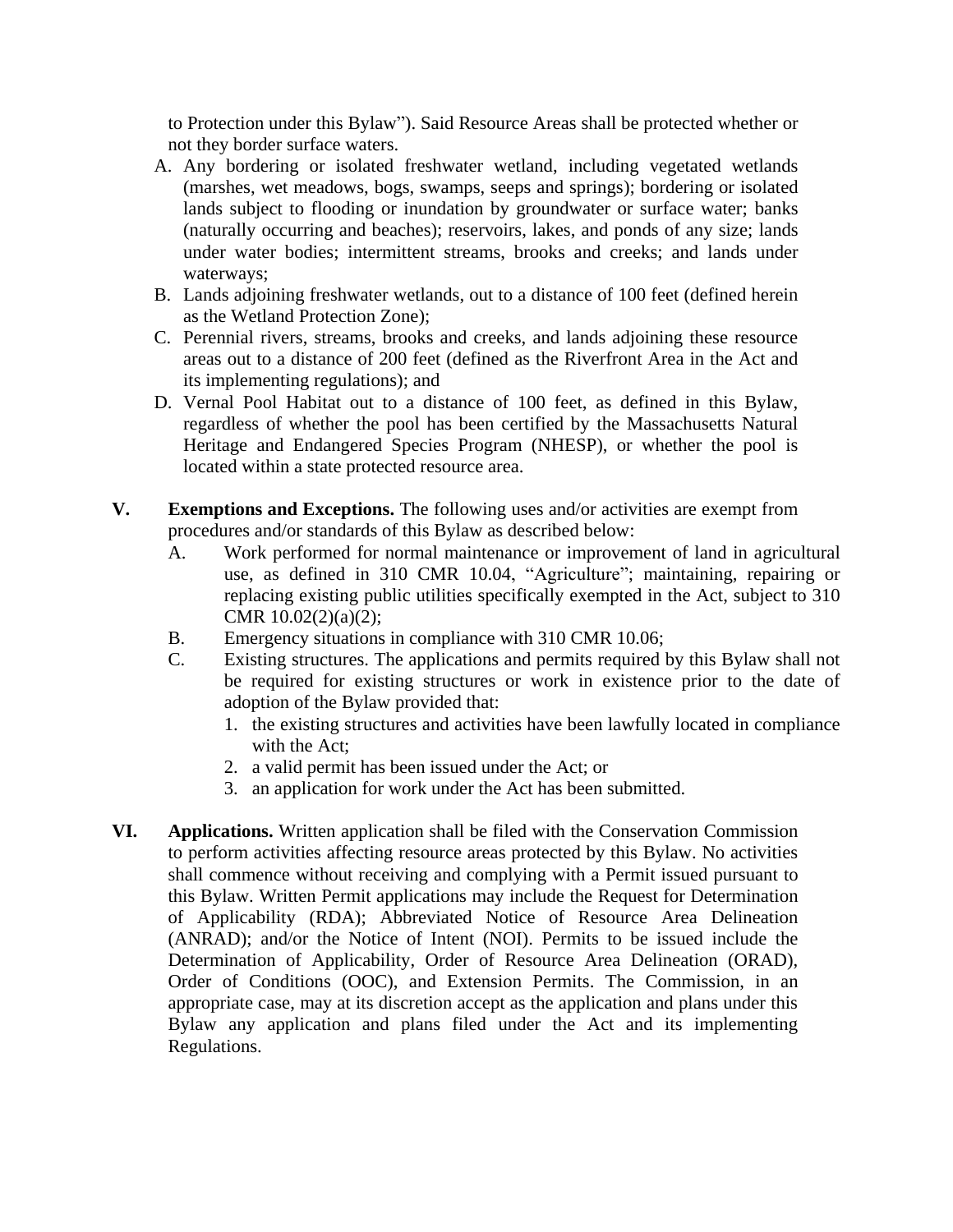to Protection under this Bylaw"). Said Resource Areas shall be protected whether or not they border surface waters.

A. Any bordering or isolated freshwater wetland, including vegetated wetlands (marshes, wet meadows, bogs, swamps, seeps and springs); bordering or isolated lands subject to flooding or inundation by groundwater or surface water; banks (naturally occurring and beaches); reservoirs, lakes, and ponds of any size; lands under water bodies; intermittent streams, brooks and creeks; and lands under waterways;
B. Lands adjoining freshwater wetlands, out to a distance of 100 feet (defined herein as the Wetland Protection Zone);
C. Perennial rivers, streams, brooks and creeks, and lands adjoining these resource areas out to a distance of 200 feet (defined as the Riverfront Area in the Act and its implementing regulations); and
D. Vernal Pool Habitat out to a distance of 100 feet, as defined in this Bylaw, regardless of whether the pool has been certified by the Massachusetts Natural Heritage and Endangered Species Program (NHESP), or whether the pool is located within a state protected resource area.

**V. Exemptions and Exceptions.** The following uses and/or activities are exempt from procedures and/or standards of this Bylaw as described below:

A. Work performed for normal maintenance or improvement of land in agricultural use, as defined in 310 CMR 10.04, "Agriculture"; maintaining, repairing or replacing existing public utilities specifically exempted in the Act, subject to 310 CMR 10.02(2)(a)(2);
B. Emergency situations in compliance with 310 CMR 10.06;
C. Existing structures. The applications and permits required by this Bylaw shall not be required for existing structures or work in existence prior to the date of adoption of the Bylaw provided that:
   1. the existing structures and activities have been lawfully located in compliance with the Act;
   2. a valid permit has been issued under the Act; or
   3. an application for work under the Act has been submitted.

**VI. Applications.** Written application shall be filed with the Conservation Commission to perform activities affecting resource areas protected by this Bylaw. No activities shall commence without receiving and complying with a Permit issued pursuant to this Bylaw. Written Permit applications may include the Request for Determination of Applicability (RDA); Abbreviated Notice of Resource Area Delineation (ANRAD); and/or the Notice of Intent (NOI). Permits to be issued include the Determination of Applicability, Order of Resource Area Delineation (ORAD), Order of Conditions (OOC), and Extension Permits. The Commission, in an appropriate case, may at its discretion accept as the application and plans under this Bylaw any application and plans filed under the Act and its implementing Regulations.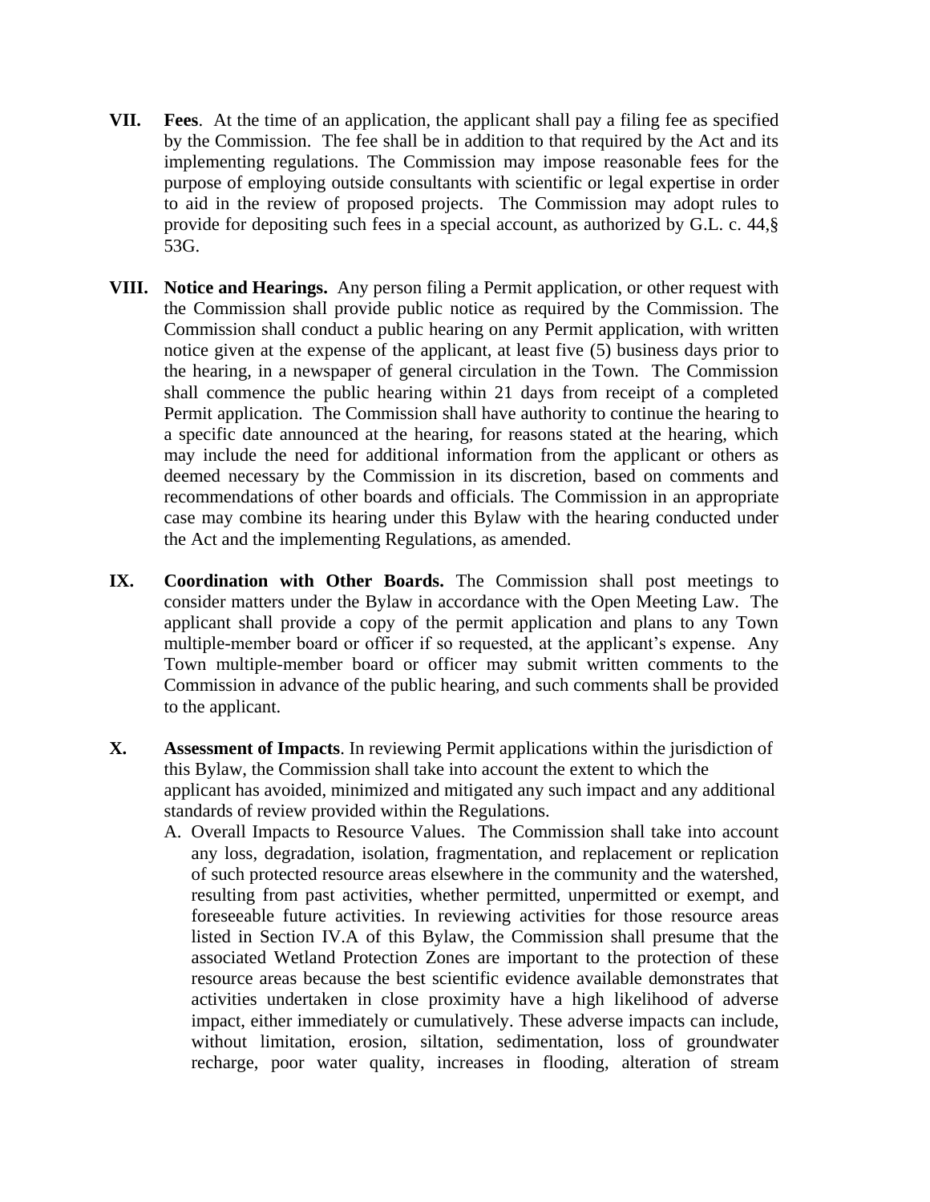**VII. Fees**. At the time of an application, the applicant shall pay a filing fee as specified by the Commission. The fee shall be in addition to that required by the Act and its implementing regulations. The Commission may impose reasonable fees for the purpose of employing outside consultants with scientific or legal expertise in order to aid in the review of proposed projects. The Commission may adopt rules to provide for depositing such fees in a special account, as authorized by G.L. c. 44,§ 53G.

**VIII. Notice and Hearings.** Any person filing a Permit application, or other request with the Commission shall provide public notice as required by the Commission. The Commission shall conduct a public hearing on any Permit application, with written notice given at the expense of the applicant, at least five (5) business days prior to the hearing, in a newspaper of general circulation in the Town. The Commission shall commence the public hearing within 21 days from receipt of a completed Permit application. The Commission shall have authority to continue the hearing to a specific date announced at the hearing, for reasons stated at the hearing, which may include the need for additional information from the applicant or others as deemed necessary by the Commission in its discretion, based on comments and recommendations of other boards and officials. The Commission in an appropriate case may combine its hearing under this Bylaw with the hearing conducted under the Act and the implementing Regulations, as amended.

**IX. Coordination with Other Boards.** The Commission shall post meetings to consider matters under the Bylaw in accordance with the Open Meeting Law. The applicant shall provide a copy of the permit application and plans to any Town multiple-member board or officer if so requested, at the applicant's expense. Any Town multiple-member board or officer may submit written comments to the Commission in advance of the public hearing, and such comments shall be provided to the applicant.

**X. Assessment of Impacts**. In reviewing Permit applications within the jurisdiction of this Bylaw, the Commission shall take into account the extent to which the applicant has avoided, minimized and mitigated any such impact and any additional standards of review provided within the Regulations.

A. Overall Impacts to Resource Values. The Commission shall take into account any loss, degradation, isolation, fragmentation, and replacement or replication of such protected resource areas elsewhere in the community and the watershed, resulting from past activities, whether permitted, unpermitted or exempt, and foreseeable future activities. In reviewing activities for those resource areas listed in Section IV.A of this Bylaw, the Commission shall presume that the associated Wetland Protection Zones are important to the protection of these resource areas because the best scientific evidence available demonstrates that activities undertaken in close proximity have a high likelihood of adverse impact, either immediately or cumulatively. These adverse impacts can include, without limitation, erosion, siltation, sedimentation, loss of groundwater recharge, poor water quality, increases in flooding, alteration of stream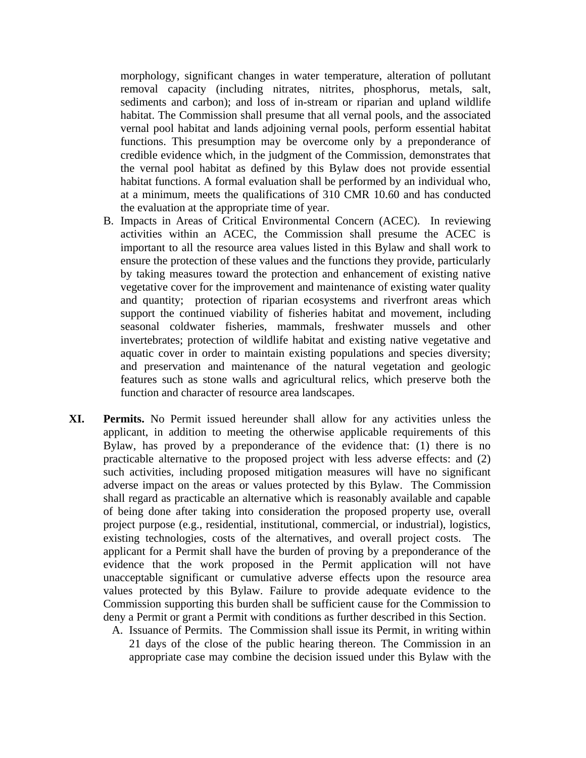morphology, significant changes in water temperature, alteration of pollutant removal capacity (including nitrates, nitrites, phosphorus, metals, salt, sediments and carbon); and loss of in-stream or riparian and upland wildlife habitat. The Commission shall presume that all vernal pools, and the associated vernal pool habitat and lands adjoining vernal pools, perform essential habitat functions. This presumption may be overcome only by a preponderance of credible evidence which, in the judgment of the Commission, demonstrates that the vernal pool habitat as defined by this Bylaw does not provide essential habitat functions. A formal evaluation shall be performed by an individual who, at a minimum, meets the qualifications of 310 CMR 10.60 and has conducted the evaluation at the appropriate time of year.

B. Impacts in Areas of Critical Environmental Concern (ACEC). In reviewing activities within an ACEC, the Commission shall presume the ACEC is important to all the resource area values listed in this Bylaw and shall work to ensure the protection of these values and the functions they provide, particularly by taking measures toward the protection and enhancement of existing native vegetative cover for the improvement and maintenance of existing water quality and quantity; protection of riparian ecosystems and riverfront areas which support the continued viability of fisheries habitat and movement, including seasonal coldwater fisheries, mammals, freshwater mussels and other invertebrates; protection of wildlife habitat and existing native vegetative and aquatic cover in order to maintain existing populations and species diversity; and preservation and maintenance of the natural vegetation and geologic features such as stone walls and agricultural relics, which preserve both the function and character of resource area landscapes.

**XI. Permits.** No Permit issued hereunder shall allow for any activities unless the applicant, in addition to meeting the otherwise applicable requirements of this Bylaw, has proved by a preponderance of the evidence that: (1) there is no practicable alternative to the proposed project with less adverse effects: and (2) such activities, including proposed mitigation measures will have no significant adverse impact on the areas or values protected by this Bylaw. The Commission shall regard as practicable an alternative which is reasonably available and capable of being done after taking into consideration the proposed property use, overall project purpose (e.g., residential, institutional, commercial, or industrial), logistics, existing technologies, costs of the alternatives, and overall project costs. The applicant for a Permit shall have the burden of proving by a preponderance of the evidence that the work proposed in the Permit application will not have unacceptable significant or cumulative adverse effects upon the resource area values protected by this Bylaw. Failure to provide adequate evidence to the Commission supporting this burden shall be sufficient cause for the Commission to deny a Permit or grant a Permit with conditions as further described in this Section.

A. Issuance of Permits. The Commission shall issue its Permit, in writing within 21 days of the close of the public hearing thereon. The Commission in an appropriate case may combine the decision issued under this Bylaw with the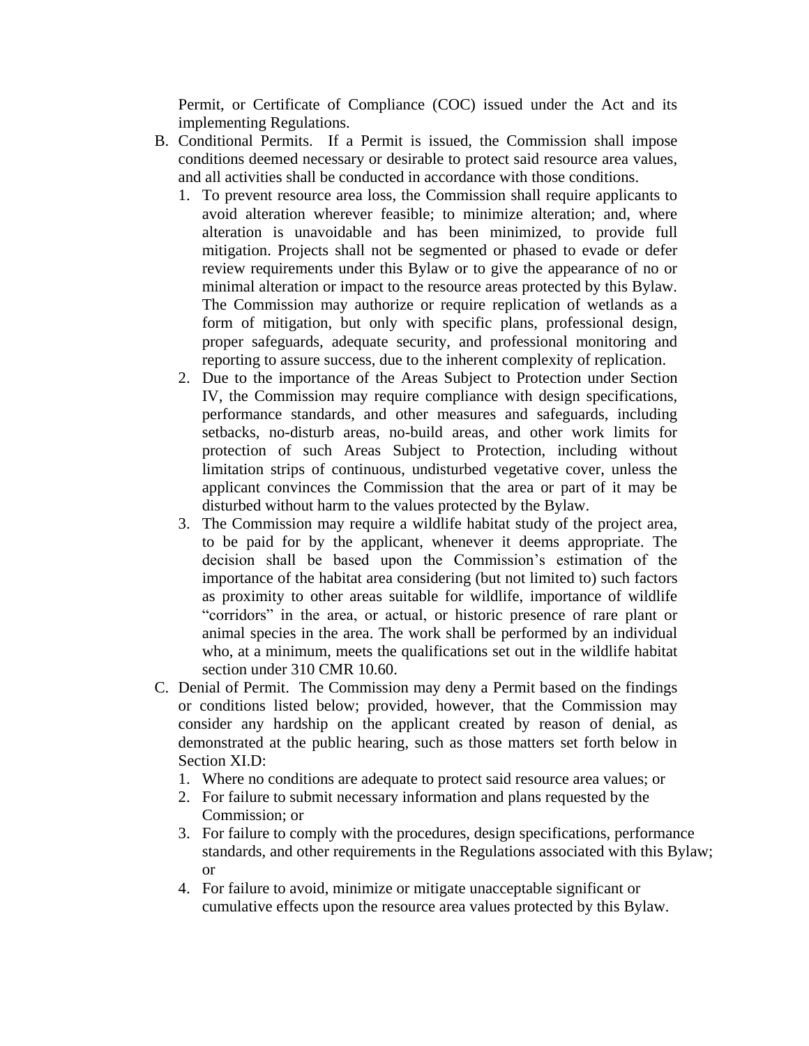Permit, or Certificate of Compliance (COC) issued under the Act and its implementing Regulations.

B. Conditional Permits. If a Permit is issued, the Commission shall impose conditions deemed necessary or desirable to protect said resource area values, and all activities shall be conducted in accordance with those conditions.
   1. To prevent resource area loss, the Commission shall require applicants to avoid alteration wherever feasible; to minimize alteration; and, where alteration is unavoidable and has been minimized, to provide full mitigation. Projects shall not be segmented or phased to evade or defer review requirements under this Bylaw or to give the appearance of no or minimal alteration or impact to the resource areas protected by this Bylaw. The Commission may authorize or require replication of wetlands as a form of mitigation, but only with specific plans, professional design, proper safeguards, adequate security, and professional monitoring and reporting to assure success, due to the inherent complexity of replication.
   2. Due to the importance of the Areas Subject to Protection under Section IV, the Commission may require compliance with design specifications, performance standards, and other measures and safeguards, including setbacks, no-disturb areas, no-build areas, and other work limits for protection of such Areas Subject to Protection, including without limitation strips of continuous, undisturbed vegetative cover, unless the applicant convinces the Commission that the area or part of it may be disturbed without harm to the values protected by the Bylaw.
   3. The Commission may require a wildlife habitat study of the project area, to be paid for by the applicant, whenever it deems appropriate. The decision shall be based upon the Commission's estimation of the importance of the habitat area considering (but not limited to) such factors as proximity to other areas suitable for wildlife, importance of wildlife "corridors" in the area, or actual, or historic presence of rare plant or animal species in the area. The work shall be performed by an individual who, at a minimum, meets the qualifications set out in the wildlife habitat section under 310 CMR 10.60.

C. Denial of Permit. The Commission may deny a Permit based on the findings or conditions listed below; provided, however, that the Commission may consider any hardship on the applicant created by reason of denial, as demonstrated at the public hearing, such as those matters set forth below in Section XI.D:
   1. Where no conditions are adequate to protect said resource area values; or
   2. For failure to submit necessary information and plans requested by the Commission; or
   3. For failure to comply with the procedures, design specifications, performance standards, and other requirements in the Regulations associated with this Bylaw; or
   4. For failure to avoid, minimize or mitigate unacceptable significant or cumulative effects upon the resource area values protected by this Bylaw.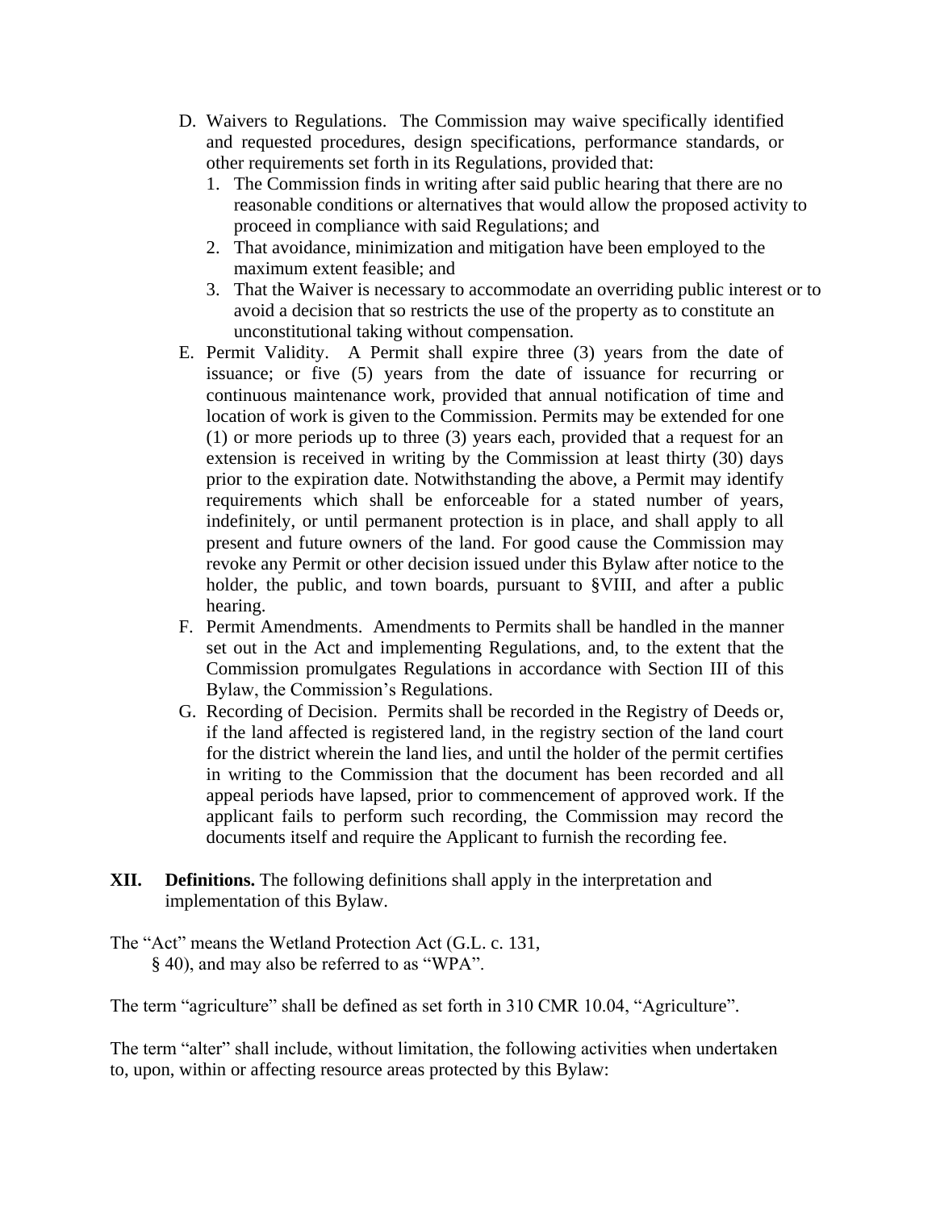D. Waivers to Regulations. The Commission may waive specifically identified and requested procedures, design specifications, performance standards, or other requirements set forth in its Regulations, provided that:
   1. The Commission finds in writing after said public hearing that there are no reasonable conditions or alternatives that would allow the proposed activity to proceed in compliance with said Regulations; and
   2. That avoidance, minimization and mitigation have been employed to the maximum extent feasible; and
   3. That the Waiver is necessary to accommodate an overriding public interest or to avoid a decision that so restricts the use of the property as to constitute an unconstitutional taking without compensation.

E. Permit Validity. A Permit shall expire three (3) years from the date of issuance; or five (5) years from the date of issuance for recurring or continuous maintenance work, provided that annual notification of time and location of work is given to the Commission. Permits may be extended for one (1) or more periods up to three (3) years each, provided that a request for an extension is received in writing by the Commission at least thirty (30) days prior to the expiration date. Notwithstanding the above, a Permit may identify requirements which shall be enforceable for a stated number of years, indefinitely, or until permanent protection is in place, and shall apply to all present and future owners of the land. For good cause the Commission may revoke any Permit or other decision issued under this Bylaw after notice to the holder, the public, and town boards, pursuant to §VIII, and after a public hearing.

F. Permit Amendments. Amendments to Permits shall be handled in the manner set out in the Act and implementing Regulations, and, to the extent that the Commission promulgates Regulations in accordance with Section III of this Bylaw, the Commission's Regulations.

G. Recording of Decision. Permits shall be recorded in the Registry of Deeds or, if the land affected is registered land, in the registry section of the land court for the district wherein the land lies, and until the holder of the permit certifies in writing to the Commission that the document has been recorded and all appeal periods have lapsed, prior to commencement of approved work. If the applicant fails to perform such recording, the Commission may record the documents itself and require the Applicant to furnish the recording fee.

**XII. Definitions.** The following definitions shall apply in the interpretation and implementation of this Bylaw.

The "Act" means the Wetland Protection Act (G.L. c. 131, § 40), and may also be referred to as "WPA".

The term "agriculture" shall be defined as set forth in 310 CMR 10.04, "Agriculture".

The term "alter" shall include, without limitation, the following activities when undertaken to, upon, within or affecting resource areas protected by this Bylaw: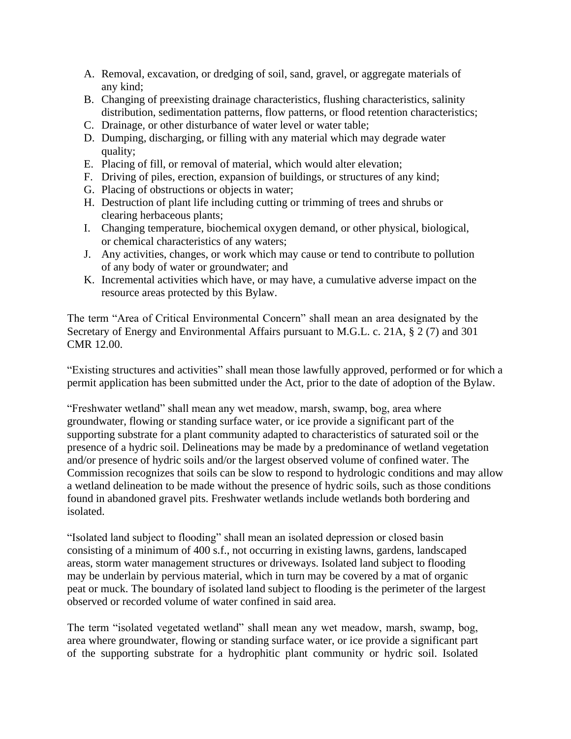A. Removal, excavation, or dredging of soil, sand, gravel, or aggregate materials of any kind;
B. Changing of preexisting drainage characteristics, flushing characteristics, salinity distribution, sedimentation patterns, flow patterns, or flood retention characteristics;
C. Drainage, or other disturbance of water level or water table;
D. Dumping, discharging, or filling with any material which may degrade water quality;
E. Placing of fill, or removal of material, which would alter elevation;
F. Driving of piles, erection, expansion of buildings, or structures of any kind;
G. Placing of obstructions or objects in water;
H. Destruction of plant life including cutting or trimming of trees and shrubs or clearing herbaceous plants;
I. Changing temperature, biochemical oxygen demand, or other physical, biological, or chemical characteristics of any waters;
J. Any activities, changes, or work which may cause or tend to contribute to pollution of any body of water or groundwater; and
K. Incremental activities which have, or may have, a cumulative adverse impact on the resource areas protected by this Bylaw.

The term "Area of Critical Environmental Concern" shall mean an area designated by the Secretary of Energy and Environmental Affairs pursuant to M.G.L. c. 21A, § 2 (7) and 301 CMR 12.00.

"Existing structures and activities" shall mean those lawfully approved, performed or for which a permit application has been submitted under the Act, prior to the date of adoption of the Bylaw.

"Freshwater wetland" shall mean any wet meadow, marsh, swamp, bog, area where groundwater, flowing or standing surface water, or ice provide a significant part of the supporting substrate for a plant community adapted to characteristics of saturated soil or the presence of a hydric soil. Delineations may be made by a predominance of wetland vegetation and/or presence of hydric soils and/or the largest observed volume of confined water. The Commission recognizes that soils can be slow to respond to hydrologic conditions and may allow a wetland delineation to be made without the presence of hydric soils, such as those conditions found in abandoned gravel pits. Freshwater wetlands include wetlands both bordering and isolated.

"Isolated land subject to flooding" shall mean an isolated depression or closed basin consisting of a minimum of 400 s.f., not occurring in existing lawns, gardens, landscaped areas, storm water management structures or driveways. Isolated land subject to flooding may be underlain by pervious material, which in turn may be covered by a mat of organic peat or muck. The boundary of isolated land subject to flooding is the perimeter of the largest observed or recorded volume of water confined in said area.

The term "isolated vegetated wetland" shall mean any wet meadow, marsh, swamp, bog, area where groundwater, flowing or standing surface water, or ice provide a significant part of the supporting substrate for a hydrophitic plant community or hydric soil. Isolated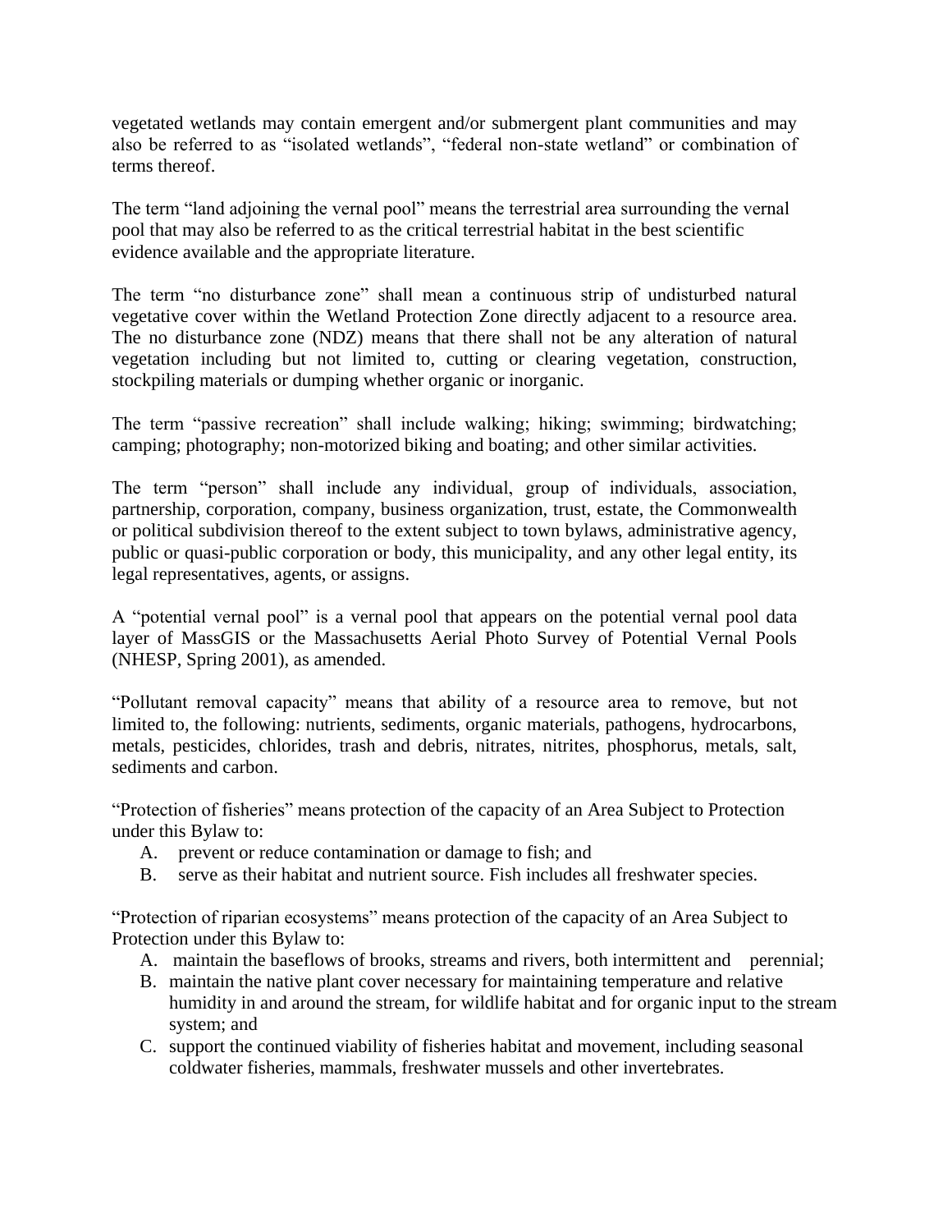vegetated wetlands may contain emergent and/or submergent plant communities and may also be referred to as "isolated wetlands", "federal non-state wetland" or combination of terms thereof.

The term "land adjoining the vernal pool" means the terrestrial area surrounding the vernal pool that may also be referred to as the critical terrestrial habitat in the best scientific evidence available and the appropriate literature.

The term "no disturbance zone" shall mean a continuous strip of undisturbed natural vegetative cover within the Wetland Protection Zone directly adjacent to a resource area. The no disturbance zone (NDZ) means that there shall not be any alteration of natural vegetation including but not limited to, cutting or clearing vegetation, construction, stockpiling materials or dumping whether organic or inorganic.

The term "passive recreation" shall include walking; hiking; swimming; birdwatching; camping; photography; non-motorized biking and boating; and other similar activities.

The term "person" shall include any individual, group of individuals, association, partnership, corporation, company, business organization, trust, estate, the Commonwealth or political subdivision thereof to the extent subject to town bylaws, administrative agency, public or quasi-public corporation or body, this municipality, and any other legal entity, its legal representatives, agents, or assigns.

A "potential vernal pool" is a vernal pool that appears on the potential vernal pool data layer of MassGIS or the Massachusetts Aerial Photo Survey of Potential Vernal Pools (NHESP, Spring 2001), as amended.

"Pollutant removal capacity" means that ability of a resource area to remove, but not limited to, the following: nutrients, sediments, organic materials, pathogens, hydrocarbons, metals, pesticides, chlorides, trash and debris, nitrates, nitrites, phosphorus, metals, salt, sediments and carbon.

"Protection of fisheries" means protection of the capacity of an Area Subject to Protection under this Bylaw to:

A. prevent or reduce contamination or damage to fish; and
B. serve as their habitat and nutrient source. Fish includes all freshwater species.

"Protection of riparian ecosystems" means protection of the capacity of an Area Subject to Protection under this Bylaw to:

A. maintain the baseflows of brooks, streams and rivers, both intermittent and perennial;
B. maintain the native plant cover necessary for maintaining temperature and relative humidity in and around the stream, for wildlife habitat and for organic input to the stream system; and
C. support the continued viability of fisheries habitat and movement, including seasonal coldwater fisheries, mammals, freshwater mussels and other invertebrates.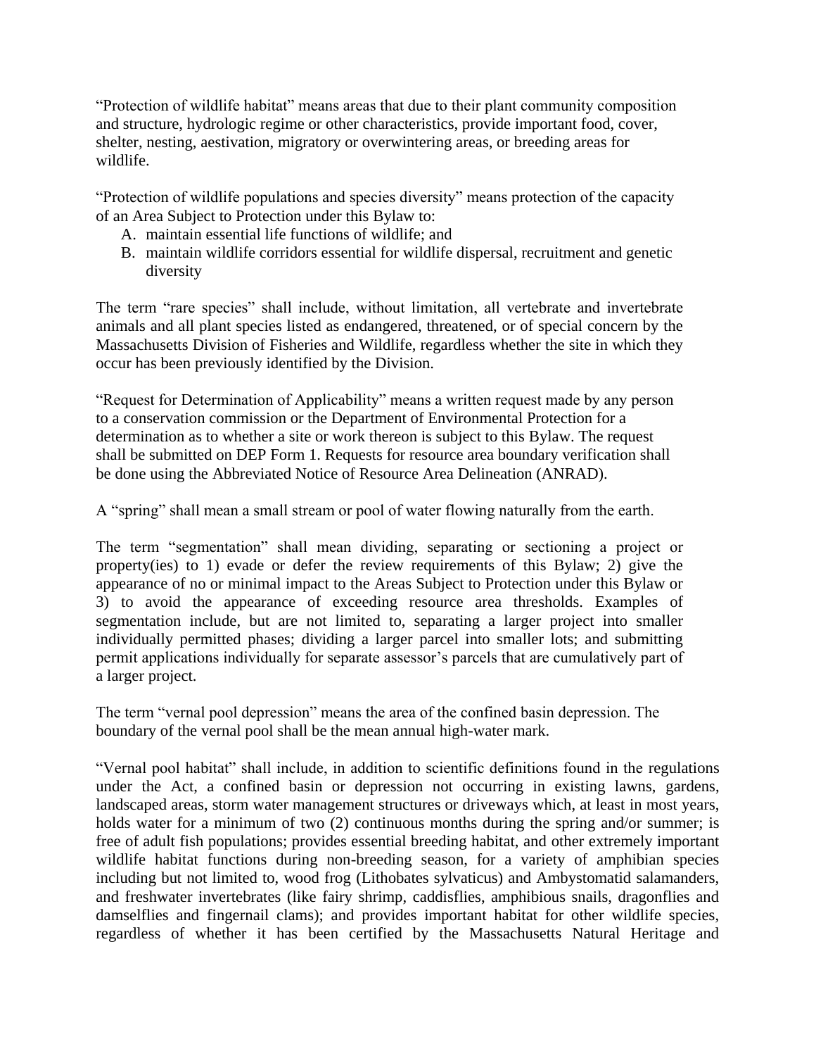"Protection of wildlife habitat" means areas that due to their plant community composition and structure, hydrologic regime or other characteristics, provide important food, cover, shelter, nesting, aestivation, migratory or overwintering areas, or breeding areas for wildlife.

"Protection of wildlife populations and species diversity" means protection of the capacity of an Area Subject to Protection under this Bylaw to:

A. maintain essential life functions of wildlife; and
B. maintain wildlife corridors essential for wildlife dispersal, recruitment and genetic diversity

The term "rare species" shall include, without limitation, all vertebrate and invertebrate animals and all plant species listed as endangered, threatened, or of special concern by the Massachusetts Division of Fisheries and Wildlife, regardless whether the site in which they occur has been previously identified by the Division.

"Request for Determination of Applicability" means a written request made by any person to a conservation commission or the Department of Environmental Protection for a determination as to whether a site or work thereon is subject to this Bylaw. The request shall be submitted on DEP Form 1. Requests for resource area boundary verification shall be done using the Abbreviated Notice of Resource Area Delineation (ANRAD).

A "spring" shall mean a small stream or pool of water flowing naturally from the earth.

The term "segmentation" shall mean dividing, separating or sectioning a project or property(ies) to 1) evade or defer the review requirements of this Bylaw; 2) give the appearance of no or minimal impact to the Areas Subject to Protection under this Bylaw or 3) to avoid the appearance of exceeding resource area thresholds. Examples of segmentation include, but are not limited to, separating a larger project into smaller individually permitted phases; dividing a larger parcel into smaller lots; and submitting permit applications individually for separate assessor's parcels that are cumulatively part of a larger project.

The term "vernal pool depression" means the area of the confined basin depression. The boundary of the vernal pool shall be the mean annual high-water mark.

"Vernal pool habitat" shall include, in addition to scientific definitions found in the regulations under the Act, a confined basin or depression not occurring in existing lawns, gardens, landscaped areas, storm water management structures or driveways which, at least in most years, holds water for a minimum of two (2) continuous months during the spring and/or summer; is free of adult fish populations; provides essential breeding habitat, and other extremely important wildlife habitat functions during non-breeding season, for a variety of amphibian species including but not limited to, wood frog (Lithobates sylvaticus) and Ambystomatid salamanders, and freshwater invertebrates (like fairy shrimp, caddisflies, amphibious snails, dragonflies and damselflies and fingernail clams); and provides important habitat for other wildlife species, regardless of whether it has been certified by the Massachusetts Natural Heritage and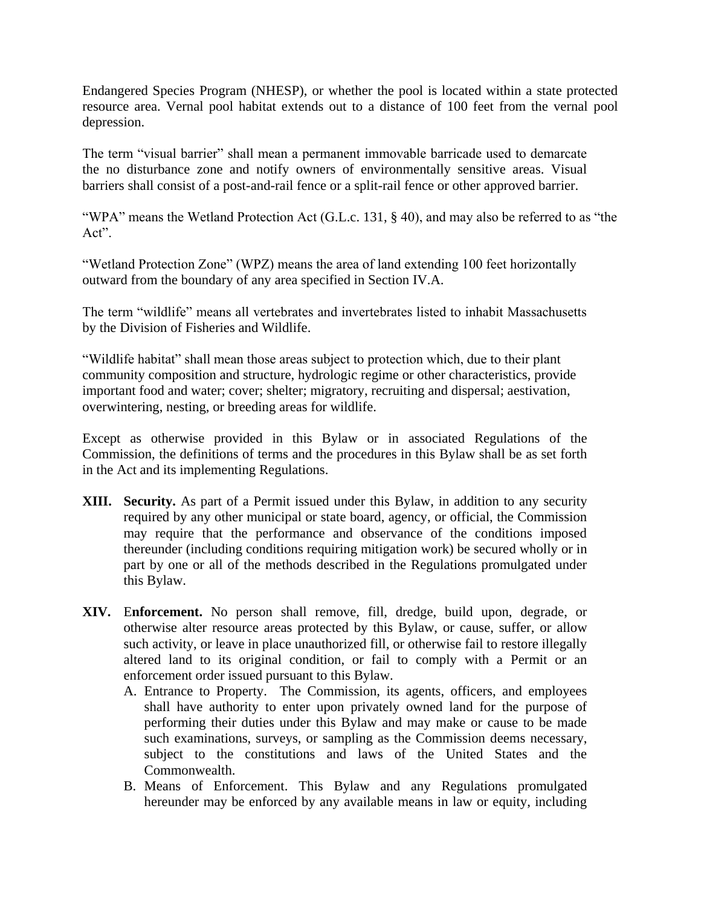Endangered Species Program (NHESP), or whether the pool is located within a state protected resource area. Vernal pool habitat extends out to a distance of 100 feet from the vernal pool depression.

The term "visual barrier" shall mean a permanent immovable barricade used to demarcate the no disturbance zone and notify owners of environmentally sensitive areas. Visual barriers shall consist of a post-and-rail fence or a split-rail fence or other approved barrier.

"WPA" means the Wetland Protection Act (G.L.c. 131, § 40), and may also be referred to as "the Act".

"Wetland Protection Zone" (WPZ) means the area of land extending 100 feet horizontally outward from the boundary of any area specified in Section IV.A.

The term "wildlife" means all vertebrates and invertebrates listed to inhabit Massachusetts by the Division of Fisheries and Wildlife.

"Wildlife habitat" shall mean those areas subject to protection which, due to their plant community composition and structure, hydrologic regime or other characteristics, provide important food and water; cover; shelter; migratory, recruiting and dispersal; aestivation, overwintering, nesting, or breeding areas for wildlife.

Except as otherwise provided in this Bylaw or in associated Regulations of the Commission, the definitions of terms and the procedures in this Bylaw shall be as set forth in the Act and its implementing Regulations.

**XIII. Security.** As part of a Permit issued under this Bylaw, in addition to any security required by any other municipal or state board, agency, or official, the Commission may require that the performance and observance of the conditions imposed thereunder (including conditions requiring mitigation work) be secured wholly or in part by one or all of the methods described in the Regulations promulgated under this Bylaw.

**XIV. Enforcement.** No person shall remove, fill, dredge, build upon, degrade, or otherwise alter resource areas protected by this Bylaw, or cause, suffer, or allow such activity, or leave in place unauthorized fill, or otherwise fail to restore illegally altered land to its original condition, or fail to comply with a Permit or an enforcement order issued pursuant to this Bylaw.

A. Entrance to Property. The Commission, its agents, officers, and employees shall have authority to enter upon privately owned land for the purpose of performing their duties under this Bylaw and may make or cause to be made such examinations, surveys, or sampling as the Commission deems necessary, subject to the constitutions and laws of the United States and the Commonwealth.

B. Means of Enforcement. This Bylaw and any Regulations promulgated hereunder may be enforced by any available means in law or equity, including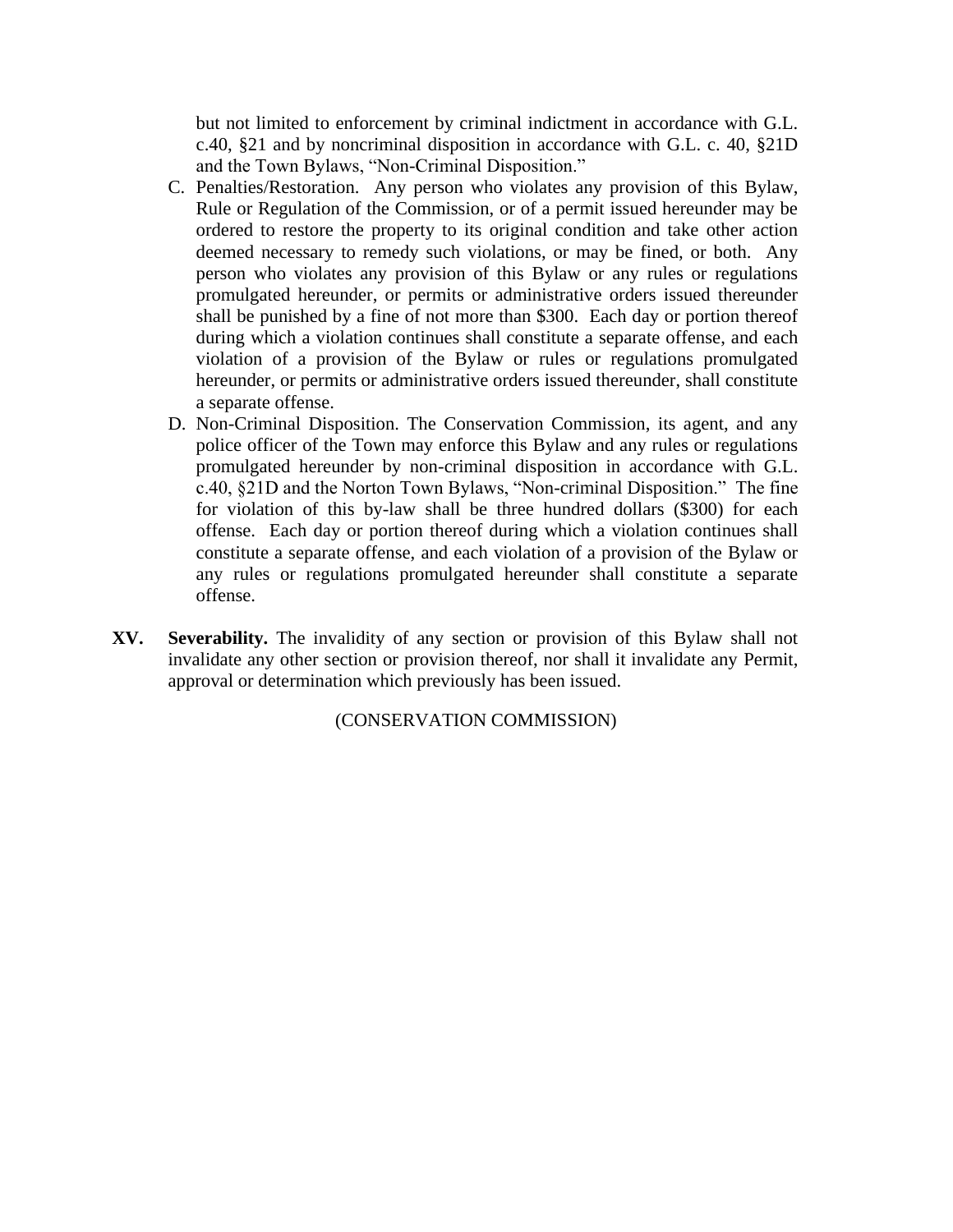but not limited to enforcement by criminal indictment in accordance with G.L. c.40, §21 and by noncriminal disposition in accordance with G.L. c. 40, §21D and the Town Bylaws, "Non-Criminal Disposition."

C. Penalties/Restoration. Any person who violates any provision of this Bylaw, Rule or Regulation of the Commission, or of a permit issued hereunder may be ordered to restore the property to its original condition and take other action deemed necessary to remedy such violations, or may be fined, or both. Any person who violates any provision of this Bylaw or any rules or regulations promulgated hereunder, or permits or administrative orders issued thereunder shall be punished by a fine of not more than $300. Each day or portion thereof during which a violation continues shall constitute a separate offense, and each violation of a provision of the Bylaw or rules or regulations promulgated hereunder, or permits or administrative orders issued thereunder, shall constitute a separate offense.

D. Non-Criminal Disposition. The Conservation Commission, its agent, and any police officer of the Town may enforce this Bylaw and any rules or regulations promulgated hereunder by non-criminal disposition in accordance with G.L. c.40, §21D and the Norton Town Bylaws, "Non-criminal Disposition." The fine for violation of this by-law shall be three hundred dollars ($300) for each offense. Each day or portion thereof during which a violation continues shall constitute a separate offense, and each violation of a provision of the Bylaw or any rules or regulations promulgated hereunder shall constitute a separate offense.

**XV. Severability.** The invalidity of any section or provision of this Bylaw shall not invalidate any other section or provision thereof, nor shall it invalidate any Permit, approval or determination which previously has been issued.

(CONSERVATION COMMISSION)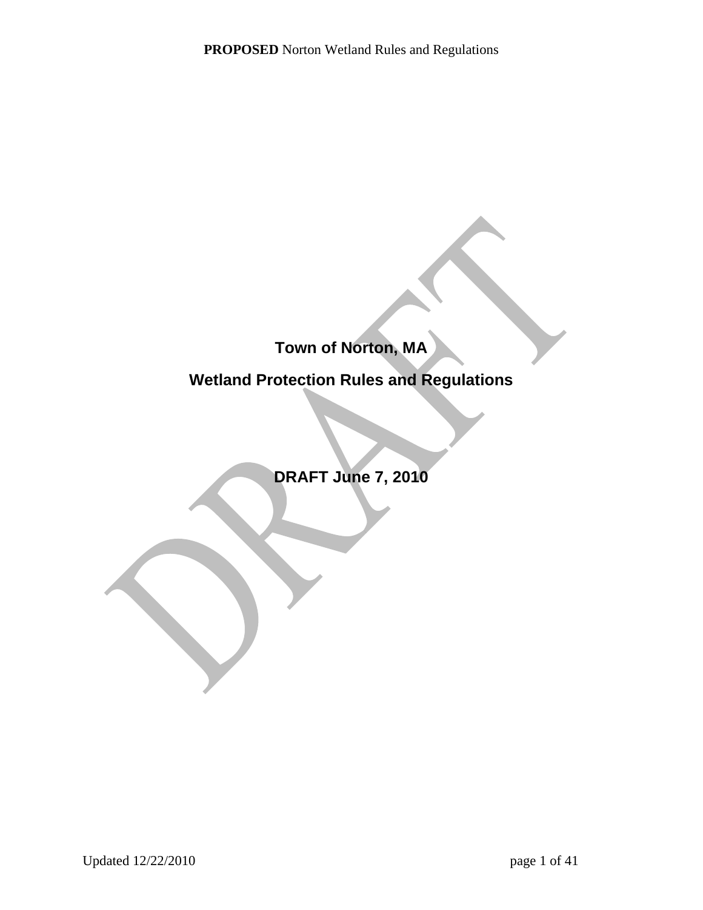**Town of Norton, MA**

**Wetland Protection Rules and Regulations**

**DRAFT June 7, 2010**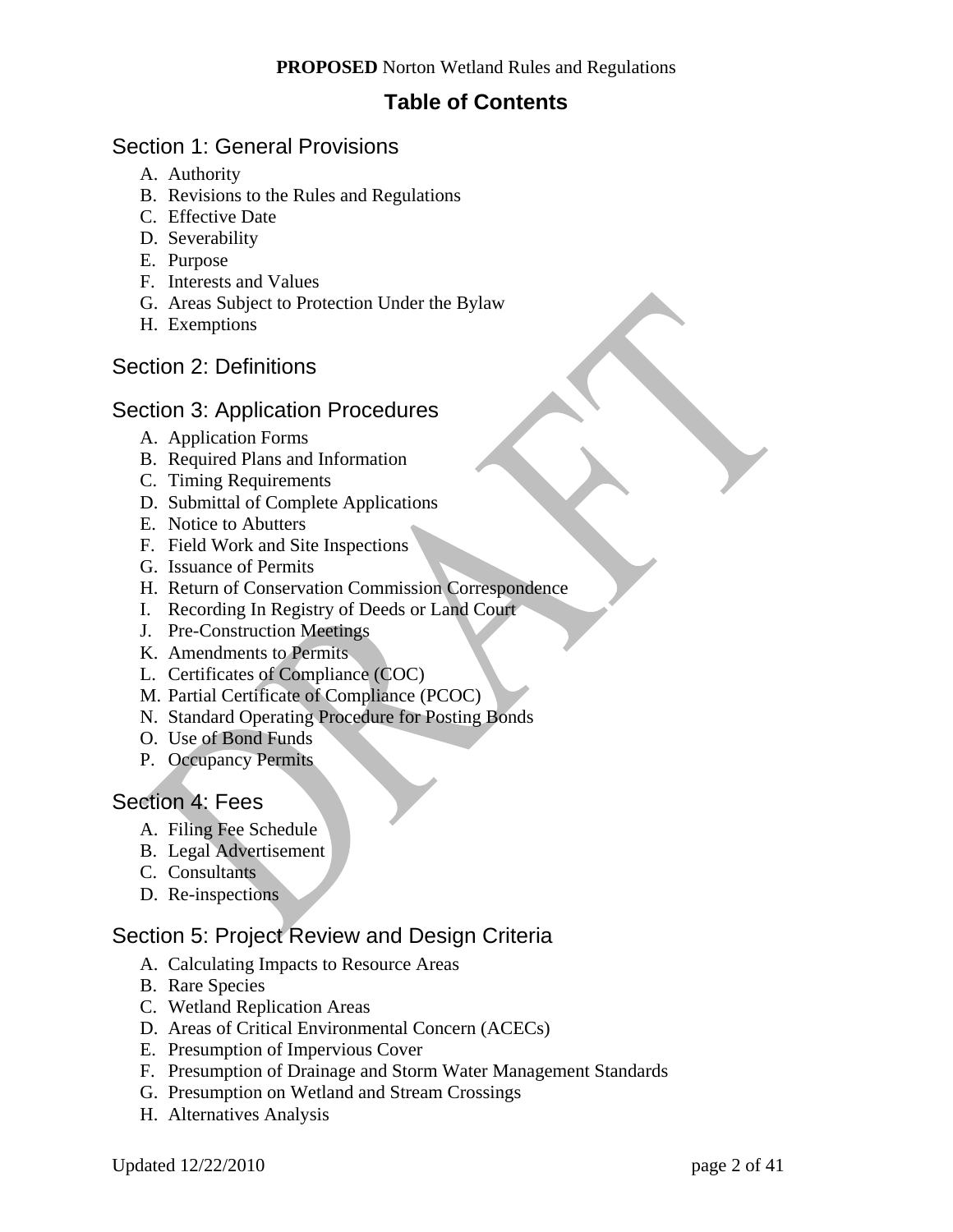# Table of Contents

## Section 1: General Provisions

A. Authority
B. Revisions to the Rules and Regulations
C. Effective Date
D. Severability
E. Purpose
F. Interests and Values
G. Areas Subject to Protection Under the Bylaw
H. Exemptions

## Section 2: Definitions

## Section 3: Application Procedures

A. Application Forms
B. Required Plans and Information
C. Timing Requirements
D. Submittal of Complete Applications
E. Notice to Abutters
F. Field Work and Site Inspections
G. Issuance of Permits
H. Return of Conservation Commission Correspondence
I. Recording In Registry of Deeds or Land Court
J. Pre-Construction Meetings
K. Amendments to Permits
L. Certificates of Compliance (COC)
M. Partial Certificate of Compliance (PCOC)
N. Standard Operating Procedure for Posting Bonds
O. Use of Bond Funds
P. Occupancy Permits

## Section 4: Fees

A. Filing Fee Schedule
B. Legal Advertisement
C. Consultants
D. Re-inspections

## Section 5: Project Review and Design Criteria

A. Calculating Impacts to Resource Areas
B. Rare Species
C. Wetland Replication Areas
D. Areas of Critical Environmental Concern (ACECs)
E. Presumption of Impervious Cover
F. Presumption of Drainage and Storm Water Management Standards
G. Presumption on Wetland and Stream Crossings
H. Alternatives Analysis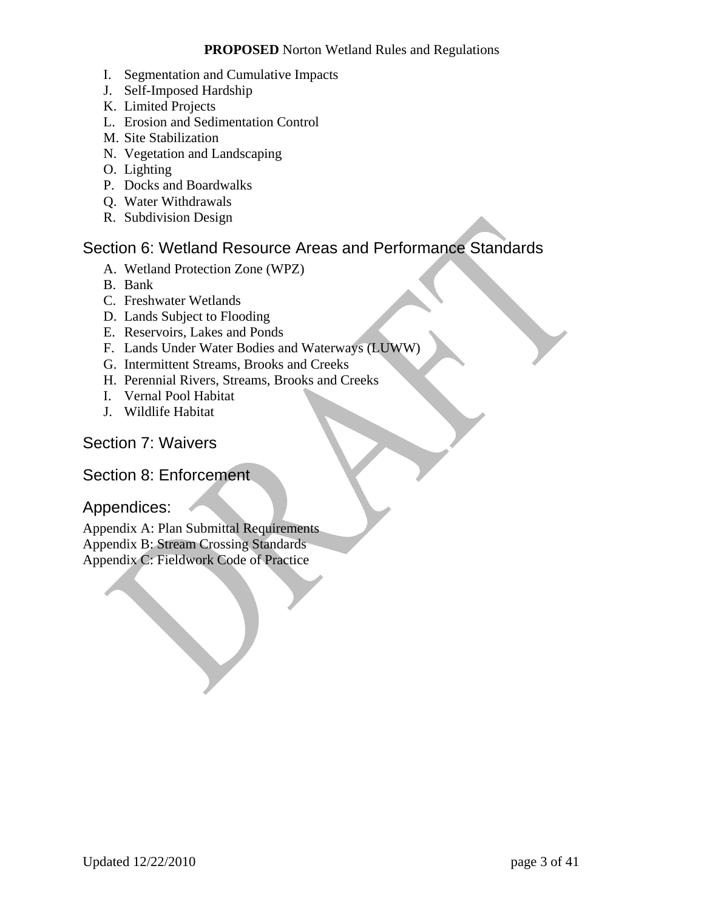I. Segmentation and Cumulative Impacts
J. Self-Imposed Hardship
K. Limited Projects
L. Erosion and Sedimentation Control
M. Site Stabilization
N. Vegetation and Landscaping
O. Lighting
P. Docks and Boardwalks
Q. Water Withdrawals
R. Subdivision Design

## Section 6: Wetland Resource Areas and Performance Standards

A. Wetland Protection Zone (WPZ)
B. Bank
C. Freshwater Wetlands
D. Lands Subject to Flooding
E. Reservoirs, Lakes and Ponds
F. Lands Under Water Bodies and Waterways (LUWW)
G. Intermittent Streams, Brooks and Creeks
H. Perennial Rivers, Streams, Brooks and Creeks
I. Vernal Pool Habitat
J. Wildlife Habitat

## Section 7: Waivers

## Section 8: Enforcement

## Appendices:

Appendix A: Plan Submittal Requirements
Appendix B: Stream Crossing Standards
Appendix C: Fieldwork Code of Practice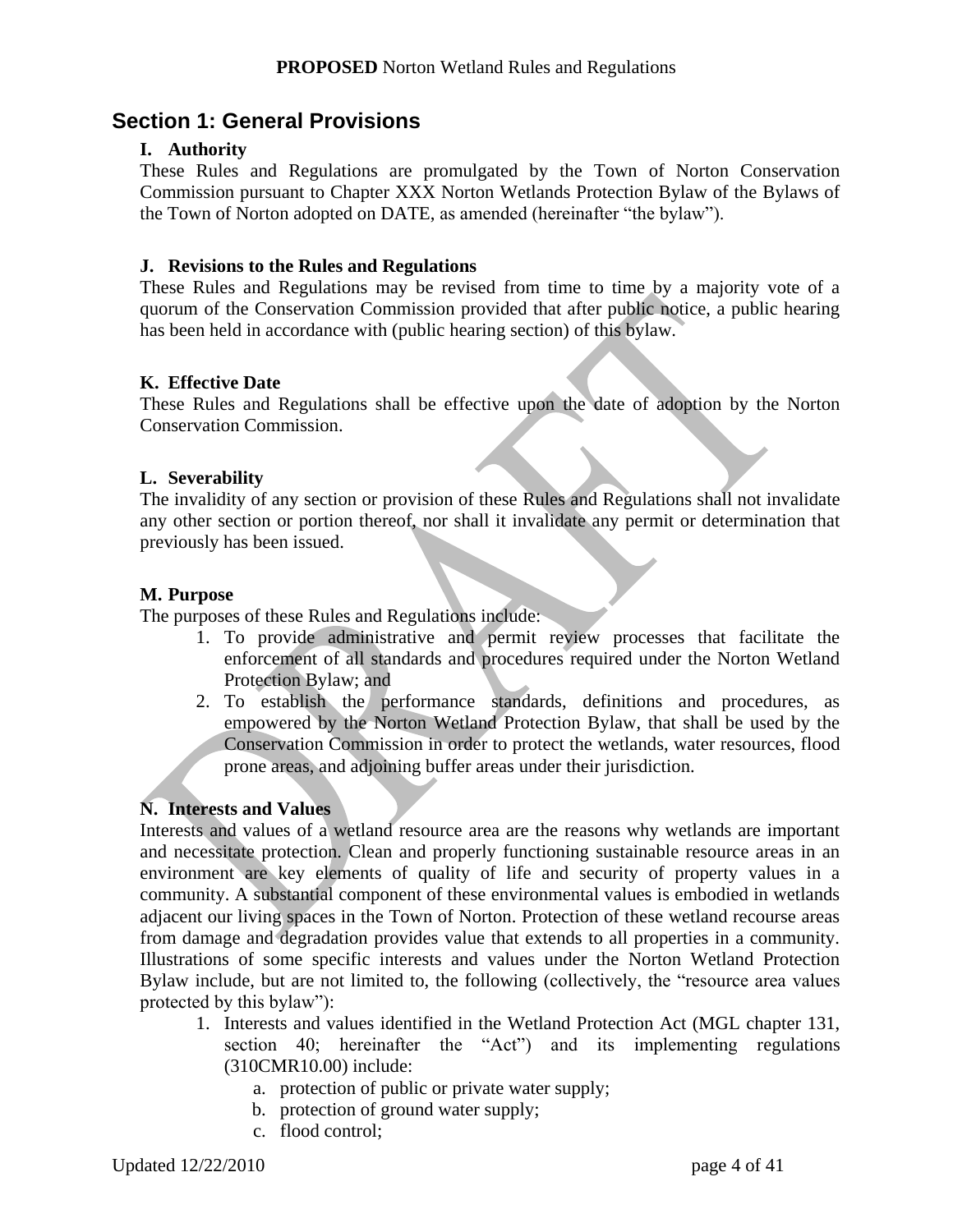## Section 1: General Provisions

### I. Authority

These Rules and Regulations are promulgated by the Town of Norton Conservation Commission pursuant to Chapter XXX Norton Wetlands Protection Bylaw of the Bylaws of the Town of Norton adopted on DATE, as amended (hereinafter “the bylaw”).

### J. Revisions to the Rules and Regulations

These Rules and Regulations may be revised from time to time by a majority vote of a quorum of the Conservation Commission provided that after public notice, a public hearing has been held in accordance with (public hearing section) of this bylaw.

### K. Effective Date

These Rules and Regulations shall be effective upon the date of adoption by the Norton Conservation Commission.

### L. Severability

The invalidity of any section or provision of these Rules and Regulations shall not invalidate any other section or portion thereof, nor shall it invalidate any permit or determination that previously has been issued.

### M. Purpose

The purposes of these Rules and Regulations include:

1. To provide administrative and permit review processes that facilitate the enforcement of all standards and procedures required under the Norton Wetland Protection Bylaw; and
2. To establish the performance standards, definitions and procedures, as empowered by the Norton Wetland Protection Bylaw, that shall be used by the Conservation Commission in order to protect the wetlands, water resources, flood prone areas, and adjoining buffer areas under their jurisdiction.

### N. Interests and Values

Interests and values of a wetland resource area are the reasons why wetlands are important and necessitate protection. Clean and properly functioning sustainable resource areas in an environment are key elements of quality of life and security of property values in a community. A substantial component of these environmental values is embodied in wetlands adjacent our living spaces in the Town of Norton. Protection of these wetland recourse areas from damage and degradation provides value that extends to all properties in a community. Illustrations of some specific interests and values under the Norton Wetland Protection Bylaw include, but are not limited to, the following (collectively, the “resource area values protected by this bylaw”):

1. Interests and values identified in the Wetland Protection Act (MGL chapter 131, section 40; hereinafter the “Act”) and its implementing regulations (310CMR10.00) include:
    a. protection of public or private water supply;
    b. protection of ground water supply;
    c. flood control;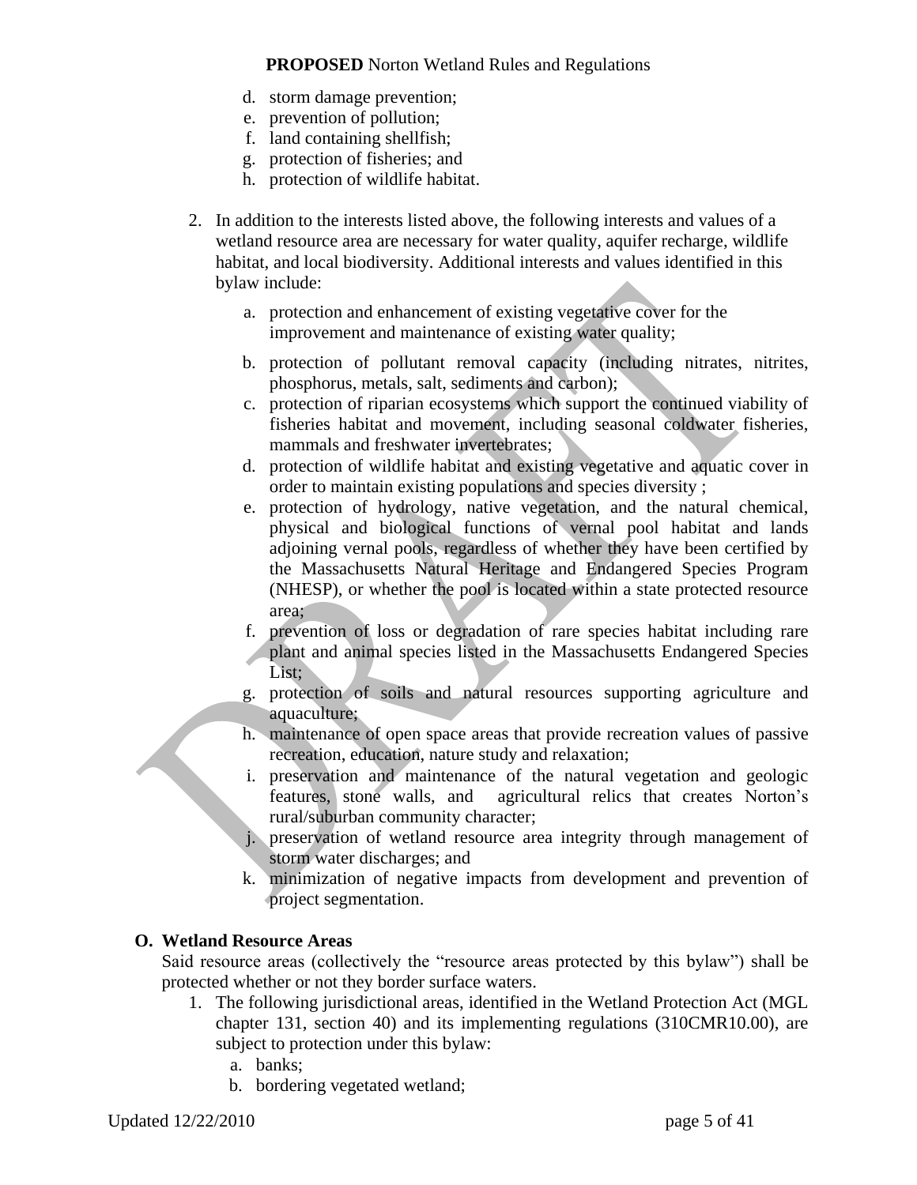d. storm damage prevention;
e. prevention of pollution;
f. land containing shellfish;
g. protection of fisheries; and
h. protection of wildlife habitat.

2. In addition to the interests listed above, the following interests and values of a wetland resource area are necessary for water quality, aquifer recharge, wildlife habitat, and local biodiversity. Additional interests and values identified in this bylaw include:

   a. protection and enhancement of existing vegetative cover for the improvement and maintenance of existing water quality;
   b. protection of pollutant removal capacity (including nitrates, nitrites, phosphorus, metals, salt, sediments and carbon);
   c. protection of riparian ecosystems which support the continued viability of fisheries habitat and movement, including seasonal coldwater fisheries, mammals and freshwater invertebrates;
   d. protection of wildlife habitat and existing vegetative and aquatic cover in order to maintain existing populations and species diversity ;
   e. protection of hydrology, native vegetation, and the natural chemical, physical and biological functions of vernal pool habitat and lands adjoining vernal pools, regardless of whether they have been certified by the Massachusetts Natural Heritage and Endangered Species Program (NHESP), or whether the pool is located within a state protected resource area;
   f. prevention of loss or degradation of rare species habitat including rare plant and animal species listed in the Massachusetts Endangered Species List;
   g. protection of soils and natural resources supporting agriculture and aquaculture;
   h. maintenance of open space areas that provide recreation values of passive recreation, education, nature study and relaxation;
   i. preservation and maintenance of the natural vegetation and geologic features, stone walls, and agricultural relics that creates Norton's rural/suburban community character;
   j. preservation of wetland resource area integrity through management of storm water discharges; and
   k. minimization of negative impacts from development and prevention of project segmentation.

**O. Wetland Resource Areas**

Said resource areas (collectively the "resource areas protected by this bylaw") shall be protected whether or not they border surface waters.

1. The following jurisdictional areas, identified in the Wetland Protection Act (MGL chapter 131, section 40) and its implementing regulations (310CMR10.00), are subject to protection under this bylaw:
   a. banks;
   b. bordering vegetated wetland;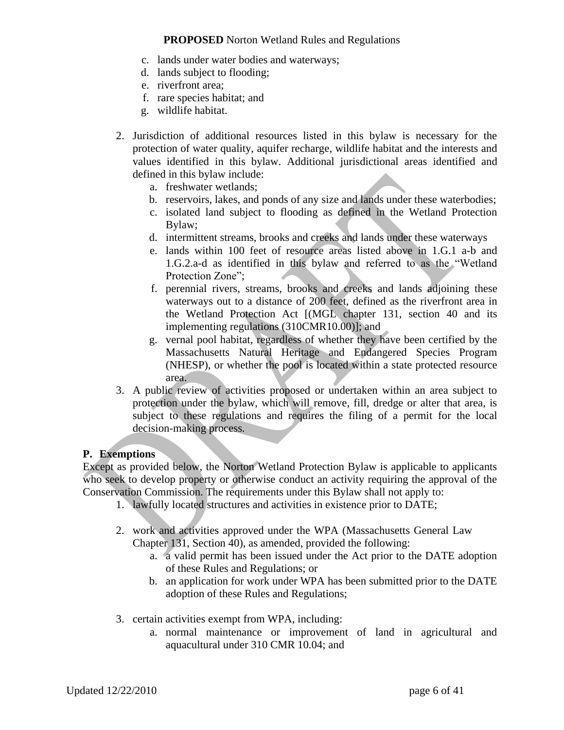c. lands under water bodies and waterways;
d. lands subject to flooding;
e. riverfront area;
f. rare species habitat; and
g. wildlife habitat.

2. Jurisdiction of additional resources listed in this bylaw is necessary for the protection of water quality, aquifer recharge, wildlife habitat and the interests and values identified in this bylaw. Additional jurisdictional areas identified and defined in this bylaw include:
   a. freshwater wetlands;
   b. reservoirs, lakes, and ponds of any size and lands under these waterbodies;
   c. isolated land subject to flooding as defined in the Wetland Protection Bylaw;
   d. intermittent streams, brooks and creeks and lands under these waterways
   e. lands within 100 feet of resource areas listed above in 1.G.1 a-b and 1.G.2.a-d as identified in this bylaw and referred to as the "Wetland Protection Zone";
   f. perennial rivers, streams, brooks and creeks and lands adjoining these waterways out to a distance of 200 feet, defined as the riverfront area in the Wetland Protection Act [(MGL chapter 131, section 40 and its implementing regulations (310CMR10.00)]; and
   g. vernal pool habitat, regardless of whether they have been certified by the Massachusetts Natural Heritage and Endangered Species Program (NHESP), or whether the pool is located within a state protected resource area.
3. A public review of activities proposed or undertaken within an area subject to protection under the bylaw, which will remove, fill, dredge or alter that area, is subject to these regulations and requires the filing of a permit for the local decision-making process.

### P. Exemptions

Except as provided below, the Norton Wetland Protection Bylaw is applicable to applicants who seek to develop property or otherwise conduct an activity requiring the approval of the Conservation Commission. The requirements under this Bylaw shall not apply to:

1. lawfully located structures and activities in existence prior to DATE;

2. work and activities approved under the WPA (Massachusetts General Law Chapter 131, Section 40), as amended, provided the following:
   a. a valid permit has been issued under the Act prior to the DATE adoption of these Rules and Regulations; or
   b. an application for work under WPA has been submitted prior to the DATE adoption of these Rules and Regulations;

3. certain activities exempt from WPA, including:
   a. normal maintenance or improvement of land in agricultural and aquacultural under 310 CMR 10.04; and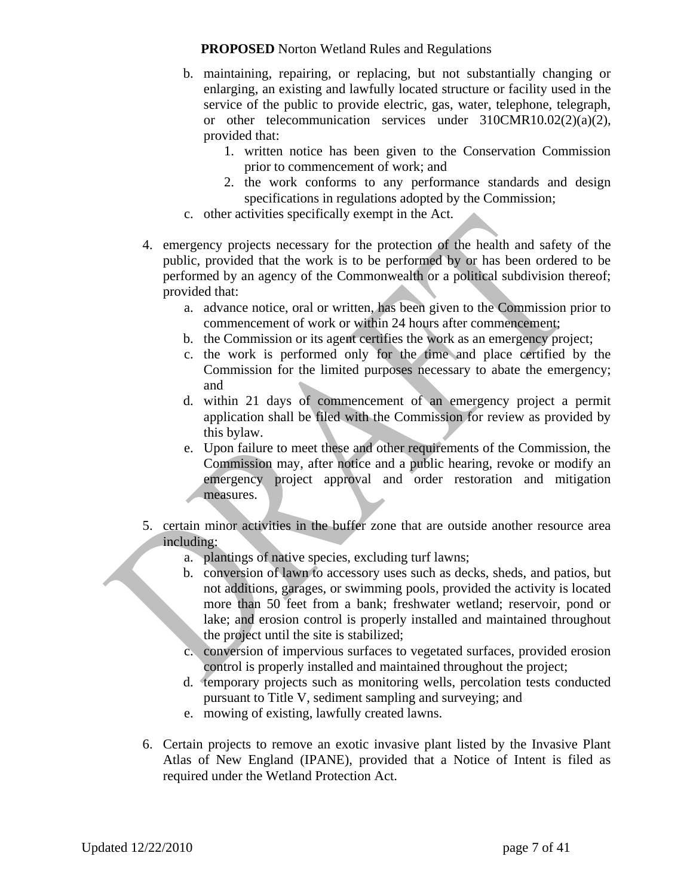b. maintaining, repairing, or replacing, but not substantially changing or enlarging, an existing and lawfully located structure or facility used in the service of the public to provide electric, gas, water, telephone, telegraph, or other telecommunication services under 310CMR10.02(2)(a)(2), provided that:
    1. written notice has been given to the Conservation Commission prior to commencement of work; and
    2. the work conforms to any performance standards and design specifications in regulations adopted by the Commission;

c. other activities specifically exempt in the Act.

4. emergency projects necessary for the protection of the health and safety of the public, provided that the work is to be performed by or has been ordered to be performed by an agency of the Commonwealth or a political subdivision thereof; provided that:
    a. advance notice, oral or written, has been given to the Commission prior to commencement of work or within 24 hours after commencement;
    b. the Commission or its agent certifies the work as an emergency project;
    c. the work is performed only for the time and place certified by the Commission for the limited purposes necessary to abate the emergency; and
    d. within 21 days of commencement of an emergency project a permit application shall be filed with the Commission for review as provided by this bylaw.
    e. Upon failure to meet these and other requirements of the Commission, the Commission may, after notice and a public hearing, revoke or modify an emergency project approval and order restoration and mitigation measures.

5. certain minor activities in the buffer zone that are outside another resource area including:
    a. plantings of native species, excluding turf lawns;
    b. conversion of lawn to accessory uses such as decks, sheds, and patios, but not additions, garages, or swimming pools, provided the activity is located more than 50 feet from a bank; freshwater wetland; reservoir, pond or lake; and erosion control is properly installed and maintained throughout the project until the site is stabilized;
    c. conversion of impervious surfaces to vegetated surfaces, provided erosion control is properly installed and maintained throughout the project;
    d. temporary projects such as monitoring wells, percolation tests conducted pursuant to Title V, sediment sampling and surveying; and
    e. mowing of existing, lawfully created lawns.

6. Certain projects to remove an exotic invasive plant listed by the Invasive Plant Atlas of New England (IPANE), provided that a Notice of Intent is filed as required under the Wetland Protection Act.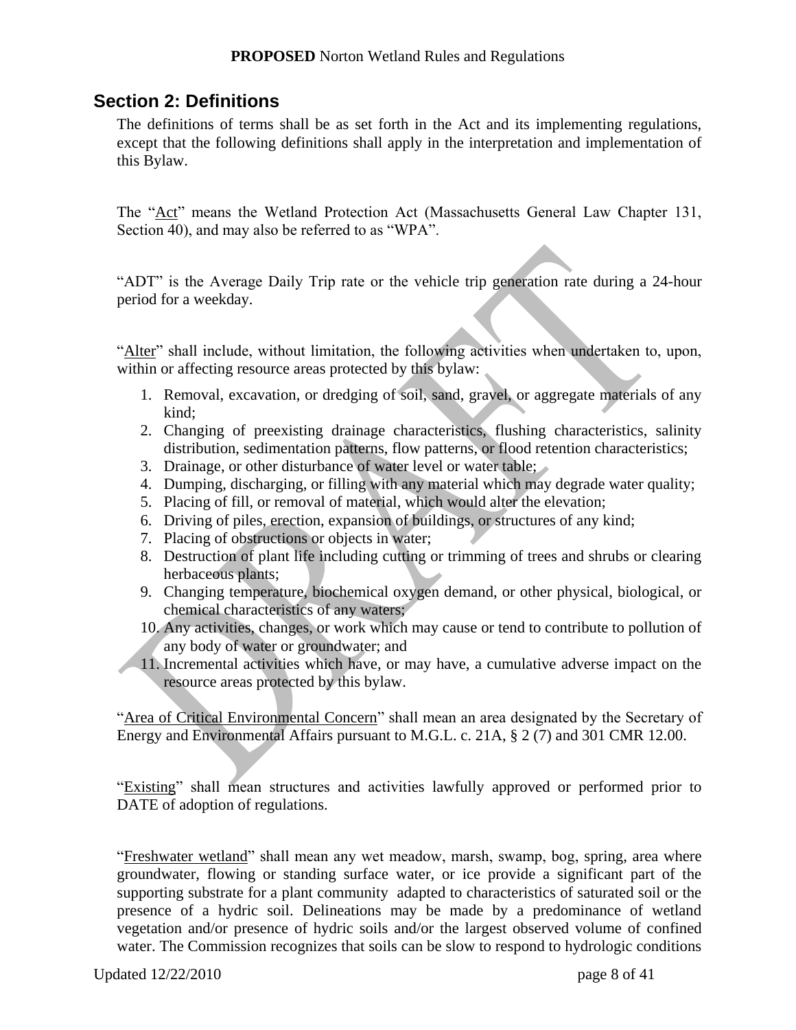## Section 2: Definitions

The definitions of terms shall be as set forth in the Act and its implementing regulations, except that the following definitions shall apply in the interpretation and implementation of this Bylaw.

The "Act" means the Wetland Protection Act (Massachusetts General Law Chapter 131, Section 40), and may also be referred to as "WPA".

"ADT" is the Average Daily Trip rate or the vehicle trip generation rate during a 24-hour period for a weekday.

"Alter" shall include, without limitation, the following activities when undertaken to, upon, within or affecting resource areas protected by this bylaw:

1. Removal, excavation, or dredging of soil, sand, gravel, or aggregate materials of any kind;
2. Changing of preexisting drainage characteristics, flushing characteristics, salinity distribution, sedimentation patterns, flow patterns, or flood retention characteristics;
3. Drainage, or other disturbance of water level or water table;
4. Dumping, discharging, or filling with any material which may degrade water quality;
5. Placing of fill, or removal of material, which would alter the elevation;
6. Driving of piles, erection, expansion of buildings, or structures of any kind;
7. Placing of obstructions or objects in water;
8. Destruction of plant life including cutting or trimming of trees and shrubs or clearing herbaceous plants;
9. Changing temperature, biochemical oxygen demand, or other physical, biological, or chemical characteristics of any waters;
10. Any activities, changes, or work which may cause or tend to contribute to pollution of any body of water or groundwater; and
11. Incremental activities which have, or may have, a cumulative adverse impact on the resource areas protected by this bylaw.

"Area of Critical Environmental Concern" shall mean an area designated by the Secretary of Energy and Environmental Affairs pursuant to M.G.L. c. 21A, § 2 (7) and 301 CMR 12.00.

"Existing" shall mean structures and activities lawfully approved or performed prior to DATE of adoption of regulations.

"Freshwater wetland" shall mean any wet meadow, marsh, swamp, bog, spring, area where groundwater, flowing or standing surface water, or ice provide a significant part of the supporting substrate for a plant community adapted to characteristics of saturated soil or the presence of a hydric soil. Delineations may be made by a predominance of wetland vegetation and/or presence of hydric soils and/or the largest observed volume of confined water. The Commission recognizes that soils can be slow to respond to hydrologic conditions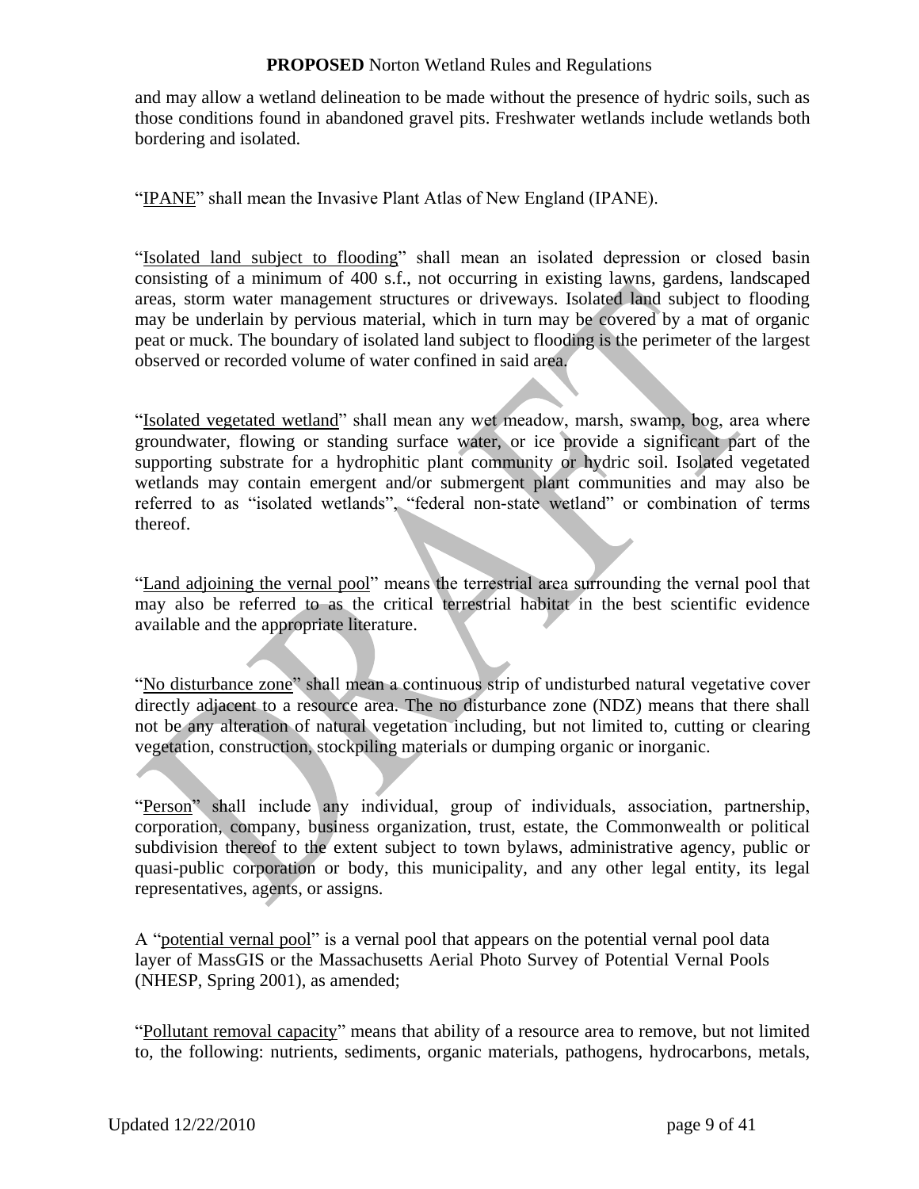and may allow a wetland delineation to be made without the presence of hydric soils, such as those conditions found in abandoned gravel pits. Freshwater wetlands include wetlands both bordering and isolated.

"IPANE" shall mean the Invasive Plant Atlas of New England (IPANE).

"Isolated land subject to flooding" shall mean an isolated depression or closed basin consisting of a minimum of 400 s.f., not occurring in existing lawns, gardens, landscaped areas, storm water management structures or driveways. Isolated land subject to flooding may be underlain by pervious material, which in turn may be covered by a mat of organic peat or muck. The boundary of isolated land subject to flooding is the perimeter of the largest observed or recorded volume of water confined in said area.

"Isolated vegetated wetland" shall mean any wet meadow, marsh, swamp, bog, area where groundwater, flowing or standing surface water, or ice provide a significant part of the supporting substrate for a hydrophitic plant community or hydric soil. Isolated vegetated wetlands may contain emergent and/or submergent plant communities and may also be referred to as "isolated wetlands", "federal non-state wetland" or combination of terms thereof.

"Land adjoining the vernal pool" means the terrestrial area surrounding the vernal pool that may also be referred to as the critical terrestrial habitat in the best scientific evidence available and the appropriate literature.

"No disturbance zone" shall mean a continuous strip of undisturbed natural vegetative cover directly adjacent to a resource area. The no disturbance zone (NDZ) means that there shall not be any alteration of natural vegetation including, but not limited to, cutting or clearing vegetation, construction, stockpiling materials or dumping organic or inorganic.

"Person" shall include any individual, group of individuals, association, partnership, corporation, company, business organization, trust, estate, the Commonwealth or political subdivision thereof to the extent subject to town bylaws, administrative agency, public or quasi-public corporation or body, this municipality, and any other legal entity, its legal representatives, agents, or assigns.

A "potential vernal pool" is a vernal pool that appears on the potential vernal pool data layer of MassGIS or the Massachusetts Aerial Photo Survey of Potential Vernal Pools (NHESP, Spring 2001), as amended;

"Pollutant removal capacity" means that ability of a resource area to remove, but not limited to, the following: nutrients, sediments, organic materials, pathogens, hydrocarbons, metals,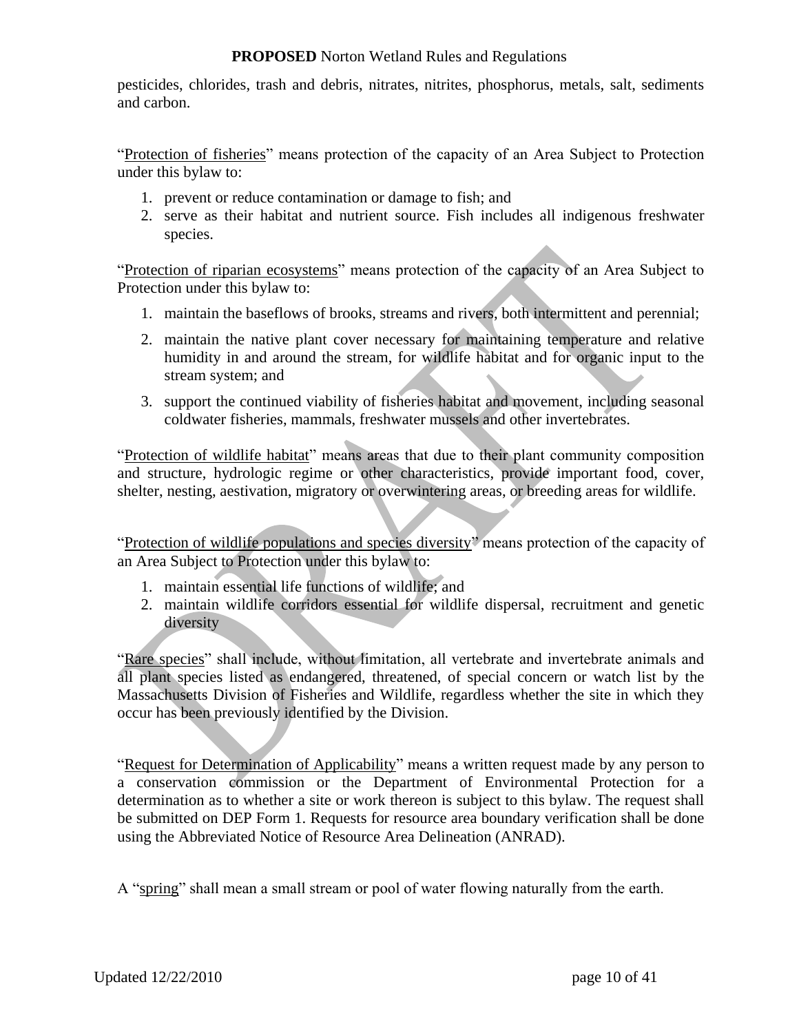pesticides, chlorides, trash and debris, nitrates, nitrites, phosphorus, metals, salt, sediments and carbon.

"Protection of fisheries" means protection of the capacity of an Area Subject to Protection under this bylaw to:

1. prevent or reduce contamination or damage to fish; and
2. serve as their habitat and nutrient source. Fish includes all indigenous freshwater species.

"Protection of riparian ecosystems" means protection of the capacity of an Area Subject to Protection under this bylaw to:

1. maintain the baseflows of brooks, streams and rivers, both intermittent and perennial;
2. maintain the native plant cover necessary for maintaining temperature and relative humidity in and around the stream, for wildlife habitat and for organic input to the stream system; and
3. support the continued viability of fisheries habitat and movement, including seasonal coldwater fisheries, mammals, freshwater mussels and other invertebrates.

"Protection of wildlife habitat" means areas that due to their plant community composition and structure, hydrologic regime or other characteristics, provide important food, cover, shelter, nesting, aestivation, migratory or overwintering areas, or breeding areas for wildlife.

"Protection of wildlife populations and species diversity" means protection of the capacity of an Area Subject to Protection under this bylaw to:

1. maintain essential life functions of wildlife; and
2. maintain wildlife corridors essential for wildlife dispersal, recruitment and genetic diversity

"Rare species" shall include, without limitation, all vertebrate and invertebrate animals and all plant species listed as endangered, threatened, of special concern or watch list by the Massachusetts Division of Fisheries and Wildlife, regardless whether the site in which they occur has been previously identified by the Division.

"Request for Determination of Applicability" means a written request made by any person to a conservation commission or the Department of Environmental Protection for a determination as to whether a site or work thereon is subject to this bylaw. The request shall be submitted on DEP Form 1. Requests for resource area boundary verification shall be done using the Abbreviated Notice of Resource Area Delineation (ANRAD).

A "spring" shall mean a small stream or pool of water flowing naturally from the earth.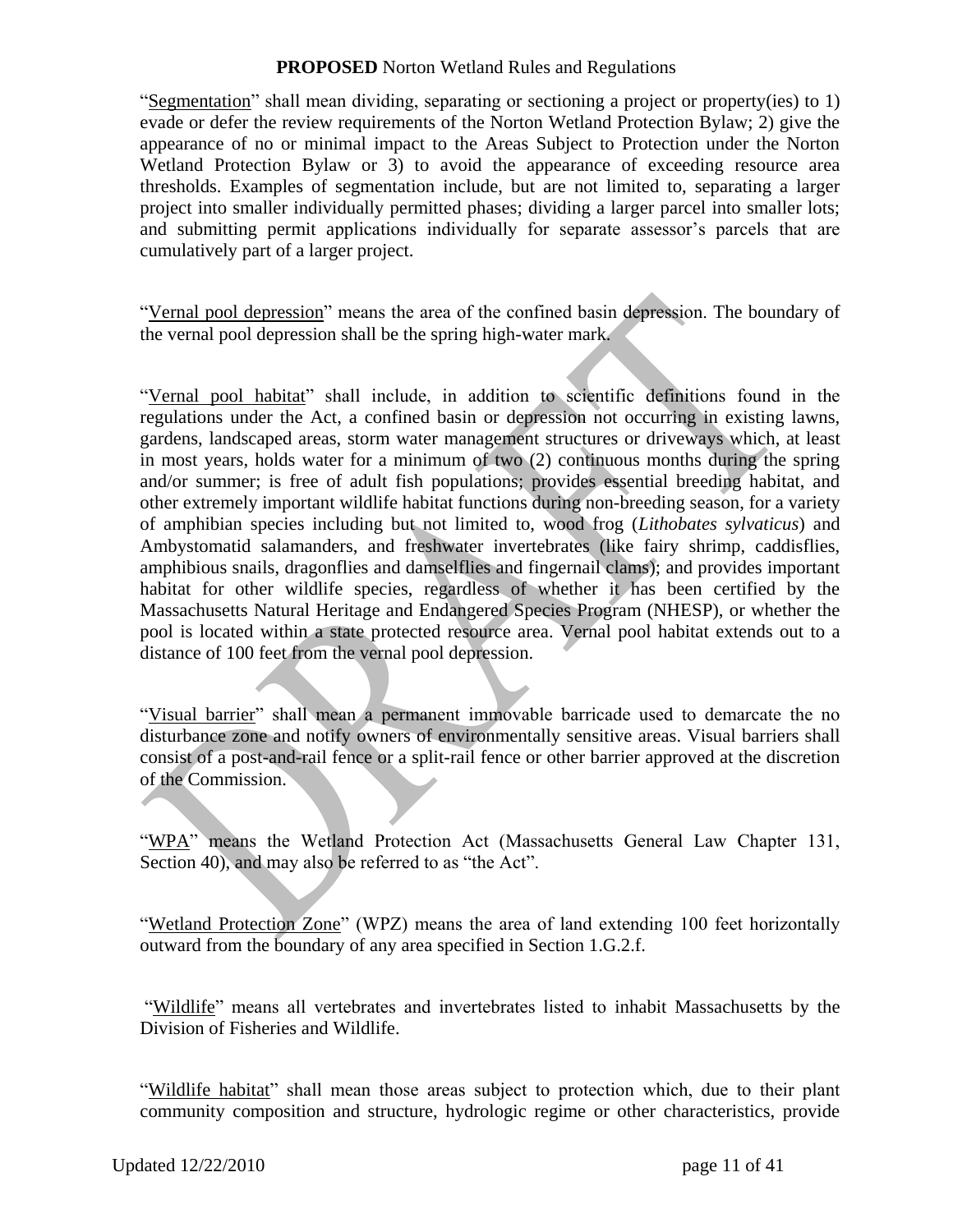"Segmentation" shall mean dividing, separating or sectioning a project or property(ies) to 1) evade or defer the review requirements of the Norton Wetland Protection Bylaw; 2) give the appearance of no or minimal impact to the Areas Subject to Protection under the Norton Wetland Protection Bylaw or 3) to avoid the appearance of exceeding resource area thresholds. Examples of segmentation include, but are not limited to, separating a larger project into smaller individually permitted phases; dividing a larger parcel into smaller lots; and submitting permit applications individually for separate assessor's parcels that are cumulatively part of a larger project.

"Vernal pool depression" means the area of the confined basin depression. The boundary of the vernal pool depression shall be the spring high-water mark.

"Vernal pool habitat" shall include, in addition to scientific definitions found in the regulations under the Act, a confined basin or depression not occurring in existing lawns, gardens, landscaped areas, storm water management structures or driveways which, at least in most years, holds water for a minimum of two (2) continuous months during the spring and/or summer; is free of adult fish populations; provides essential breeding habitat, and other extremely important wildlife habitat functions during non-breeding season, for a variety of amphibian species including but not limited to, wood frog (*Lithobates sylvaticus*) and Ambystomatid salamanders, and freshwater invertebrates (like fairy shrimp, caddisflies, amphibious snails, dragonflies and damselflies and fingernail clams); and provides important habitat for other wildlife species, regardless of whether it has been certified by the Massachusetts Natural Heritage and Endangered Species Program (NHESP), or whether the pool is located within a state protected resource area. Vernal pool habitat extends out to a distance of 100 feet from the vernal pool depression.

"Visual barrier" shall mean a permanent immovable barricade used to demarcate the no disturbance zone and notify owners of environmentally sensitive areas. Visual barriers shall consist of a post-and-rail fence or a split-rail fence or other barrier approved at the discretion of the Commission.

"WPA" means the Wetland Protection Act (Massachusetts General Law Chapter 131, Section 40), and may also be referred to as "the Act".

"Wetland Protection Zone" (WPZ) means the area of land extending 100 feet horizontally outward from the boundary of any area specified in Section 1.G.2.f.

"Wildlife" means all vertebrates and invertebrates listed to inhabit Massachusetts by the Division of Fisheries and Wildlife.

"Wildlife habitat" shall mean those areas subject to protection which, due to their plant community composition and structure, hydrologic regime or other characteristics, provide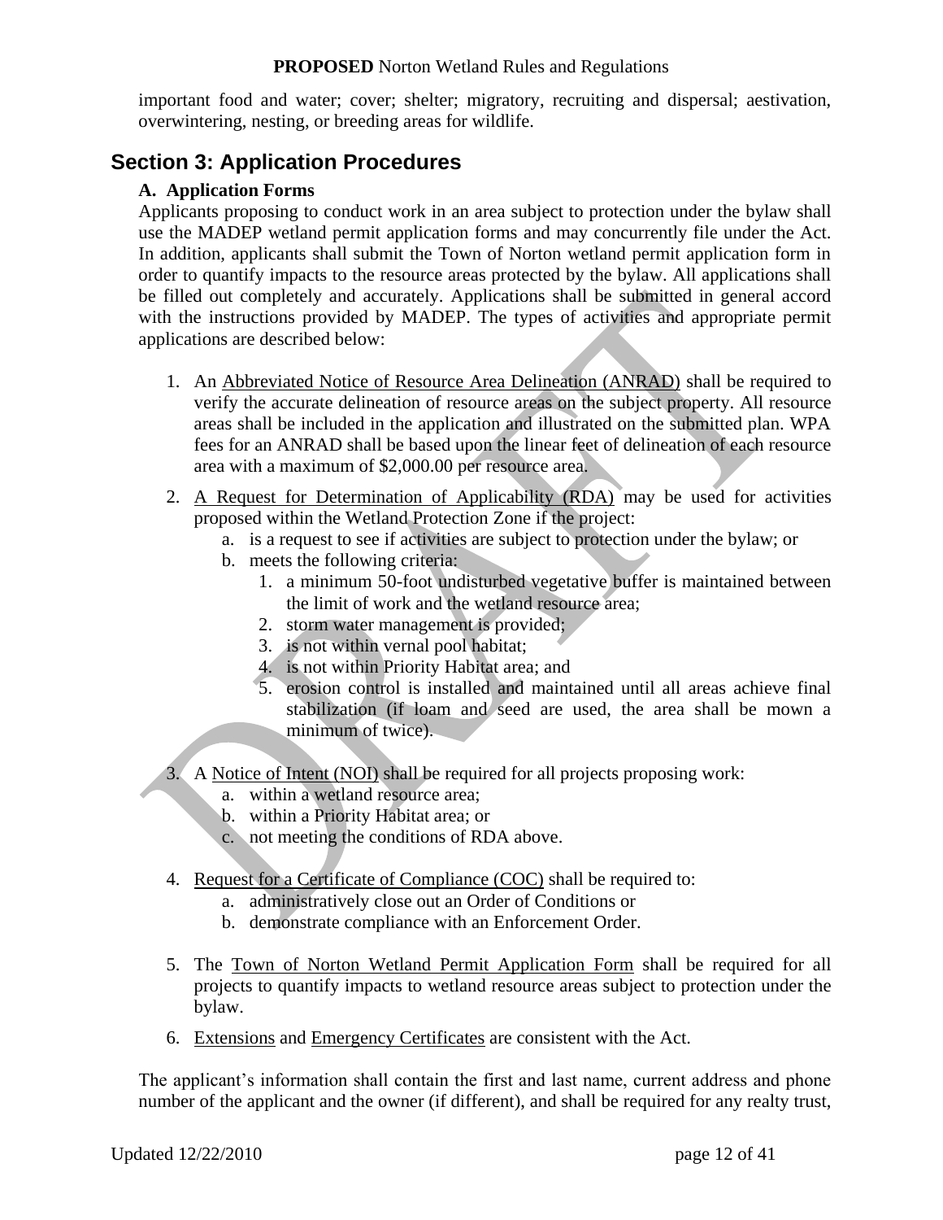important food and water; cover; shelter; migratory, recruiting and dispersal; aestivation, overwintering, nesting, or breeding areas for wildlife.

## Section 3: Application Procedures

### A. Application Forms

Applicants proposing to conduct work in an area subject to protection under the bylaw shall use the MADEP wetland permit application forms and may concurrently file under the Act. In addition, applicants shall submit the Town of Norton wetland permit application form in order to quantify impacts to the resource areas protected by the bylaw. All applications shall be filled out completely and accurately. Applications shall be submitted in general accord with the instructions provided by MADEP. The types of activities and appropriate permit applications are described below:

1. An Abbreviated Notice of Resource Area Delineation (ANRAD) shall be required to verify the accurate delineation of resource areas on the subject property. All resource areas shall be included in the application and illustrated on the submitted plan. WPA fees for an ANRAD shall be based upon the linear feet of delineation of each resource area with a maximum of $2,000.00 per resource area.
2. A Request for Determination of Applicability (RDA) may be used for activities proposed within the Wetland Protection Zone if the project:
    a. is a request to see if activities are subject to protection under the bylaw; or
    b. meets the following criteria:
        1. a minimum 50-foot undisturbed vegetative buffer is maintained between the limit of work and the wetland resource area;
        2. storm water management is provided;
        3. is not within vernal pool habitat;
        4. is not within Priority Habitat area; and
        5. erosion control is installed and maintained until all areas achieve final stabilization (if loam and seed are used, the area shall be mown a minimum of twice).
3. A Notice of Intent (NOI) shall be required for all projects proposing work:
    a. within a wetland resource area;
    b. within a Priority Habitat area; or
    c. not meeting the conditions of RDA above.
4. Request for a Certificate of Compliance (COC) shall be required to:
    a. administratively close out an Order of Conditions or
    b. demonstrate compliance with an Enforcement Order.
5. The Town of Norton Wetland Permit Application Form shall be required for all projects to quantify impacts to wetland resource areas subject to protection under the bylaw.
6. Extensions and Emergency Certificates are consistent with the Act.

The applicant's information shall contain the first and last name, current address and phone number of the applicant and the owner (if different), and shall be required for any realty trust,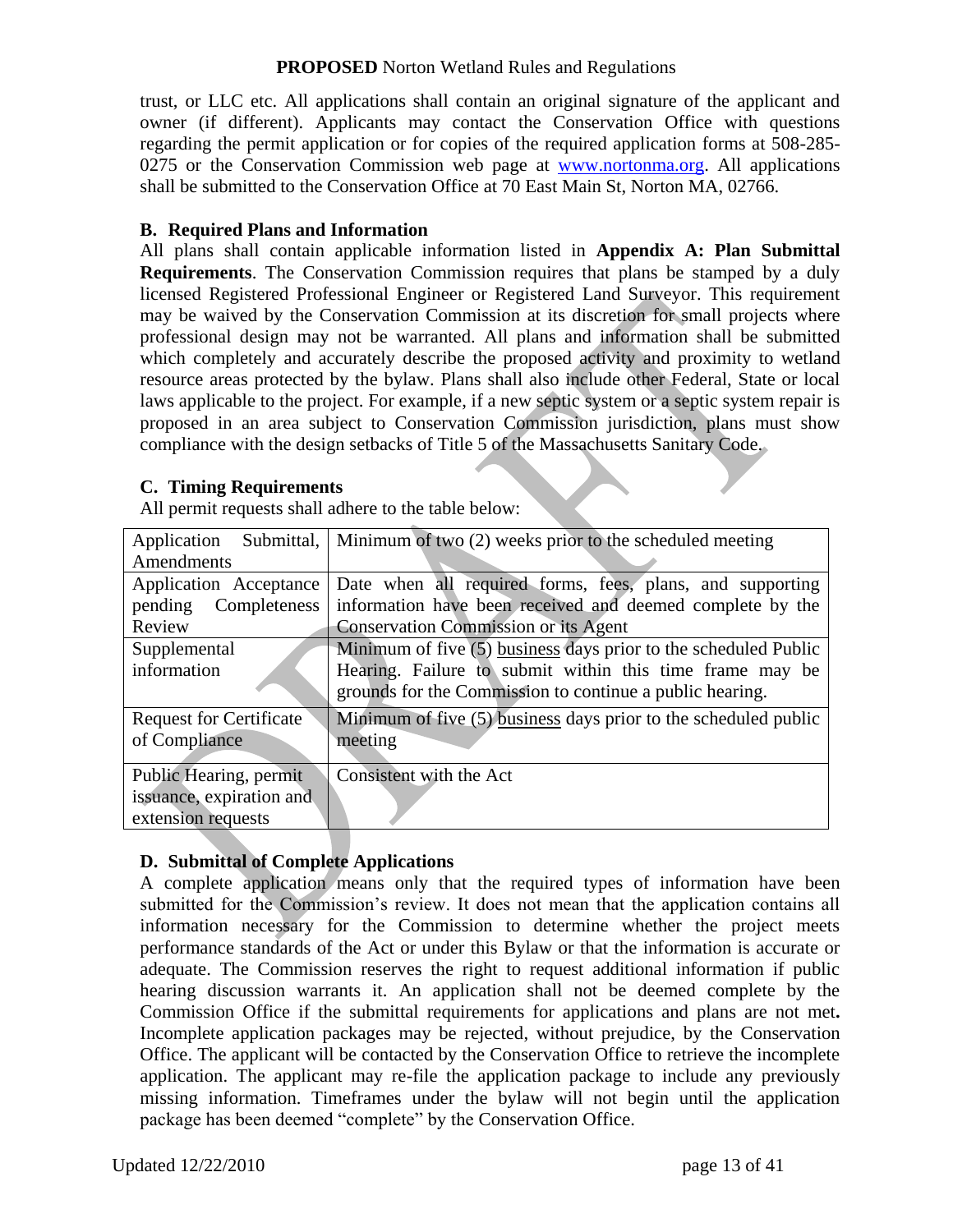trust, or LLC etc. All applications shall contain an original signature of the applicant and owner (if different). Applicants may contact the Conservation Office with questions regarding the permit application or for copies of the required application forms at 508-285-0275 or the Conservation Commission web page at www.nortonma.org. All applications shall be submitted to the Conservation Office at 70 East Main St, Norton MA, 02766.

### B. Required Plans and Information

All plans shall contain applicable information listed in **Appendix A: Plan Submittal Requirements**. The Conservation Commission requires that plans be stamped by a duly licensed Registered Professional Engineer or Registered Land Surveyor. This requirement may be waived by the Conservation Commission at its discretion for small projects where professional design may not be warranted. All plans and information shall be submitted which completely and accurately describe the proposed activity and proximity to wetland resource areas protected by the bylaw. Plans shall also include other Federal, State or local laws applicable to the project. For example, if a new septic system or a septic system repair is proposed in an area subject to Conservation Commission jurisdiction, plans must show compliance with the design setbacks of Title 5 of the Massachusetts Sanitary Code.

### C. Timing Requirements

All permit requests shall adhere to the table below:

| | |
|---|---|
| Application Submittal, Amendments | Minimum of two (2) weeks prior to the scheduled meeting |
| Application Acceptance pending Completeness Review | Date when all required forms, fees, plans, and supporting information have been received and deemed complete by the Conservation Commission or its Agent |
| Supplemental information | Minimum of five (5) <u>business</u> days prior to the scheduled Public Hearing. Failure to submit within this time frame may be grounds for the Commission to continue a public hearing. |
| Request for Certificate of Compliance | Minimum of five (5) <u>business</u> days prior to the scheduled public meeting |
| Public Hearing, permit issuance, expiration and extension requests | Consistent with the Act |

### D. Submittal of Complete Applications

A complete application means only that the required types of information have been submitted for the Commission's review. It does not mean that the application contains all information necessary for the Commission to determine whether the project meets performance standards of the Act or under this Bylaw or that the information is accurate or adequate. The Commission reserves the right to request additional information if public hearing discussion warrants it. An application shall not be deemed complete by the Commission Office if the submittal requirements for applications and plans are not met**.** Incomplete application packages may be rejected, without prejudice, by the Conservation Office. The applicant will be contacted by the Conservation Office to retrieve the incomplete application. The applicant may re-file the application package to include any previously missing information. Timeframes under the bylaw will not begin until the application package has been deemed "complete" by the Conservation Office.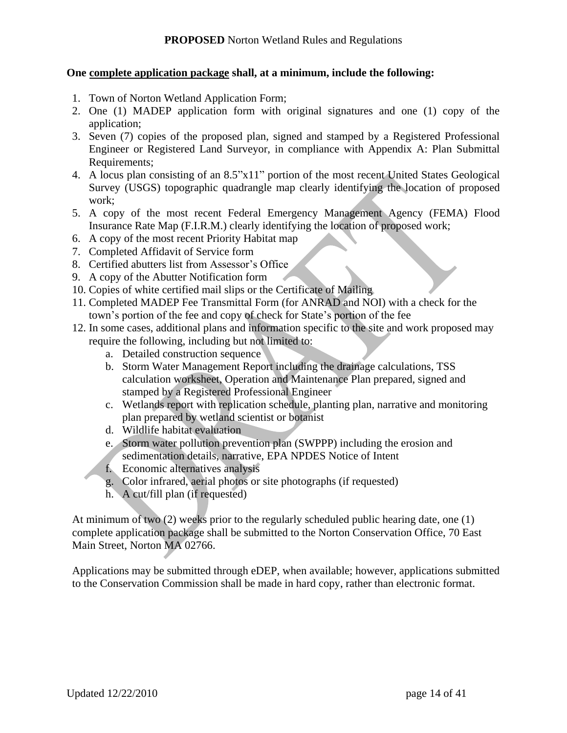**One complete application package shall, at a minimum, include the following:**

1. Town of Norton Wetland Application Form;
2. One (1) MADEP application form with original signatures and one (1) copy of the application;
3. Seven (7) copies of the proposed plan, signed and stamped by a Registered Professional Engineer or Registered Land Surveyor, in compliance with Appendix A: Plan Submittal Requirements;
4. A locus plan consisting of an 8.5"x11" portion of the most recent United States Geological Survey (USGS) topographic quadrangle map clearly identifying the location of proposed work;
5. A copy of the most recent Federal Emergency Management Agency (FEMA) Flood Insurance Rate Map (F.I.R.M.) clearly identifying the location of proposed work;
6. A copy of the most recent Priority Habitat map
7. Completed Affidavit of Service form
8. Certified abutters list from Assessor's Office
9. A copy of the Abutter Notification form
10. Copies of white certified mail slips or the Certificate of Mailing
11. Completed MADEP Fee Transmittal Form (for ANRAD and NOI) with a check for the town's portion of the fee and copy of check for State's portion of the fee
12. In some cases, additional plans and information specific to the site and work proposed may require the following, including but not limited to:
    a. Detailed construction sequence
    b. Storm Water Management Report including the drainage calculations, TSS calculation worksheet, Operation and Maintenance Plan prepared, signed and stamped by a Registered Professional Engineer
    c. Wetlands report with replication schedule, planting plan, narrative and monitoring plan prepared by wetland scientist or botanist
    d. Wildlife habitat evaluation
    e. Storm water pollution prevention plan (SWPPP) including the erosion and sedimentation details, narrative, EPA NPDES Notice of Intent
    f. Economic alternatives analysis
    g. Color infrared, aerial photos or site photographs (if requested)
    h. A cut/fill plan (if requested)

At minimum of two (2) weeks prior to the regularly scheduled public hearing date, one (1) complete application package shall be submitted to the Norton Conservation Office, 70 East Main Street, Norton MA 02766.

Applications may be submitted through eDEP, when available; however, applications submitted to the Conservation Commission shall be made in hard copy, rather than electronic format.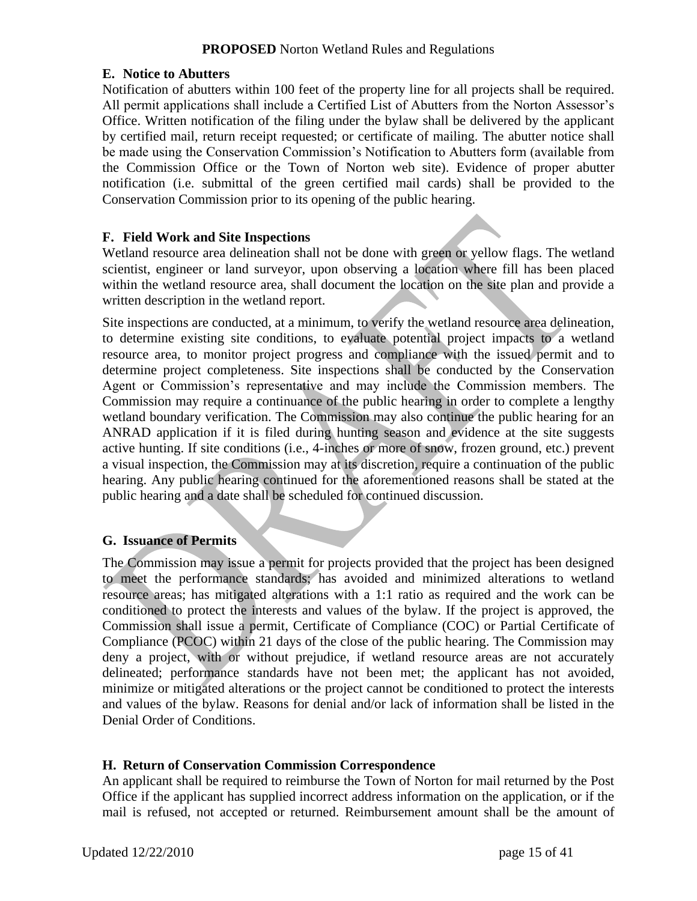### E. Notice to Abutters

Notification of abutters within 100 feet of the property line for all projects shall be required. All permit applications shall include a Certified List of Abutters from the Norton Assessor's Office. Written notification of the filing under the bylaw shall be delivered by the applicant by certified mail, return receipt requested; or certificate of mailing. The abutter notice shall be made using the Conservation Commission's Notification to Abutters form (available from the Commission Office or the Town of Norton web site). Evidence of proper abutter notification (i.e. submittal of the green certified mail cards) shall be provided to the Conservation Commission prior to its opening of the public hearing.

### F. Field Work and Site Inspections

Wetland resource area delineation shall not be done with green or yellow flags. The wetland scientist, engineer or land surveyor, upon observing a location where fill has been placed within the wetland resource area, shall document the location on the site plan and provide a written description in the wetland report.

Site inspections are conducted, at a minimum, to verify the wetland resource area delineation, to determine existing site conditions, to evaluate potential project impacts to a wetland resource area, to monitor project progress and compliance with the issued permit and to determine project completeness. Site inspections shall be conducted by the Conservation Agent or Commission's representative and may include the Commission members. The Commission may require a continuance of the public hearing in order to complete a lengthy wetland boundary verification. The Commission may also continue the public hearing for an ANRAD application if it is filed during hunting season and evidence at the site suggests active hunting. If site conditions (i.e., 4-inches or more of snow, frozen ground, etc.) prevent a visual inspection, the Commission may at its discretion, require a continuation of the public hearing. Any public hearing continued for the aforementioned reasons shall be stated at the public hearing and a date shall be scheduled for continued discussion.

### G. Issuance of Permits

The Commission may issue a permit for projects provided that the project has been designed to meet the performance standards; has avoided and minimized alterations to wetland resource areas; has mitigated alterations with a 1:1 ratio as required and the work can be conditioned to protect the interests and values of the bylaw. If the project is approved, the Commission shall issue a permit, Certificate of Compliance (COC) or Partial Certificate of Compliance (PCOC) within 21 days of the close of the public hearing. The Commission may deny a project, with or without prejudice, if wetland resource areas are not accurately delineated; performance standards have not been met; the applicant has not avoided, minimize or mitigated alterations or the project cannot be conditioned to protect the interests and values of the bylaw. Reasons for denial and/or lack of information shall be listed in the Denial Order of Conditions.

### H. Return of Conservation Commission Correspondence

An applicant shall be required to reimburse the Town of Norton for mail returned by the Post Office if the applicant has supplied incorrect address information on the application, or if the mail is refused, not accepted or returned. Reimbursement amount shall be the amount of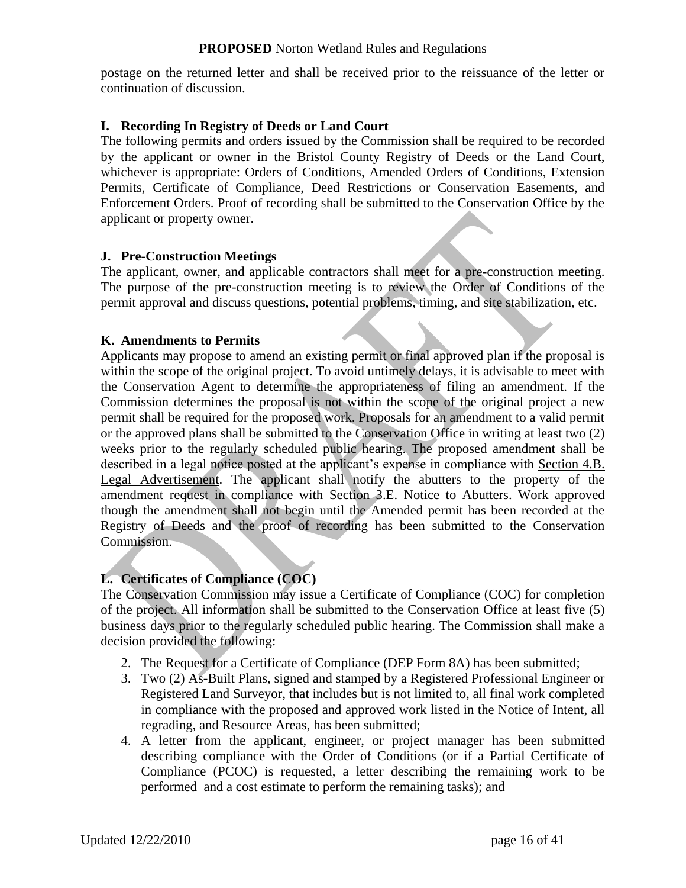postage on the returned letter and shall be received prior to the reissuance of the letter or continuation of discussion.

### I. Recording In Registry of Deeds or Land Court

The following permits and orders issued by the Commission shall be required to be recorded by the applicant or owner in the Bristol County Registry of Deeds or the Land Court, whichever is appropriate: Orders of Conditions, Amended Orders of Conditions, Extension Permits, Certificate of Compliance, Deed Restrictions or Conservation Easements, and Enforcement Orders. Proof of recording shall be submitted to the Conservation Office by the applicant or property owner.

### J. Pre-Construction Meetings

The applicant, owner, and applicable contractors shall meet for a pre-construction meeting. The purpose of the pre-construction meeting is to review the Order of Conditions of the permit approval and discuss questions, potential problems, timing, and site stabilization, etc.

### K. Amendments to Permits

Applicants may propose to amend an existing permit or final approved plan if the proposal is within the scope of the original project. To avoid untimely delays, it is advisable to meet with the Conservation Agent to determine the appropriateness of filing an amendment. If the Commission determines the proposal is not within the scope of the original project a new permit shall be required for the proposed work. Proposals for an amendment to a valid permit or the approved plans shall be submitted to the Conservation Office in writing at least two (2) weeks prior to the regularly scheduled public hearing. The proposed amendment shall be described in a legal notice posted at the applicant's expense in compliance with Section 4.B. Legal Advertisement. The applicant shall notify the abutters to the property of the amendment request in compliance with Section 3.E. Notice to Abutters. Work approved though the amendment shall not begin until the Amended permit has been recorded at the Registry of Deeds and the proof of recording has been submitted to the Conservation Commission.

### L. Certificates of Compliance (COC)

The Conservation Commission may issue a Certificate of Compliance (COC) for completion of the project. All information shall be submitted to the Conservation Office at least five (5) business days prior to the regularly scheduled public hearing. The Commission shall make a decision provided the following:

2. The Request for a Certificate of Compliance (DEP Form 8A) has been submitted;
3. Two (2) As-Built Plans, signed and stamped by a Registered Professional Engineer or Registered Land Surveyor, that includes but is not limited to, all final work completed in compliance with the proposed and approved work listed in the Notice of Intent, all regrading, and Resource Areas, has been submitted;
4. A letter from the applicant, engineer, or project manager has been submitted describing compliance with the Order of Conditions (or if a Partial Certificate of Compliance (PCOC) is requested, a letter describing the remaining work to be performed and a cost estimate to perform the remaining tasks); and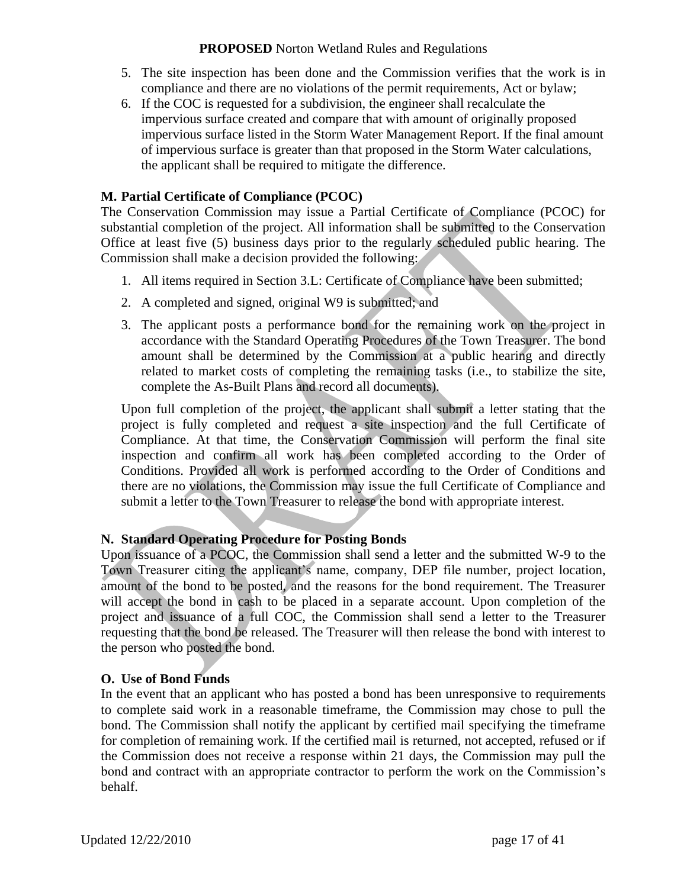5. The site inspection has been done and the Commission verifies that the work is in compliance and there are no violations of the permit requirements, Act or bylaw;
6. If the COC is requested for a subdivision, the engineer shall recalculate the impervious surface created and compare that with amount of originally proposed impervious surface listed in the Storm Water Management Report. If the final amount of impervious surface is greater than that proposed in the Storm Water calculations, the applicant shall be required to mitigate the difference.

### M. Partial Certificate of Compliance (PCOC)

The Conservation Commission may issue a Partial Certificate of Compliance (PCOC) for substantial completion of the project. All information shall be submitted to the Conservation Office at least five (5) business days prior to the regularly scheduled public hearing. The Commission shall make a decision provided the following:

1. All items required in Section 3.L: Certificate of Compliance have been submitted;
2. A completed and signed, original W9 is submitted; and
3. The applicant posts a performance bond for the remaining work on the project in accordance with the Standard Operating Procedures of the Town Treasurer. The bond amount shall be determined by the Commission at a public hearing and directly related to market costs of completing the remaining tasks (i.e., to stabilize the site, complete the As-Built Plans and record all documents).

Upon full completion of the project, the applicant shall submit a letter stating that the project is fully completed and request a site inspection and the full Certificate of Compliance. At that time, the Conservation Commission will perform the final site inspection and confirm all work has been completed according to the Order of Conditions. Provided all work is performed according to the Order of Conditions and there are no violations, the Commission may issue the full Certificate of Compliance and submit a letter to the Town Treasurer to release the bond with appropriate interest.

### N. Standard Operating Procedure for Posting Bonds

Upon issuance of a PCOC, the Commission shall send a letter and the submitted W-9 to the Town Treasurer citing the applicant's name, company, DEP file number, project location, amount of the bond to be posted, and the reasons for the bond requirement. The Treasurer will accept the bond in cash to be placed in a separate account. Upon completion of the project and issuance of a full COC, the Commission shall send a letter to the Treasurer requesting that the bond be released. The Treasurer will then release the bond with interest to the person who posted the bond.

### O. Use of Bond Funds

In the event that an applicant who has posted a bond has been unresponsive to requirements to complete said work in a reasonable timeframe, the Commission may chose to pull the bond. The Commission shall notify the applicant by certified mail specifying the timeframe for completion of remaining work. If the certified mail is returned, not accepted, refused or if the Commission does not receive a response within 21 days, the Commission may pull the bond and contract with an appropriate contractor to perform the work on the Commission's behalf.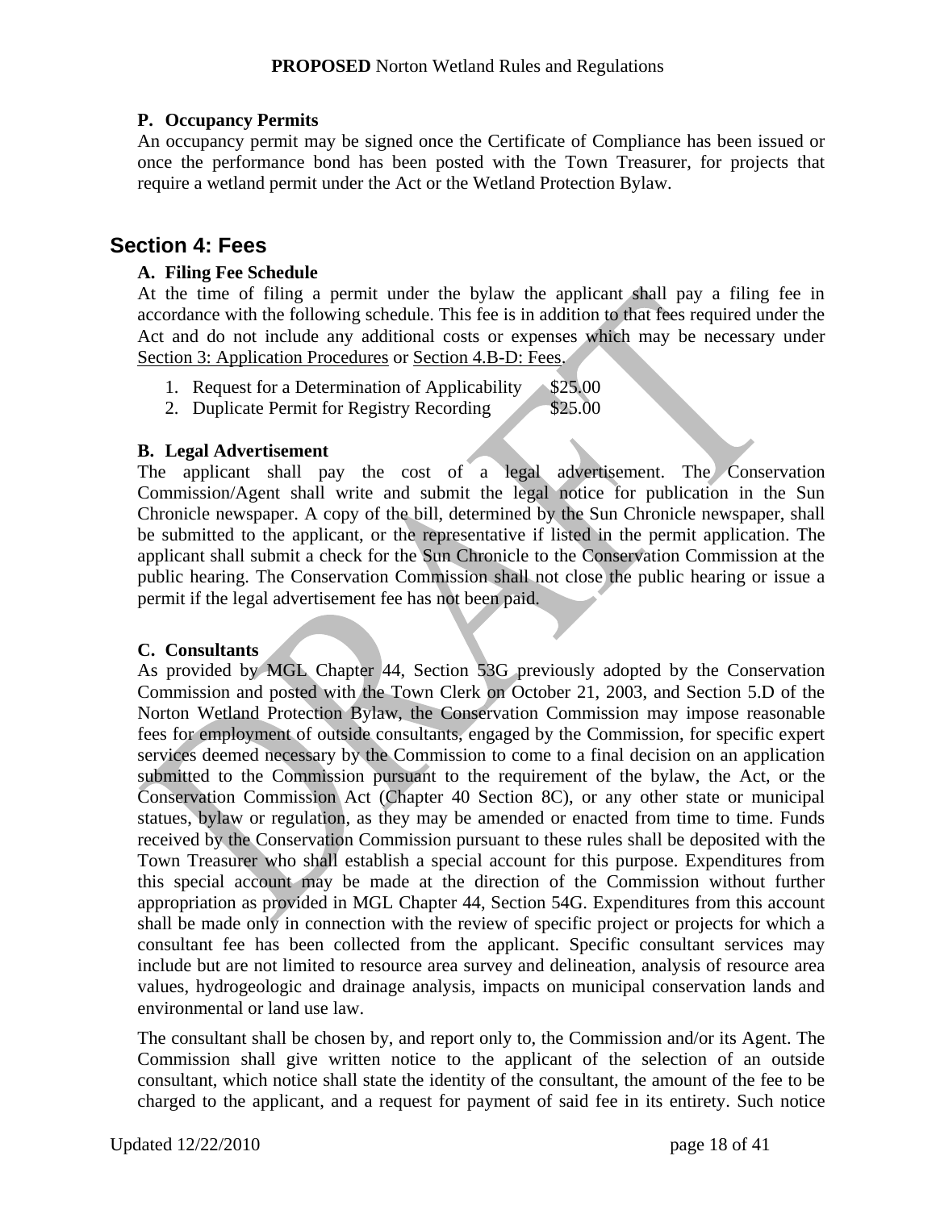### P. Occupancy Permits

An occupancy permit may be signed once the Certificate of Compliance has been issued or once the performance bond has been posted with the Town Treasurer, for projects that require a wetland permit under the Act or the Wetland Protection Bylaw.

## Section 4: Fees

### A. Filing Fee Schedule

At the time of filing a permit under the bylaw the applicant shall pay a filing fee in accordance with the following schedule. This fee is in addition to that fees required under the Act and do not include any additional costs or expenses which may be necessary under Section 3: Application Procedures or Section 4.B-D: Fees.

1. Request for a Determination of Applicability $25.00
2. Duplicate Permit for Registry Recording $25.00

### B. Legal Advertisement

The applicant shall pay the cost of a legal advertisement. The Conservation Commission/Agent shall write and submit the legal notice for publication in the Sun Chronicle newspaper. A copy of the bill, determined by the Sun Chronicle newspaper, shall be submitted to the applicant, or the representative if listed in the permit application. The applicant shall submit a check for the Sun Chronicle to the Conservation Commission at the public hearing. The Conservation Commission shall not close the public hearing or issue a permit if the legal advertisement fee has not been paid.

### C. Consultants

As provided by MGL Chapter 44, Section 53G previously adopted by the Conservation Commission and posted with the Town Clerk on October 21, 2003, and Section 5.D of the Norton Wetland Protection Bylaw, the Conservation Commission may impose reasonable fees for employment of outside consultants, engaged by the Commission, for specific expert services deemed necessary by the Commission to come to a final decision on an application submitted to the Commission pursuant to the requirement of the bylaw, the Act, or the Conservation Commission Act (Chapter 40 Section 8C), or any other state or municipal statues, bylaw or regulation, as they may be amended or enacted from time to time. Funds received by the Conservation Commission pursuant to these rules shall be deposited with the Town Treasurer who shall establish a special account for this purpose. Expenditures from this special account may be made at the direction of the Commission without further appropriation as provided in MGL Chapter 44, Section 54G. Expenditures from this account shall be made only in connection with the review of specific project or projects for which a consultant fee has been collected from the applicant. Specific consultant services may include but are not limited to resource area survey and delineation, analysis of resource area values, hydrogeologic and drainage analysis, impacts on municipal conservation lands and environmental or land use law.

The consultant shall be chosen by, and report only to, the Commission and/or its Agent. The Commission shall give written notice to the applicant of the selection of an outside consultant, which notice shall state the identity of the consultant, the amount of the fee to be charged to the applicant, and a request for payment of said fee in its entirety. Such notice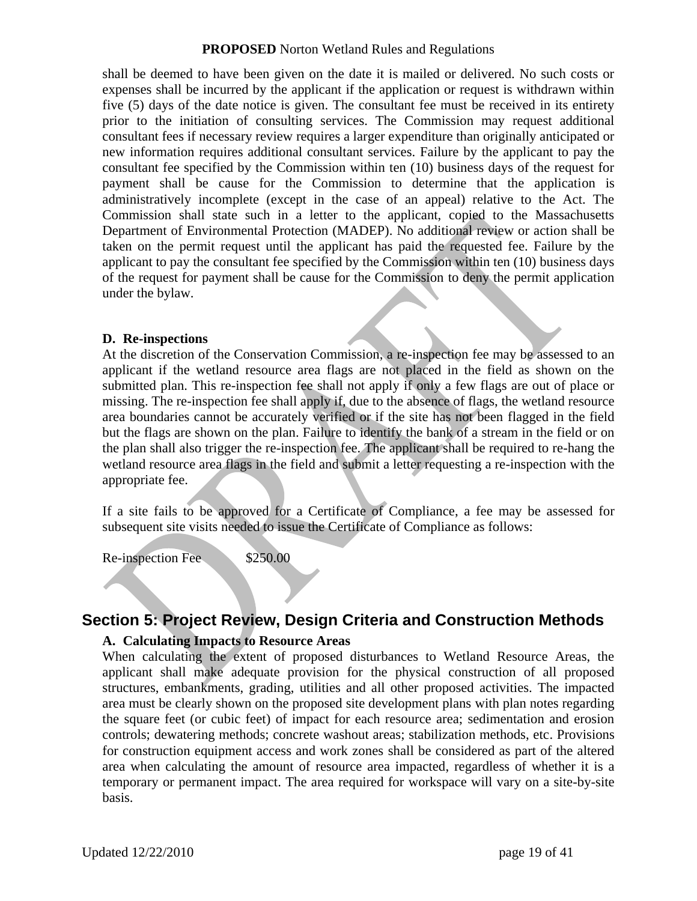shall be deemed to have been given on the date it is mailed or delivered. No such costs or expenses shall be incurred by the applicant if the application or request is withdrawn within five (5) days of the date notice is given. The consultant fee must be received in its entirety prior to the initiation of consulting services. The Commission may request additional consultant fees if necessary review requires a larger expenditure than originally anticipated or new information requires additional consultant services. Failure by the applicant to pay the consultant fee specified by the Commission within ten (10) business days of the request for payment shall be cause for the Commission to determine that the application is administratively incomplete (except in the case of an appeal) relative to the Act. The Commission shall state such in a letter to the applicant, copied to the Massachusetts Department of Environmental Protection (MADEP). No additional review or action shall be taken on the permit request until the applicant has paid the requested fee. Failure by the applicant to pay the consultant fee specified by the Commission within ten (10) business days of the request for payment shall be cause for the Commission to deny the permit application under the bylaw.

### D. Re-inspections

At the discretion of the Conservation Commission, a re-inspection fee may be assessed to an applicant if the wetland resource area flags are not placed in the field as shown on the submitted plan. This re-inspection fee shall not apply if only a few flags are out of place or missing. The re-inspection fee shall apply if, due to the absence of flags, the wetland resource area boundaries cannot be accurately verified or if the site has not been flagged in the field but the flags are shown on the plan. Failure to identify the bank of a stream in the field or on the plan shall also trigger the re-inspection fee. The applicant shall be required to re-hang the wetland resource area flags in the field and submit a letter requesting a re-inspection with the appropriate fee.

If a site fails to be approved for a Certificate of Compliance, a fee may be assessed for subsequent site visits needed to issue the Certificate of Compliance as follows:

Re-inspection Fee $250.00

## Section 5: Project Review, Design Criteria and Construction Methods

### A. Calculating Impacts to Resource Areas

When calculating the extent of proposed disturbances to Wetland Resource Areas, the applicant shall make adequate provision for the physical construction of all proposed structures, embankments, grading, utilities and all other proposed activities. The impacted area must be clearly shown on the proposed site development plans with plan notes regarding the square feet (or cubic feet) of impact for each resource area; sedimentation and erosion controls; dewatering methods; concrete washout areas; stabilization methods, etc. Provisions for construction equipment access and work zones shall be considered as part of the altered area when calculating the amount of resource area impacted, regardless of whether it is a temporary or permanent impact. The area required for workspace will vary on a site-by-site basis.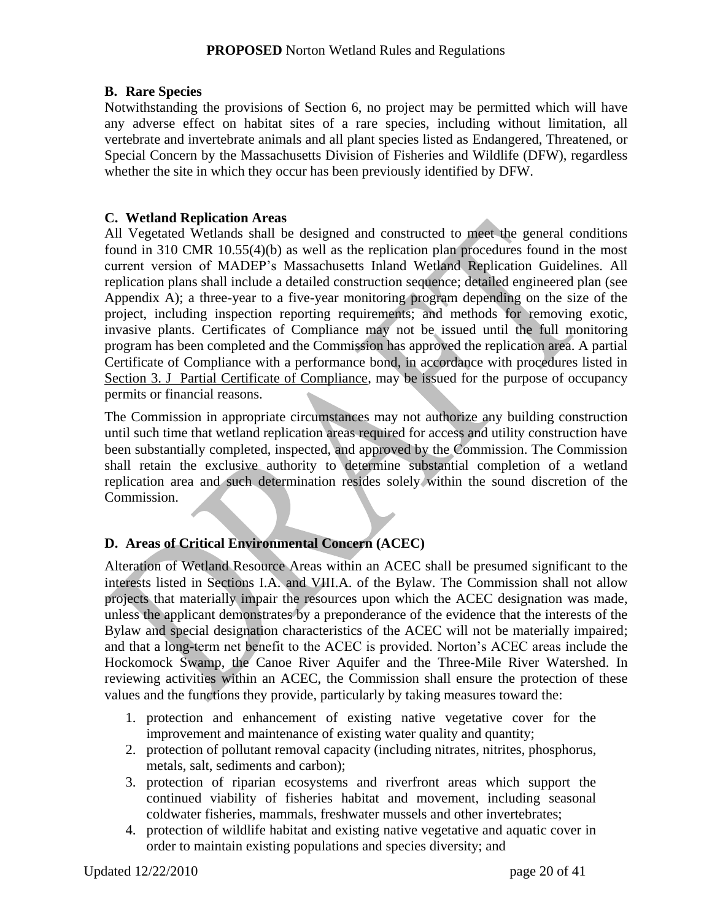### B. Rare Species

Notwithstanding the provisions of Section 6, no project may be permitted which will have any adverse effect on habitat sites of a rare species, including without limitation, all vertebrate and invertebrate animals and all plant species listed as Endangered, Threatened, or Special Concern by the Massachusetts Division of Fisheries and Wildlife (DFW), regardless whether the site in which they occur has been previously identified by DFW.

### C. Wetland Replication Areas

All Vegetated Wetlands shall be designed and constructed to meet the general conditions found in 310 CMR 10.55(4)(b) as well as the replication plan procedures found in the most current version of MADEP's Massachusetts Inland Wetland Replication Guidelines. All replication plans shall include a detailed construction sequence; detailed engineered plan (see Appendix A); a three-year to a five-year monitoring program depending on the size of the project, including inspection reporting requirements; and methods for removing exotic, invasive plants. Certificates of Compliance may not be issued until the full monitoring program has been completed and the Commission has approved the replication area. A partial Certificate of Compliance with a performance bond, in accordance with procedures listed in Section 3. J Partial Certificate of Compliance, may be issued for the purpose of occupancy permits or financial reasons.

The Commission in appropriate circumstances may not authorize any building construction until such time that wetland replication areas required for access and utility construction have been substantially completed, inspected, and approved by the Commission. The Commission shall retain the exclusive authority to determine substantial completion of a wetland replication area and such determination resides solely within the sound discretion of the Commission.

### D. Areas of Critical Environmental Concern (ACEC)

Alteration of Wetland Resource Areas within an ACEC shall be presumed significant to the interests listed in Sections I.A. and VIII.A. of the Bylaw. The Commission shall not allow projects that materially impair the resources upon which the ACEC designation was made, unless the applicant demonstrates by a preponderance of the evidence that the interests of the Bylaw and special designation characteristics of the ACEC will not be materially impaired; and that a long-term net benefit to the ACEC is provided. Norton's ACEC areas include the Hockomock Swamp, the Canoe River Aquifer and the Three-Mile River Watershed. In reviewing activities within an ACEC, the Commission shall ensure the protection of these values and the functions they provide, particularly by taking measures toward the:

1. protection and enhancement of existing native vegetative cover for the improvement and maintenance of existing water quality and quantity;
2. protection of pollutant removal capacity (including nitrates, nitrites, phosphorus, metals, salt, sediments and carbon);
3. protection of riparian ecosystems and riverfront areas which support the continued viability of fisheries habitat and movement, including seasonal coldwater fisheries, mammals, freshwater mussels and other invertebrates;
4. protection of wildlife habitat and existing native vegetative and aquatic cover in order to maintain existing populations and species diversity; and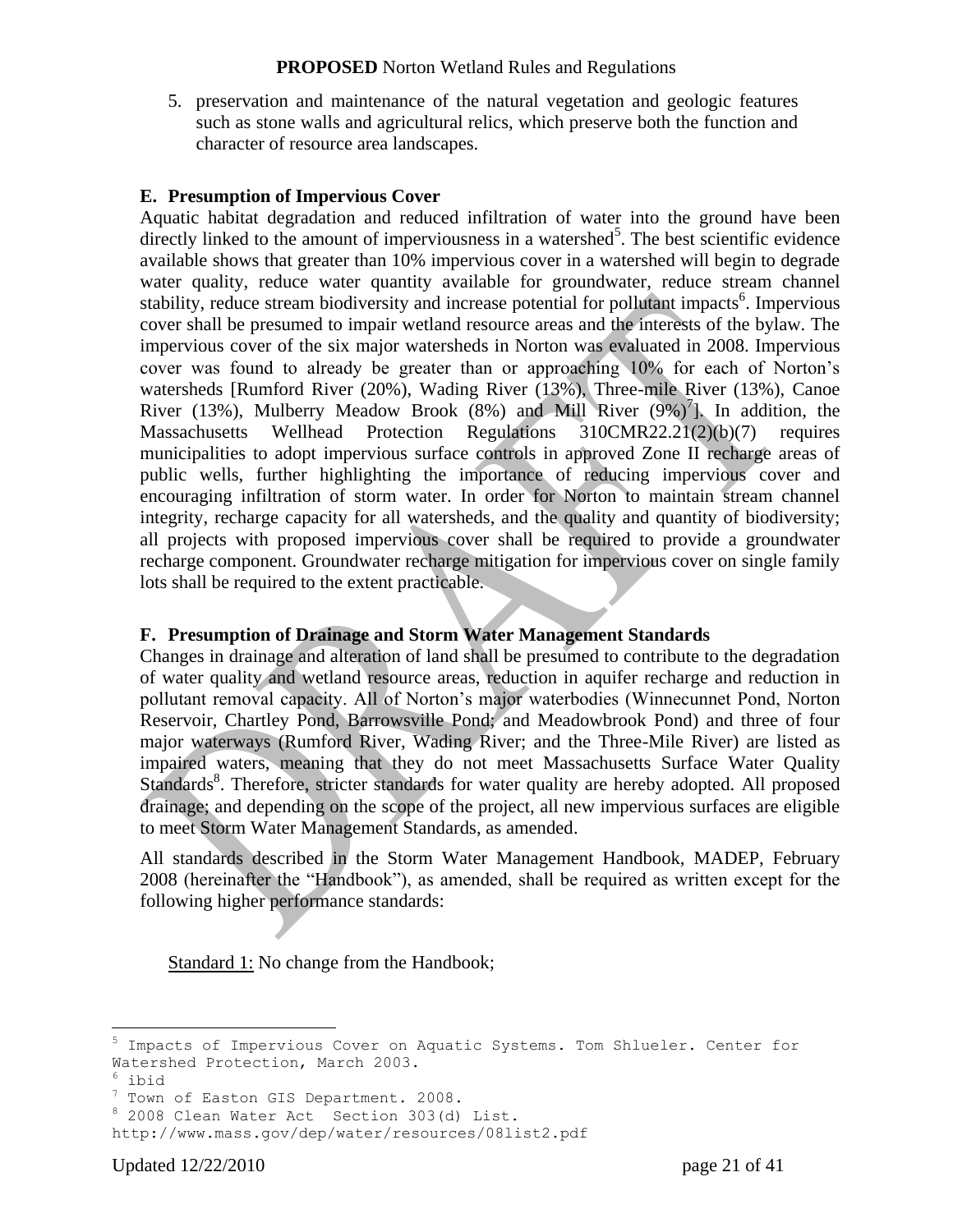5. preservation and maintenance of the natural vegetation and geologic features such as stone walls and agricultural relics, which preserve both the function and character of resource area landscapes.

### E. Presumption of Impervious Cover

Aquatic habitat degradation and reduced infiltration of water into the ground have been directly linked to the amount of imperviousness in a watershed[5]. The best scientific evidence available shows that greater than 10% impervious cover in a watershed will begin to degrade water quality, reduce water quantity available for groundwater, reduce stream channel stability, reduce stream biodiversity and increase potential for pollutant impacts[6]. Impervious cover shall be presumed to impair wetland resource areas and the interests of the bylaw. The impervious cover of the six major watersheds in Norton was evaluated in 2008. Impervious cover was found to already be greater than or approaching 10% for each of Norton's watersheds [Rumford River (20%), Wading River (13%), Three-mile River (13%), Canoe River (13%), Mulberry Meadow Brook (8%) and Mill River (9%)[7]]. In addition, the Massachusetts Wellhead Protection Regulations 310CMR22.21(2)(b)(7) requires municipalities to adopt impervious surface controls in approved Zone II recharge areas of public wells, further highlighting the importance of reducing impervious cover and encouraging infiltration of storm water. In order for Norton to maintain stream channel integrity, recharge capacity for all watersheds, and the quality and quantity of biodiversity; all projects with proposed impervious cover shall be required to provide a groundwater recharge component. Groundwater recharge mitigation for impervious cover on single family lots shall be required to the extent practicable.

### F. Presumption of Drainage and Storm Water Management Standards

Changes in drainage and alteration of land shall be presumed to contribute to the degradation of water quality and wetland resource areas, reduction in aquifer recharge and reduction in pollutant removal capacity. All of Norton's major waterbodies (Winnecunnet Pond, Norton Reservoir, Chartley Pond, Barrowsville Pond; and Meadowbrook Pond) and three of four major waterways (Rumford River, Wading River; and the Three-Mile River) are listed as impaired waters, meaning that they do not meet Massachusetts Surface Water Quality Standards[8]. Therefore, stricter standards for water quality are hereby adopted. All proposed drainage; and depending on the scope of the project, all new impervious surfaces are eligible to meet Storm Water Management Standards, as amended.

All standards described in the Storm Water Management Handbook, MADEP, February 2008 (hereinafter the "Handbook"), as amended, shall be required as written except for the following higher performance standards:

Standard 1: No change from the Handbook;

---

[5] Impacts of Impervious Cover on Aquatic Systems. Tom Shlueler. Center for Watershed Protection, March 2003.

[6] ibid

[7] Town of Easton GIS Department. 2008.

[8] 2008 Clean Water Act Section 303(d) List. http://www.mass.gov/dep/water/resources/08list2.pdf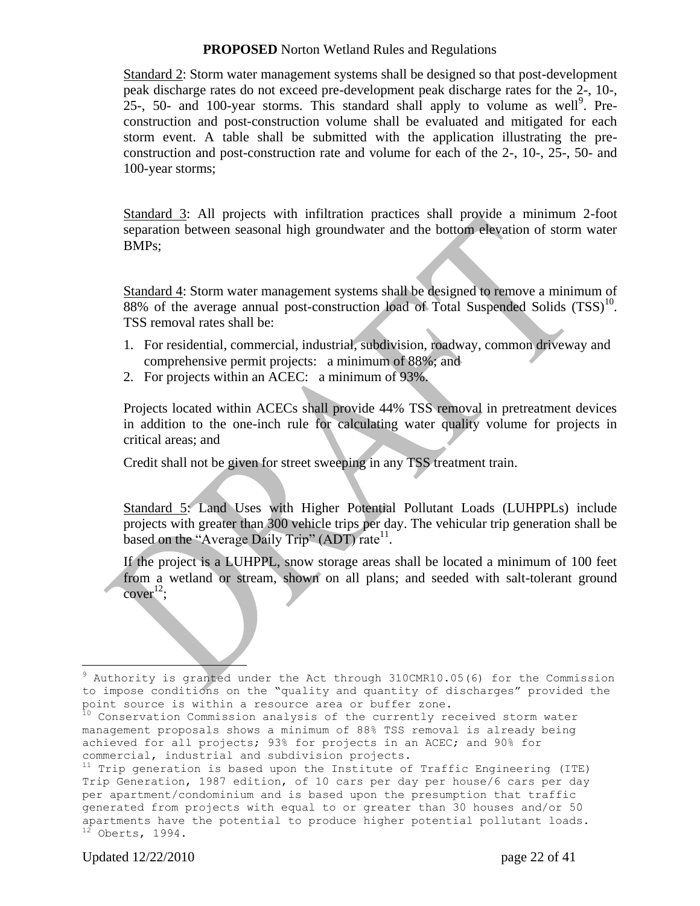Standard 2: Storm water management systems shall be designed so that post-development peak discharge rates do not exceed pre-development peak discharge rates for the 2-, 10-, 25-, 50- and 100-year storms. This standard shall apply to volume as well[9]. Pre-construction and post-construction volume shall be evaluated and mitigated for each storm event. A table shall be submitted with the application illustrating the pre-construction and post-construction rate and volume for each of the 2-, 10-, 25-, 50- and 100-year storms;

Standard 3: All projects with infiltration practices shall provide a minimum 2-foot separation between seasonal high groundwater and the bottom elevation of storm water BMPs;

Standard 4: Storm water management systems shall be designed to remove a minimum of 88% of the average annual post-construction load of Total Suspended Solids (TSS)[10]. TSS removal rates shall be:

1. For residential, commercial, industrial, subdivision, roadway, common driveway and comprehensive permit projects: a minimum of 88%; and
2. For projects within an ACEC: a minimum of 93%.

Projects located within ACECs shall provide 44% TSS removal in pretreatment devices in addition to the one-inch rule for calculating water quality volume for projects in critical areas; and

Credit shall not be given for street sweeping in any TSS treatment train.

Standard 5: Land Uses with Higher Potential Pollutant Loads (LUHPPLs) include projects with greater than 300 vehicle trips per day. The vehicular trip generation shall be based on the "Average Daily Trip" (ADT) rate[11].

If the project is a LUHPPL, snow storage areas shall be located a minimum of 100 feet from a wetland or stream, shown on all plans; and seeded with salt-tolerant ground cover[12];

---

[9] Authority is granted under the Act through 310CMR10.05(6) for the Commission to impose conditions on the "quality and quantity of discharges" provided the point source is within a resource area or buffer zone.

[10] Conservation Commission analysis of the currently received storm water management proposals shows a minimum of 88% TSS removal is already being achieved for all projects; 93% for projects in an ACEC; and 90% for commercial, industrial and subdivision projects.

[11] Trip generation is based upon the Institute of Traffic Engineering (ITE) Trip Generation, 1987 edition, of 10 cars per day per house/6 cars per day per apartment/condominium and is based upon the presumption that traffic generated from projects with equal to or greater than 30 houses and/or 50 apartments have the potential to produce higher potential pollutant loads.

[12] Oberts, 1994.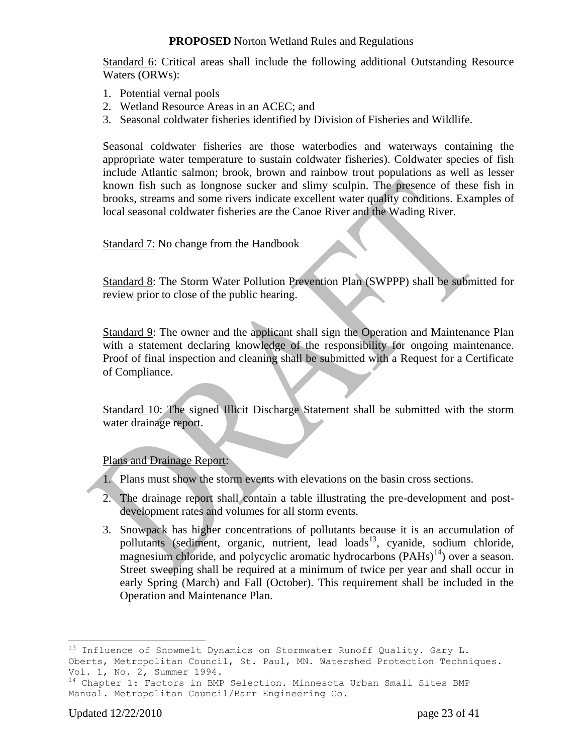Standard 6: Critical areas shall include the following additional Outstanding Resource Waters (ORWs):

1. Potential vernal pools
2. Wetland Resource Areas in an ACEC; and
3. Seasonal coldwater fisheries identified by Division of Fisheries and Wildlife.

Seasonal coldwater fisheries are those waterbodies and waterways containing the appropriate water temperature to sustain coldwater fisheries). Coldwater species of fish include Atlantic salmon; brook, brown and rainbow trout populations as well as lesser known fish such as longnose sucker and slimy sculpin. The presence of these fish in brooks, streams and some rivers indicate excellent water quality conditions. Examples of local seasonal coldwater fisheries are the Canoe River and the Wading River.

Standard 7: No change from the Handbook

Standard 8: The Storm Water Pollution Prevention Plan (SWPPP) shall be submitted for review prior to close of the public hearing.

Standard 9: The owner and the applicant shall sign the Operation and Maintenance Plan with a statement declaring knowledge of the responsibility for ongoing maintenance. Proof of final inspection and cleaning shall be submitted with a Request for a Certificate of Compliance.

Standard 10: The signed Illicit Discharge Statement shall be submitted with the storm water drainage report.

Plans and Drainage Report:

1. Plans must show the storm events with elevations on the basin cross sections.
2. The drainage report shall contain a table illustrating the pre-development and post-development rates and volumes for all storm events.
3. Snowpack has higher concentrations of pollutants because it is an accumulation of pollutants (sediment, organic, nutrient, lead loads[13], cyanide, sodium chloride, magnesium chloride, and polycyclic aromatic hydrocarbons (PAHs)[14]) over a season. Street sweeping shall be required at a minimum of twice per year and shall occur in early Spring (March) and Fall (October). This requirement shall be included in the Operation and Maintenance Plan.

[13] Influence of Snowmelt Dynamics on Stormwater Runoff Quality. Gary L. Oberts, Metropolitan Council, St. Paul, MN. Watershed Protection Techniques. Vol. 1, No. 2, Summer 1994.

[14] Chapter 1: Factors in BMP Selection. Minnesota Urban Small Sites BMP Manual. Metropolitan Council/Barr Engineering Co.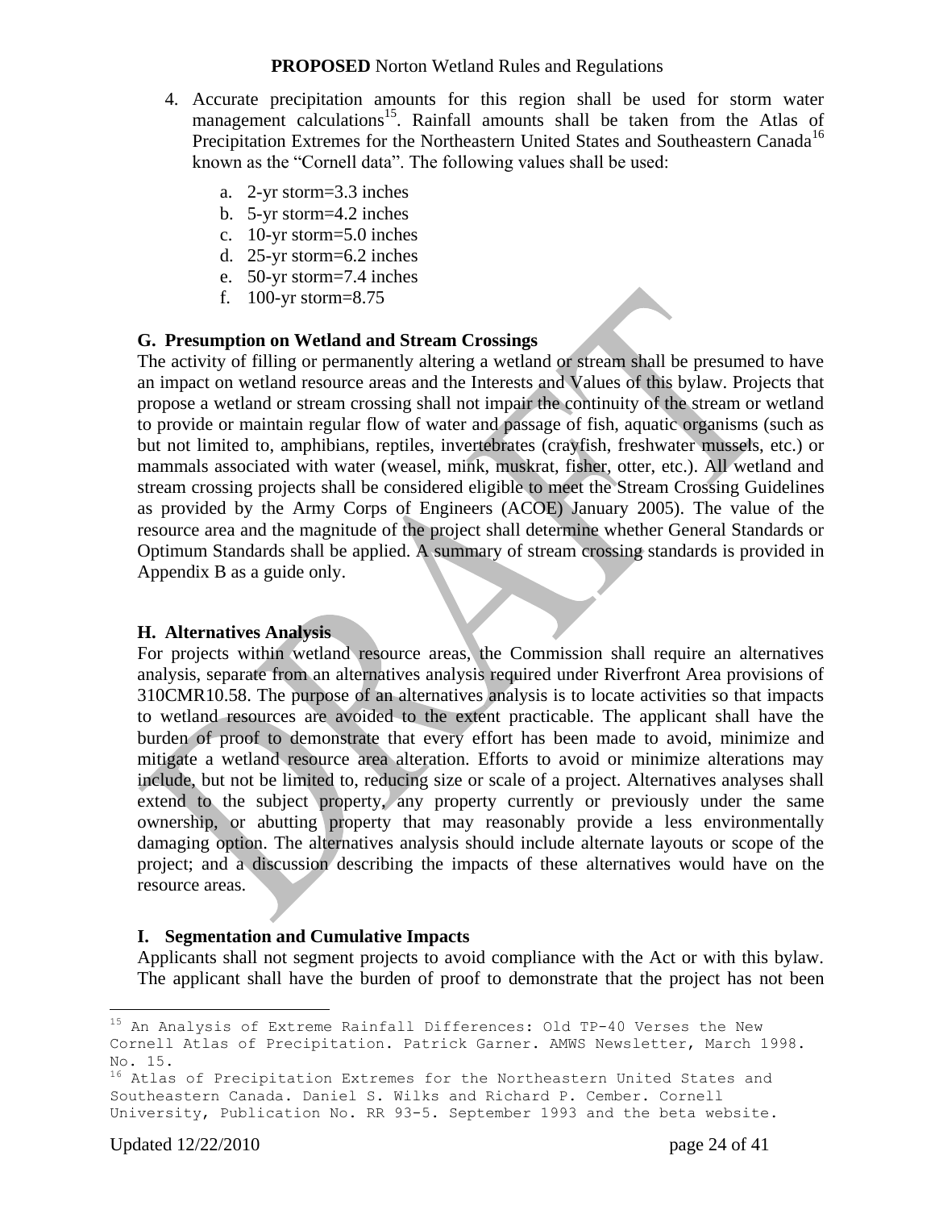4. Accurate precipitation amounts for this region shall be used for storm water management calculations[15]. Rainfall amounts shall be taken from the Atlas of Precipitation Extremes for the Northeastern United States and Southeastern Canada[16] known as the "Cornell data". The following values shall be used:

   a. 2-yr storm=3.3 inches
   b. 5-yr storm=4.2 inches
   c. 10-yr storm=5.0 inches
   d. 25-yr storm=6.2 inches
   e. 50-yr storm=7.4 inches
   f. 100-yr storm=8.75

### G. Presumption on Wetland and Stream Crossings

The activity of filling or permanently altering a wetland or stream shall be presumed to have an impact on wetland resource areas and the Interests and Values of this bylaw. Projects that propose a wetland or stream crossing shall not impair the continuity of the stream or wetland to provide or maintain regular flow of water and passage of fish, aquatic organisms (such as but not limited to, amphibians, reptiles, invertebrates (crayfish, freshwater mussels, etc.) or mammals associated with water (weasel, mink, muskrat, fisher, otter, etc.). All wetland and stream crossing projects shall be considered eligible to meet the Stream Crossing Guidelines as provided by the Army Corps of Engineers (ACOE) January 2005). The value of the resource area and the magnitude of the project shall determine whether General Standards or Optimum Standards shall be applied. A summary of stream crossing standards is provided in Appendix B as a guide only.

### H. Alternatives Analysis

For projects within wetland resource areas, the Commission shall require an alternatives analysis, separate from an alternatives analysis required under Riverfront Area provisions of 310CMR10.58. The purpose of an alternatives analysis is to locate activities so that impacts to wetland resources are avoided to the extent practicable. The applicant shall have the burden of proof to demonstrate that every effort has been made to avoid, minimize and mitigate a wetland resource area alteration. Efforts to avoid or minimize alterations may include, but not be limited to, reducing size or scale of a project. Alternatives analyses shall extend to the subject property, any property currently or previously under the same ownership, or abutting property that may reasonably provide a less environmentally damaging option. The alternatives analysis should include alternate layouts or scope of the project; and a discussion describing the impacts of these alternatives would have on the resource areas.

### I. Segmentation and Cumulative Impacts

Applicants shall not segment projects to avoid compliance with the Act or with this bylaw. The applicant shall have the burden of proof to demonstrate that the project has not been

---

[15] An Analysis of Extreme Rainfall Differences: Old TP-40 Verses the New Cornell Atlas of Precipitation. Patrick Garner. AMWS Newsletter, March 1998. No. 15.

[16] Atlas of Precipitation Extremes for the Northeastern United States and Southeastern Canada. Daniel S. Wilks and Richard P. Cember. Cornell University, Publication No. RR 93-5. September 1993 and the beta website.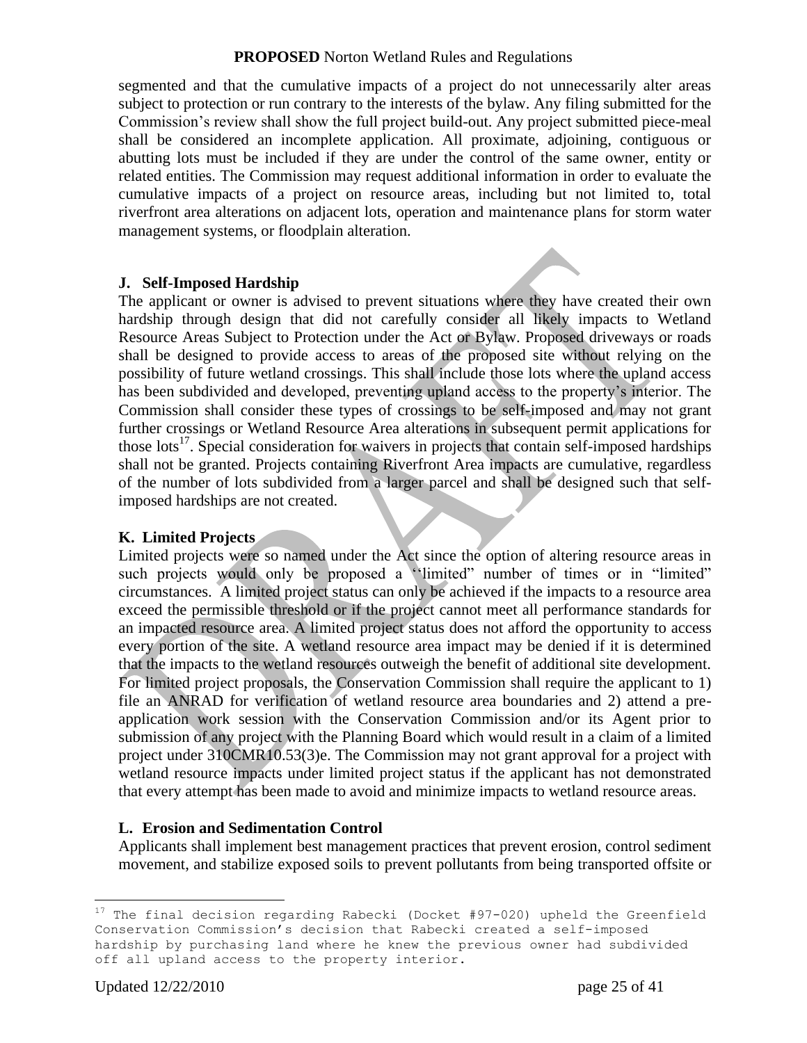segmented and that the cumulative impacts of a project do not unnecessarily alter areas subject to protection or run contrary to the interests of the bylaw. Any filing submitted for the Commission's review shall show the full project build-out. Any project submitted piece-meal shall be considered an incomplete application. All proximate, adjoining, contiguous or abutting lots must be included if they are under the control of the same owner, entity or related entities. The Commission may request additional information in order to evaluate the cumulative impacts of a project on resource areas, including but not limited to, total riverfront area alterations on adjacent lots, operation and maintenance plans for storm water management systems, or floodplain alteration.

### J. Self-Imposed Hardship

The applicant or owner is advised to prevent situations where they have created their own hardship through design that did not carefully consider all likely impacts to Wetland Resource Areas Subject to Protection under the Act or Bylaw. Proposed driveways or roads shall be designed to provide access to areas of the proposed site without relying on the possibility of future wetland crossings. This shall include those lots where the upland access has been subdivided and developed, preventing upland access to the property's interior. The Commission shall consider these types of crossings to be self-imposed and may not grant further crossings or Wetland Resource Area alterations in subsequent permit applications for those lots[17]. Special consideration for waivers in projects that contain self-imposed hardships shall not be granted. Projects containing Riverfront Area impacts are cumulative, regardless of the number of lots subdivided from a larger parcel and shall be designed such that self-imposed hardships are not created.

### K. Limited Projects

Limited projects were so named under the Act since the option of altering resource areas in such projects would only be proposed a "limited" number of times or in "limited" circumstances. A limited project status can only be achieved if the impacts to a resource area exceed the permissible threshold or if the project cannot meet all performance standards for an impacted resource area. A limited project status does not afford the opportunity to access every portion of the site. A wetland resource area impact may be denied if it is determined that the impacts to the wetland resources outweigh the benefit of additional site development. For limited project proposals, the Conservation Commission shall require the applicant to 1) file an ANRAD for verification of wetland resource area boundaries and 2) attend a pre-application work session with the Conservation Commission and/or its Agent prior to submission of any project with the Planning Board which would result in a claim of a limited project under 310CMR10.53(3)e. The Commission may not grant approval for a project with wetland resource impacts under limited project status if the applicant has not demonstrated that every attempt has been made to avoid and minimize impacts to wetland resource areas.

### L. Erosion and Sedimentation Control

Applicants shall implement best management practices that prevent erosion, control sediment movement, and stabilize exposed soils to prevent pollutants from being transported offsite or

---

[17] The final decision regarding Rabecki (Docket #97-020) upheld the Greenfield Conservation Commission's decision that Rabecki created a self-imposed hardship by purchasing land where he knew the previous owner had subdivided off all upland access to the property interior.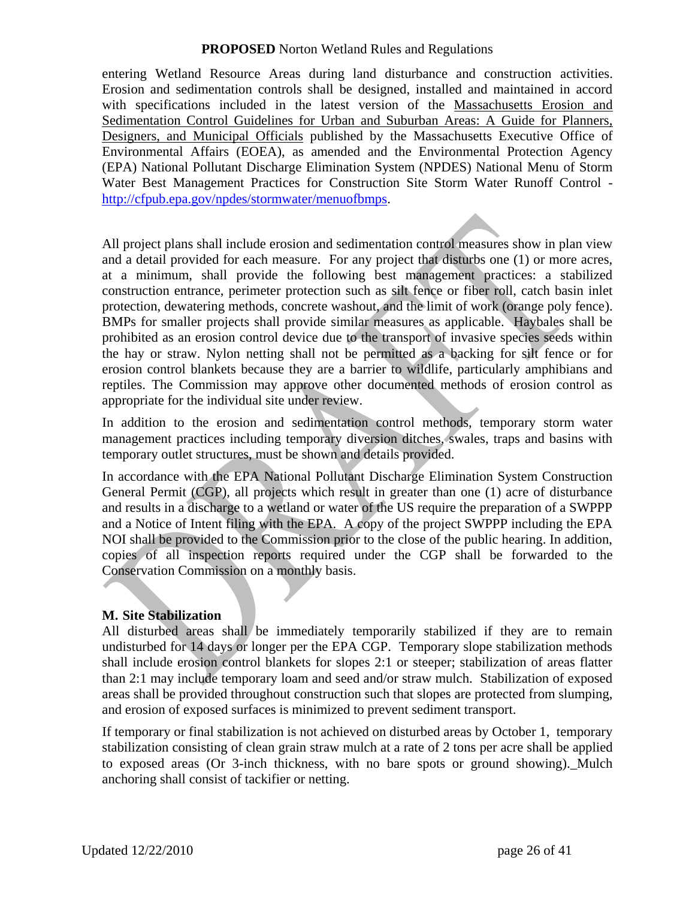entering Wetland Resource Areas during land disturbance and construction activities. Erosion and sedimentation controls shall be designed, installed and maintained in accord with specifications included in the latest version of the Massachusetts Erosion and Sedimentation Control Guidelines for Urban and Suburban Areas: A Guide for Planners, Designers, and Municipal Officials published by the Massachusetts Executive Office of Environmental Affairs (EOEA), as amended and the Environmental Protection Agency (EPA) National Pollutant Discharge Elimination System (NPDES) National Menu of Storm Water Best Management Practices for Construction Site Storm Water Runoff Control - http://cfpub.epa.gov/npdes/stormwater/menuofbmps.

All project plans shall include erosion and sedimentation control measures show in plan view and a detail provided for each measure. For any project that disturbs one (1) or more acres, at a minimum, shall provide the following best management practices: a stabilized construction entrance, perimeter protection such as silt fence or fiber roll, catch basin inlet protection, dewatering methods, concrete washout, and the limit of work (orange poly fence). BMPs for smaller projects shall provide similar measures as applicable. Haybales shall be prohibited as an erosion control device due to the transport of invasive species seeds within the hay or straw. Nylon netting shall not be permitted as a backing for silt fence or for erosion control blankets because they are a barrier to wildlife, particularly amphibians and reptiles. The Commission may approve other documented methods of erosion control as appropriate for the individual site under review.

In addition to the erosion and sedimentation control methods, temporary storm water management practices including temporary diversion ditches, swales, traps and basins with temporary outlet structures, must be shown and details provided.

In accordance with the EPA National Pollutant Discharge Elimination System Construction General Permit (CGP), all projects which result in greater than one (1) acre of disturbance and results in a discharge to a wetland or water of the US require the preparation of a SWPPP and a Notice of Intent filing with the EPA. A copy of the project SWPPP including the EPA NOI shall be provided to the Commission prior to the close of the public hearing. In addition, copies of all inspection reports required under the CGP shall be forwarded to the Conservation Commission on a monthly basis.

**M. Site Stabilization**

All disturbed areas shall be immediately temporarily stabilized if they are to remain undisturbed for 14 days or longer per the EPA CGP. Temporary slope stabilization methods shall include erosion control blankets for slopes 2:1 or steeper; stabilization of areas flatter than 2:1 may include temporary loam and seed and/or straw mulch. Stabilization of exposed areas shall be provided throughout construction such that slopes are protected from slumping, and erosion of exposed surfaces is minimized to prevent sediment transport.

If temporary or final stabilization is not achieved on disturbed areas by October 1, temporary stabilization consisting of clean grain straw mulch at a rate of 2 tons per acre shall be applied to exposed areas (Or 3-inch thickness, with no bare spots or ground showing). Mulch anchoring shall consist of tackifier or netting.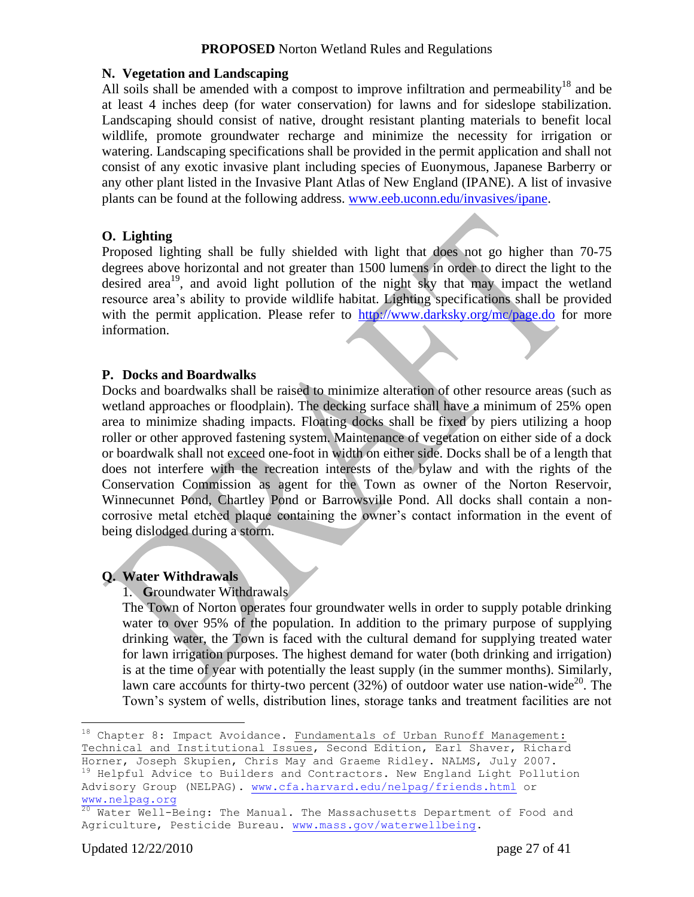## N. Vegetation and Landscaping

All soils shall be amended with a compost to improve infiltration and permeability[18] and be at least 4 inches deep (for water conservation) for lawns and for sideslope stabilization. Landscaping should consist of native, drought resistant planting materials to benefit local wildlife, promote groundwater recharge and minimize the necessity for irrigation or watering. Landscaping specifications shall be provided in the permit application and shall not consist of any exotic invasive plant including species of Euonymous, Japanese Barberry or any other plant listed in the Invasive Plant Atlas of New England (IPANE). A list of invasive plants can be found at the following address. www.eeb.uconn.edu/invasives/ipane.

## O. Lighting

Proposed lighting shall be fully shielded with light that does not go higher than 70-75 degrees above horizontal and not greater than 1500 lumens in order to direct the light to the desired area[19], and avoid light pollution of the night sky that may impact the wetland resource area's ability to provide wildlife habitat. Lighting specifications shall be provided with the permit application. Please refer to http://www.darksky.org/mc/page.do for more information.

## P. Docks and Boardwalks

Docks and boardwalks shall be raised to minimize alteration of other resource areas (such as wetland approaches or floodplain). The decking surface shall have a minimum of 25% open area to minimize shading impacts. Floating docks shall be fixed by piers utilizing a hoop roller or other approved fastening system. Maintenance of vegetation on either side of a dock or boardwalk shall not exceed one-foot in width on either side. Docks shall be of a length that does not interfere with the recreation interests of the bylaw and with the rights of the Conservation Commission as agent for the Town as owner of the Norton Reservoir, Winnecunnet Pond, Chartley Pond or Barrowsville Pond. All docks shall contain a non-corrosive metal etched plaque containing the owner's contact information in the event of being dislodged during a storm.

## Q. Water Withdrawals

1. **G**roundwater Withdrawals

The Town of Norton operates four groundwater wells in order to supply potable drinking water to over 95% of the population. In addition to the primary purpose of supplying drinking water, the Town is faced with the cultural demand for supplying treated water for lawn irrigation purposes. The highest demand for water (both drinking and irrigation) is at the time of year with potentially the least supply (in the summer months). Similarly, lawn care accounts for thirty-two percent (32%) of outdoor water use nation-wide[20]. The Town's system of wells, distribution lines, storage tanks and treatment facilities are not

---

[18] Chapter 8: Impact Avoidance. Fundamentals of Urban Runoff Management: Technical and Institutional Issues, Second Edition, Earl Shaver, Richard Horner, Joseph Skupien, Chris May and Graeme Ridley. NALMS, July 2007.

[19] Helpful Advice to Builders and Contractors. New England Light Pollution Advisory Group (NELPAG). www.cfa.harvard.edu/nelpag/friends.html or www.nelpag.org

[20] Water Well-Being: The Manual. The Massachusetts Department of Food and Agriculture, Pesticide Bureau. www.mass.gov/waterwellbeing.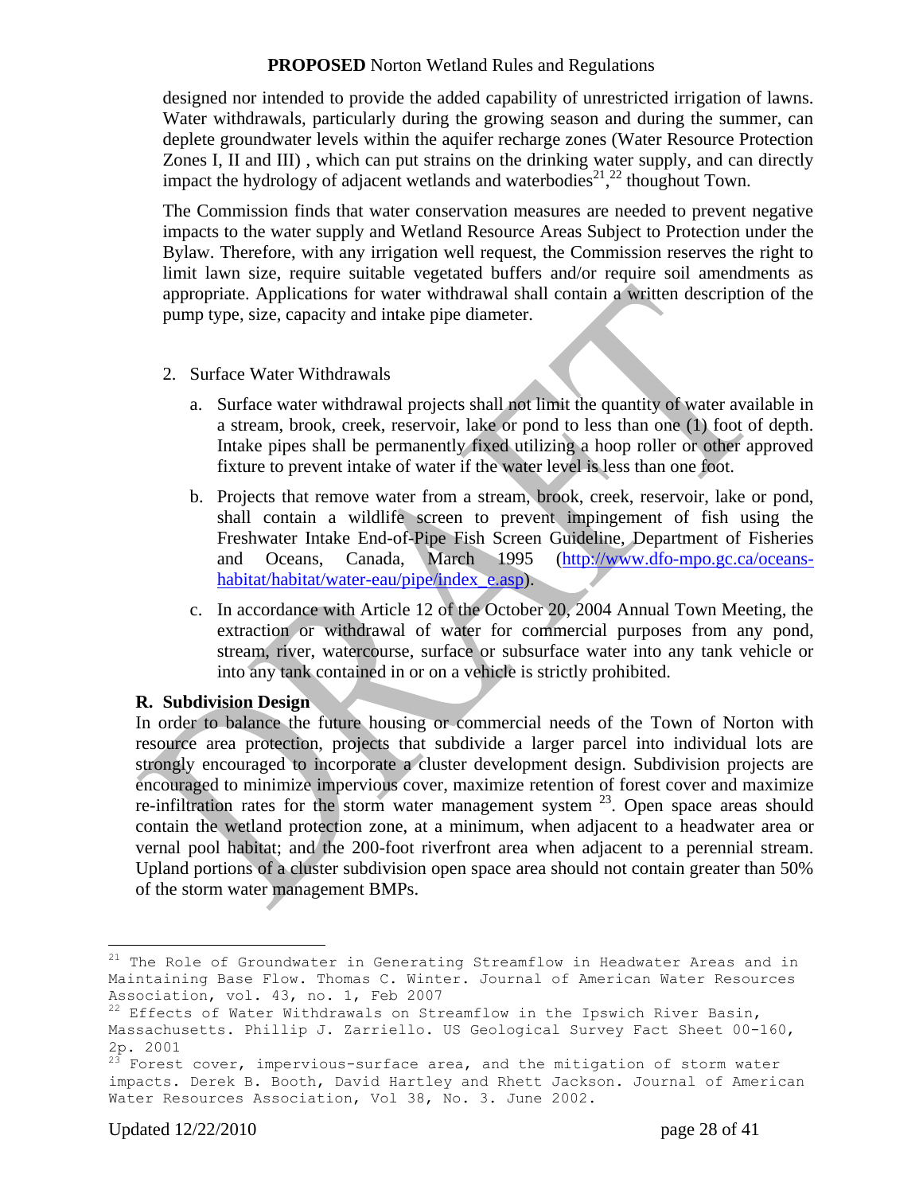designed nor intended to provide the added capability of unrestricted irrigation of lawns. Water withdrawals, particularly during the growing season and during the summer, can deplete groundwater levels within the aquifer recharge zones (Water Resource Protection Zones I, II and III) , which can put strains on the drinking water supply, and can directly impact the hydrology of adjacent wetlands and waterbodies[21],[22] thoughout Town.

The Commission finds that water conservation measures are needed to prevent negative impacts to the water supply and Wetland Resource Areas Subject to Protection under the Bylaw. Therefore, with any irrigation well request, the Commission reserves the right to limit lawn size, require suitable vegetated buffers and/or require soil amendments as appropriate. Applications for water withdrawal shall contain a written description of the pump type, size, capacity and intake pipe diameter.

2. Surface Water Withdrawals

   a. Surface water withdrawal projects shall not limit the quantity of water available in a stream, brook, creek, reservoir, lake or pond to less than one (1) foot of depth. Intake pipes shall be permanently fixed utilizing a hoop roller or other approved fixture to prevent intake of water if the water level is less than one foot.

   b. Projects that remove water from a stream, brook, creek, reservoir, lake or pond, shall contain a wildlife screen to prevent impingement of fish using the Freshwater Intake End-of-Pipe Fish Screen Guideline, Department of Fisheries and Oceans, Canada, March 1995 (http://www.dfo-mpo.gc.ca/oceans-habitat/habitat/water-eau/pipe/index_e.asp).

   c. In accordance with Article 12 of the October 20, 2004 Annual Town Meeting, the extraction or withdrawal of water for commercial purposes from any pond, stream, river, watercourse, surface or subsurface water into any tank vehicle or into any tank contained in or on a vehicle is strictly prohibited.

**R. Subdivision Design**

In order to balance the future housing or commercial needs of the Town of Norton with resource area protection, projects that subdivide a larger parcel into individual lots are strongly encouraged to incorporate a cluster development design. Subdivision projects are encouraged to minimize impervious cover, maximize retention of forest cover and maximize re-infiltration rates for the storm water management system [23]. Open space areas should contain the wetland protection zone, at a minimum, when adjacent to a headwater area or vernal pool habitat; and the 200-foot riverfront area when adjacent to a perennial stream. Upland portions of a cluster subdivision open space area should not contain greater than 50% of the storm water management BMPs.

---

[21] The Role of Groundwater in Generating Streamflow in Headwater Areas and in Maintaining Base Flow. Thomas C. Winter. Journal of American Water Resources Association, vol. 43, no. 1, Feb 2007

[22] Effects of Water Withdrawals on Streamflow in the Ipswich River Basin, Massachusetts. Phillip J. Zarriello. US Geological Survey Fact Sheet 00-160, 2p. 2001

[23] Forest cover, impervious-surface area, and the mitigation of storm water impacts. Derek B. Booth, David Hartley and Rhett Jackson. Journal of American Water Resources Association, Vol 38, No. 3. June 2002.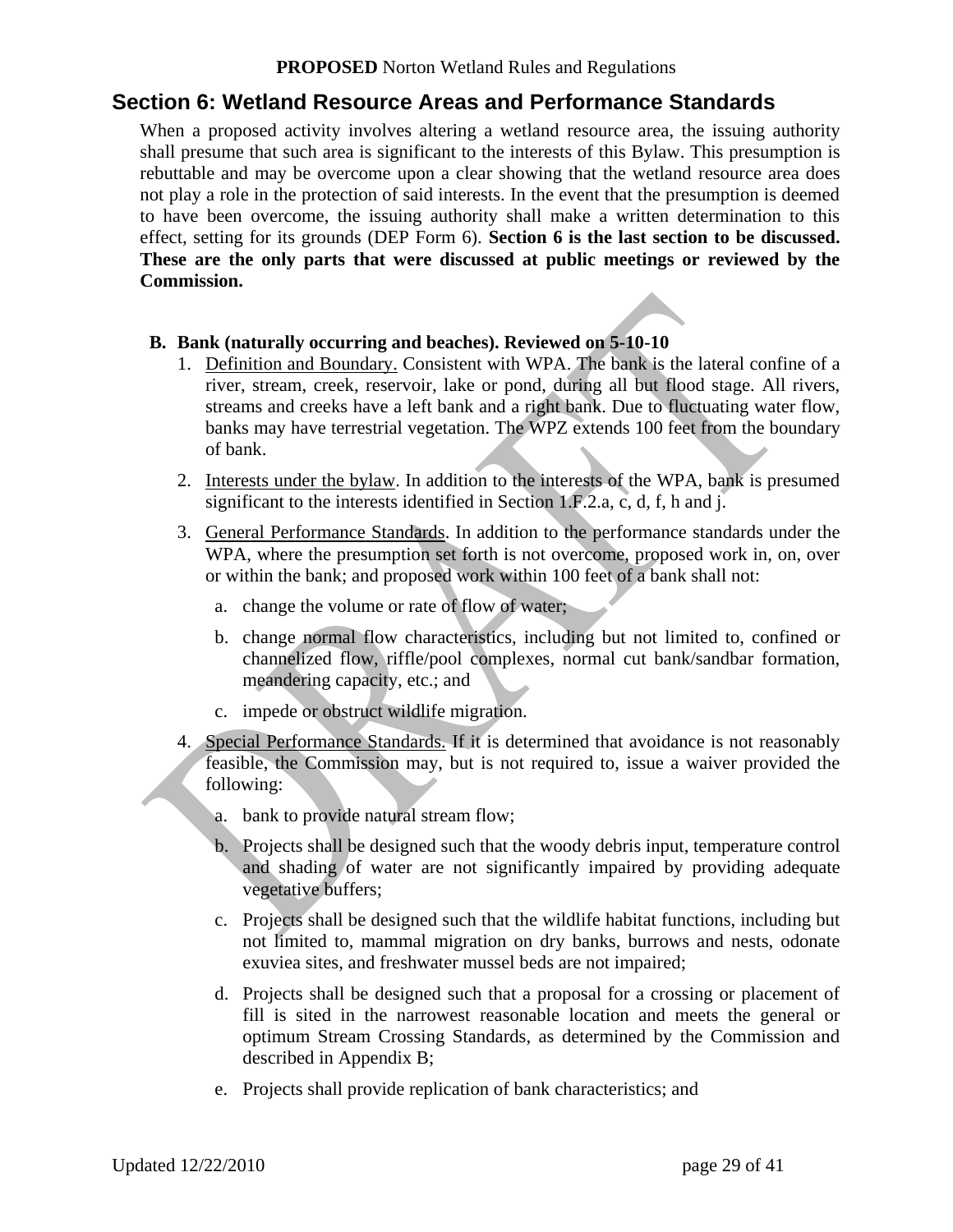## Section 6: Wetland Resource Areas and Performance Standards

When a proposed activity involves altering a wetland resource area, the issuing authority shall presume that such area is significant to the interests of this Bylaw. This presumption is rebuttable and may be overcome upon a clear showing that the wetland resource area does not play a role in the protection of said interests. In the event that the presumption is deemed to have been overcome, the issuing authority shall make a written determination to this effect, setting for its grounds (DEP Form 6). **Section 6 is the last section to be discussed. These are the only parts that were discussed at public meetings or reviewed by the Commission.**

**B. Bank (naturally occurring and beaches). Reviewed on 5-10-10**

1. Definition and Boundary. Consistent with WPA. The bank is the lateral confine of a river, stream, creek, reservoir, lake or pond, during all but flood stage. All rivers, streams and creeks have a left bank and a right bank. Due to fluctuating water flow, banks may have terrestrial vegetation. The WPZ extends 100 feet from the boundary of bank.
2. Interests under the bylaw. In addition to the interests of the WPA, bank is presumed significant to the interests identified in Section 1.F.2.a, c, d, f, h and j.
3. General Performance Standards. In addition to the performance standards under the WPA, where the presumption set forth is not overcome, proposed work in, on, over or within the bank; and proposed work within 100 feet of a bank shall not:
   a. change the volume or rate of flow of water;
   b. change normal flow characteristics, including but not limited to, confined or channelized flow, riffle/pool complexes, normal cut bank/sandbar formation, meandering capacity, etc.; and
   c. impede or obstruct wildlife migration.
4. Special Performance Standards. If it is determined that avoidance is not reasonably feasible, the Commission may, but is not required to, issue a waiver provided the following:
   a. bank to provide natural stream flow;
   b. Projects shall be designed such that the woody debris input, temperature control and shading of water are not significantly impaired by providing adequate vegetative buffers;
   c. Projects shall be designed such that the wildlife habitat functions, including but not limited to, mammal migration on dry banks, burrows and nests, odonate exuviea sites, and freshwater mussel beds are not impaired;
   d. Projects shall be designed such that a proposal for a crossing or placement of fill is sited in the narrowest reasonable location and meets the general or optimum Stream Crossing Standards, as determined by the Commission and described in Appendix B;
   e. Projects shall provide replication of bank characteristics; and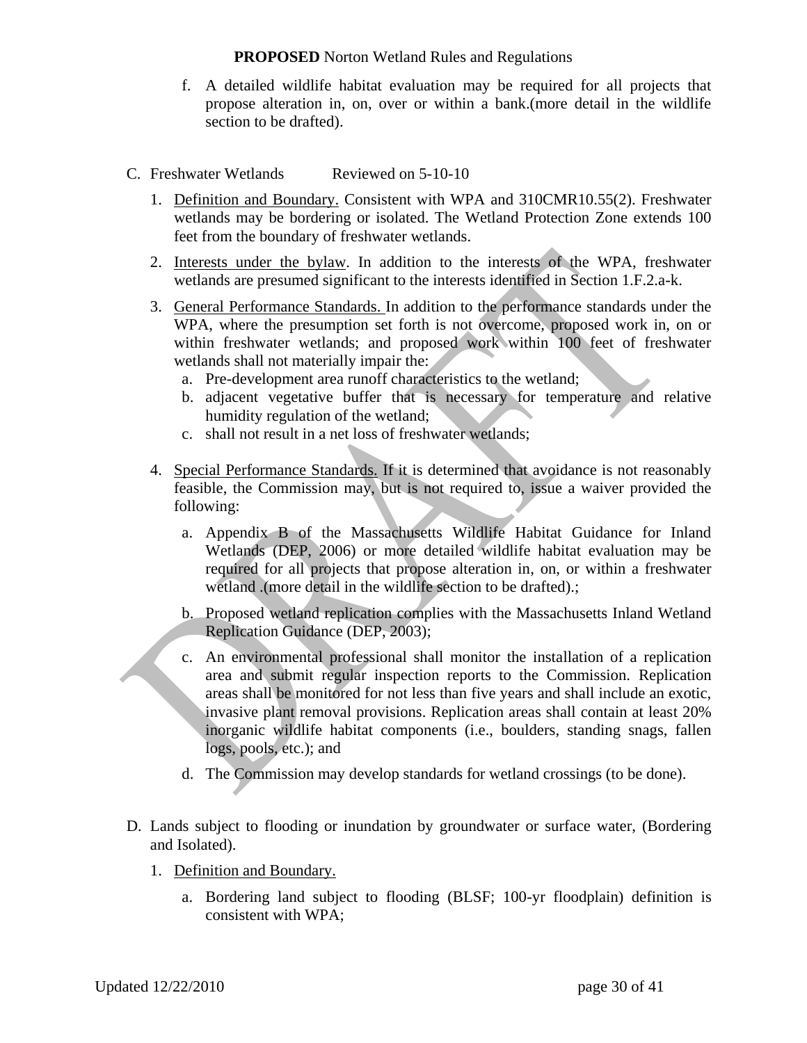f. A detailed wildlife habitat evaluation may be required for all projects that propose alteration in, on, over or within a bank.(more detail in the wildlife section to be drafted).

C. Freshwater Wetlands Reviewed on 5-10-10

1. Definition and Boundary. Consistent with WPA and 310CMR10.55(2). Freshwater wetlands may be bordering or isolated. The Wetland Protection Zone extends 100 feet from the boundary of freshwater wetlands.

2. Interests under the bylaw. In addition to the interests of the WPA, freshwater wetlands are presumed significant to the interests identified in Section 1.F.2.a-k.

3. General Performance Standards. In addition to the performance standards under the WPA, where the presumption set forth is not overcome, proposed work in, on or within freshwater wetlands; and proposed work within 100 feet of freshwater wetlands shall not materially impair the:
   a. Pre-development area runoff characteristics to the wetland;
   b. adjacent vegetative buffer that is necessary for temperature and relative humidity regulation of the wetland;
   c. shall not result in a net loss of freshwater wetlands;

4. Special Performance Standards. If it is determined that avoidance is not reasonably feasible, the Commission may, but is not required to, issue a waiver provided the following:

   a. Appendix B of the Massachusetts Wildlife Habitat Guidance for Inland Wetlands (DEP, 2006) or more detailed wildlife habitat evaluation may be required for all projects that propose alteration in, on, or within a freshwater wetland .(more detail in the wildlife section to be drafted).;

   b. Proposed wetland replication complies with the Massachusetts Inland Wetland Replication Guidance (DEP, 2003);

   c. An environmental professional shall monitor the installation of a replication area and submit regular inspection reports to the Commission. Replication areas shall be monitored for not less than five years and shall include an exotic, invasive plant removal provisions. Replication areas shall contain at least 20% inorganic wildlife habitat components (i.e., boulders, standing snags, fallen logs, pools, etc.); and

   d. The Commission may develop standards for wetland crossings (to be done).

D. Lands subject to flooding or inundation by groundwater or surface water, (Bordering and Isolated).

1. Definition and Boundary.

   a. Bordering land subject to flooding (BLSF; 100-yr floodplain) definition is consistent with WPA;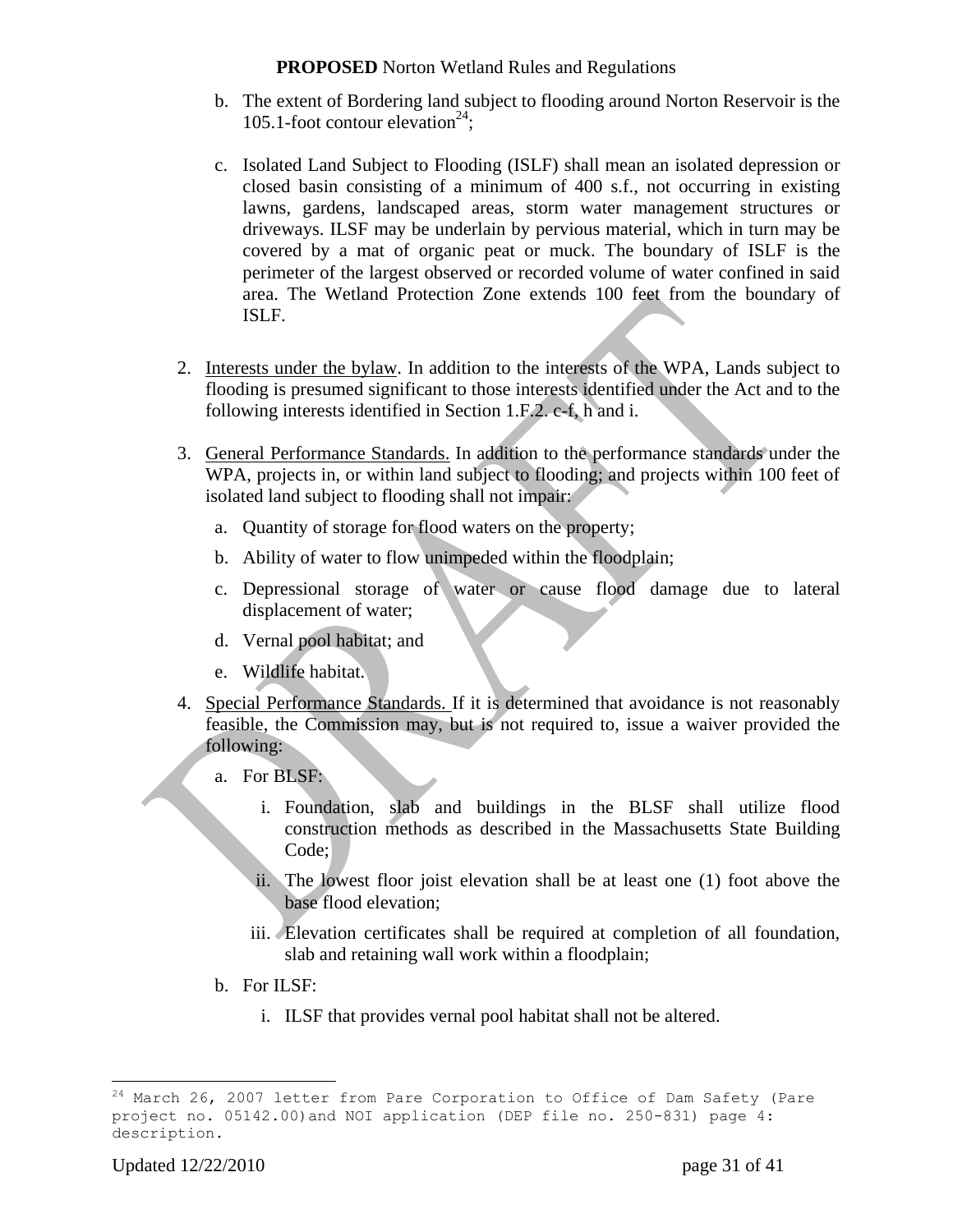b. The extent of Bordering land subject to flooding around Norton Reservoir is the 105.1-foot contour elevation[24];

c. Isolated Land Subject to Flooding (ISLF) shall mean an isolated depression or closed basin consisting of a minimum of 400 s.f., not occurring in existing lawns, gardens, landscaped areas, storm water management structures or driveways. ILSF may be underlain by pervious material, which in turn may be covered by a mat of organic peat or muck. The boundary of ISLF is the perimeter of the largest observed or recorded volume of water confined in said area. The Wetland Protection Zone extends 100 feet from the boundary of ISLF.

2. Interests under the bylaw. In addition to the interests of the WPA, Lands subject to flooding is presumed significant to those interests identified under the Act and to the following interests identified in Section 1.F.2. c-f, h and i.

3. General Performance Standards. In addition to the performance standards under the WPA, projects in, or within land subject to flooding; and projects within 100 feet of isolated land subject to flooding shall not impair:

   a. Quantity of storage for flood waters on the property;
   b. Ability of water to flow unimpeded within the floodplain;
   c. Depressional storage of water or cause flood damage due to lateral displacement of water;
   d. Vernal pool habitat; and
   e. Wildlife habitat.

4. Special Performance Standards. If it is determined that avoidance is not reasonably feasible, the Commission may, but is not required to, issue a waiver provided the following:

   a. For BLSF:
      i. Foundation, slab and buildings in the BLSF shall utilize flood construction methods as described in the Massachusetts State Building Code;
      ii. The lowest floor joist elevation shall be at least one (1) foot above the base flood elevation;
      iii. Elevation certificates shall be required at completion of all foundation, slab and retaining wall work within a floodplain;
   b. For ILSF:
      i. ILSF that provides vernal pool habitat shall not be altered.

[24] March 26, 2007 letter from Pare Corporation to Office of Dam Safety (Pare project no. 05142.00)and NOI application (DEP file no. 250-831) page 4: description.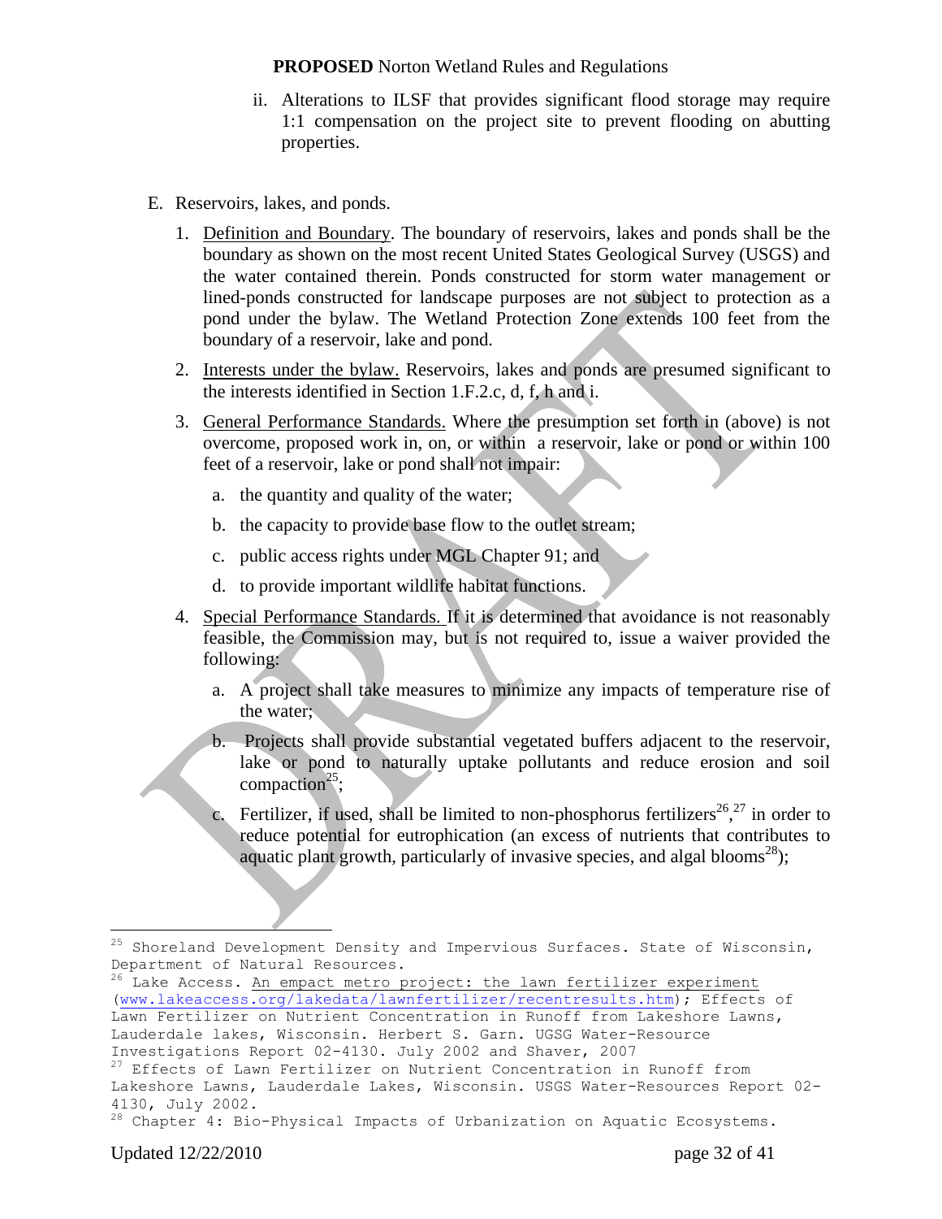ii. Alterations to ILSF that provides significant flood storage may require 1:1 compensation on the project site to prevent flooding on abutting properties.

E. Reservoirs, lakes, and ponds.

1. Definition and Boundary. The boundary of reservoirs, lakes and ponds shall be the boundary as shown on the most recent United States Geological Survey (USGS) and the water contained therein. Ponds constructed for storm water management or lined-ponds constructed for landscape purposes are not subject to protection as a pond under the bylaw. The Wetland Protection Zone extends 100 feet from the boundary of a reservoir, lake and pond.

2. Interests under the bylaw. Reservoirs, lakes and ponds are presumed significant to the interests identified in Section 1.F.2.c, d, f, h and i.

3. General Performance Standards. Where the presumption set forth in (above) is not overcome, proposed work in, on, or within a reservoir, lake or pond or within 100 feet of a reservoir, lake or pond shall not impair:

   a. the quantity and quality of the water;

   b. the capacity to provide base flow to the outlet stream;

   c. public access rights under MGL Chapter 91; and

   d. to provide important wildlife habitat functions.

4. Special Performance Standards. If it is determined that avoidance is not reasonably feasible, the Commission may, but is not required to, issue a waiver provided the following:

   a. A project shall take measures to minimize any impacts of temperature rise of the water;

   b. Projects shall provide substantial vegetated buffers adjacent to the reservoir, lake or pond to naturally uptake pollutants and reduce erosion and soil compaction[25];

   c. Fertilizer, if used, shall be limited to non-phosphorus fertilizers[26],[27] in order to reduce potential for eutrophication (an excess of nutrients that contributes to aquatic plant growth, particularly of invasive species, and algal blooms[28]);

---

[25] Shoreland Development Density and Impervious Surfaces. State of Wisconsin, Department of Natural Resources.

[26] Lake Access. An empact metro project: the lawn fertilizer experiment (www.lakeaccess.org/lakedata/lawnfertilizer/recentresults.htm); Effects of Lawn Fertilizer on Nutrient Concentration in Runoff from Lakeshore Lawns, Lauderdale lakes, Wisconsin. Herbert S. Garn. UGSG Water-Resource Investigations Report 02-4130. July 2002 and Shaver, 2007

[27] Effects of Lawn Fertilizer on Nutrient Concentration in Runoff from Lakeshore Lawns, Lauderdale Lakes, Wisconsin. USGS Water-Resources Report 02-4130, July 2002.

[28] Chapter 4: Bio-Physical Impacts of Urbanization on Aquatic Ecosystems.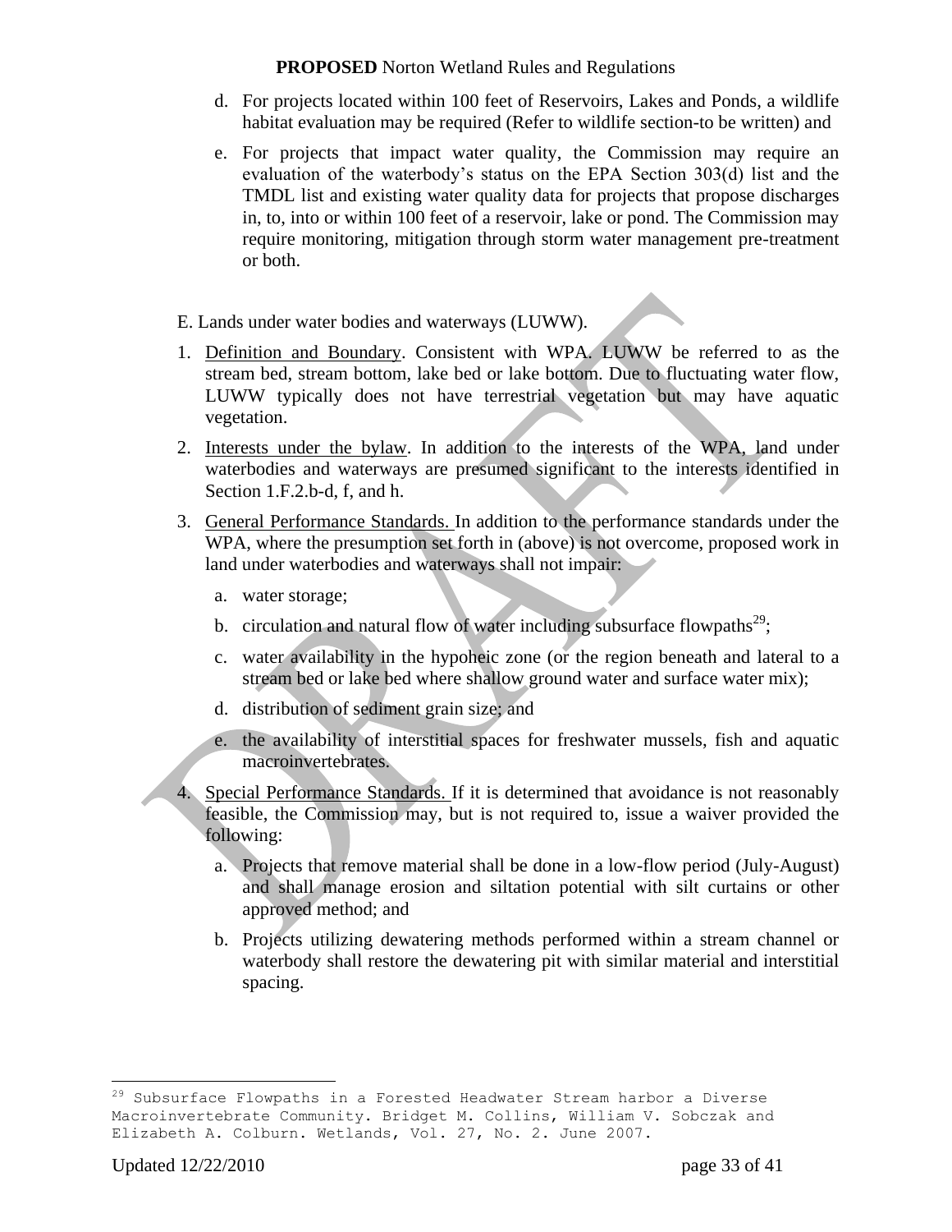d. For projects located within 100 feet of Reservoirs, Lakes and Ponds, a wildlife habitat evaluation may be required (Refer to wildlife section-to be written) and

e. For projects that impact water quality, the Commission may require an evaluation of the waterbody's status on the EPA Section 303(d) list and the TMDL list and existing water quality data for projects that propose discharges in, to, into or within 100 feet of a reservoir, lake or pond. The Commission may require monitoring, mitigation through storm water management pre-treatment or both.

E. Lands under water bodies and waterways (LUWW).

1. Definition and Boundary. Consistent with WPA. LUWW be referred to as the stream bed, stream bottom, lake bed or lake bottom. Due to fluctuating water flow, LUWW typically does not have terrestrial vegetation but may have aquatic vegetation.

2. Interests under the bylaw. In addition to the interests of the WPA, land under waterbodies and waterways are presumed significant to the interests identified in Section 1.F.2.b-d, f, and h.

3. General Performance Standards. In addition to the performance standards under the WPA, where the presumption set forth in (above) is not overcome, proposed work in land under waterbodies and waterways shall not impair:

   a. water storage;

   b. circulation and natural flow of water including subsurface flowpaths[29];

   c. water availability in the hypoheic zone (or the region beneath and lateral to a stream bed or lake bed where shallow ground water and surface water mix);

   d. distribution of sediment grain size; and

   e. the availability of interstitial spaces for freshwater mussels, fish and aquatic macroinvertebrates.

4. Special Performance Standards. If it is determined that avoidance is not reasonably feasible, the Commission may, but is not required to, issue a waiver provided the following:

   a. Projects that remove material shall be done in a low-flow period (July-August) and shall manage erosion and siltation potential with silt curtains or other approved method; and

   b. Projects utilizing dewatering methods performed within a stream channel or waterbody shall restore the dewatering pit with similar material and interstitial spacing.

[29] Subsurface Flowpaths in a Forested Headwater Stream harbor a Diverse Macroinvertebrate Community. Bridget M. Collins, William V. Sobczak and Elizabeth A. Colburn. Wetlands, Vol. 27, No. 2. June 2007.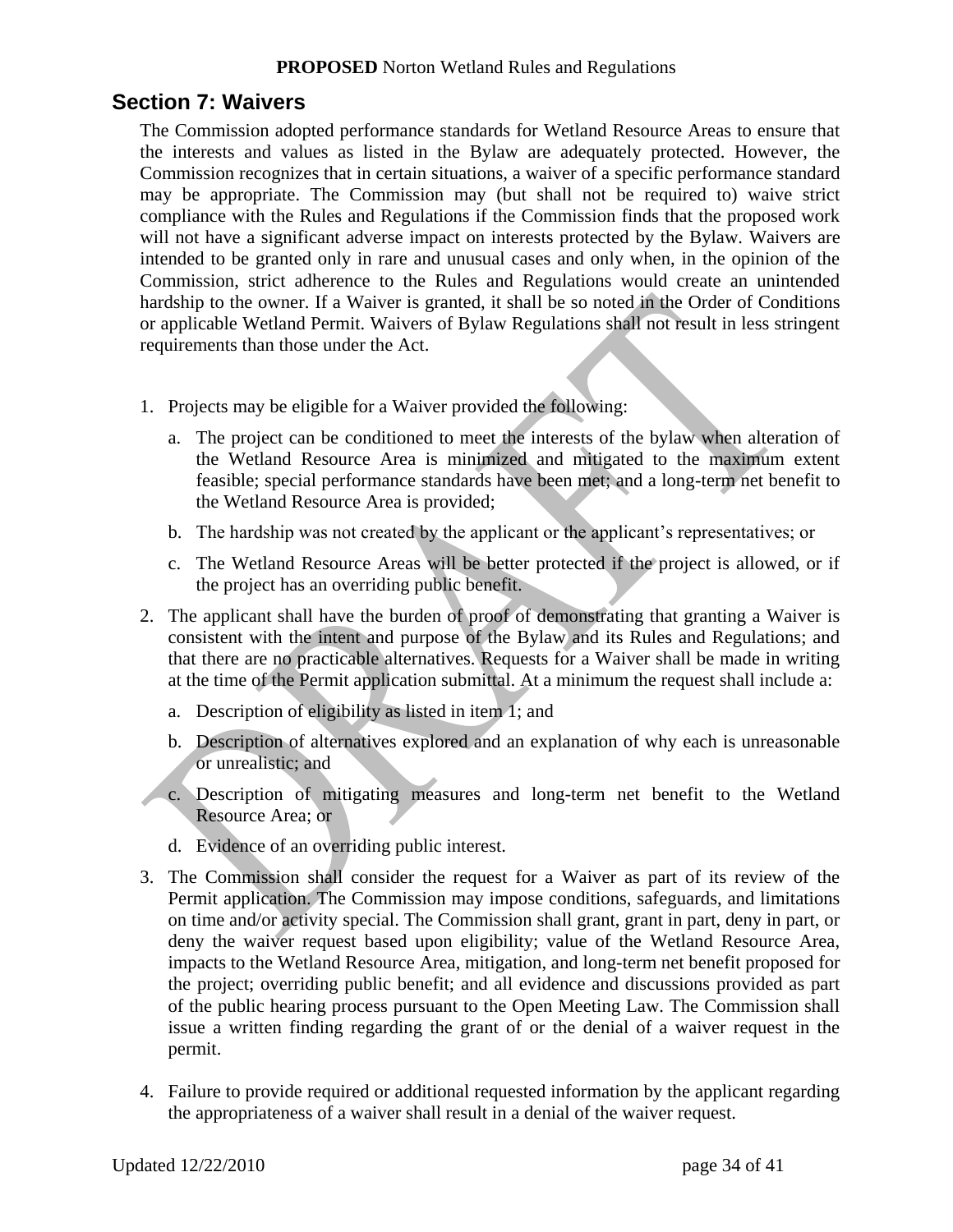## Section 7: Waivers

The Commission adopted performance standards for Wetland Resource Areas to ensure that the interests and values as listed in the Bylaw are adequately protected. However, the Commission recognizes that in certain situations, a waiver of a specific performance standard may be appropriate. The Commission may (but shall not be required to) waive strict compliance with the Rules and Regulations if the Commission finds that the proposed work will not have a significant adverse impact on interests protected by the Bylaw. Waivers are intended to be granted only in rare and unusual cases and only when, in the opinion of the Commission, strict adherence to the Rules and Regulations would create an unintended hardship to the owner. If a Waiver is granted, it shall be so noted in the Order of Conditions or applicable Wetland Permit. Waivers of Bylaw Regulations shall not result in less stringent requirements than those under the Act.

1. Projects may be eligible for a Waiver provided the following:
   a. The project can be conditioned to meet the interests of the bylaw when alteration of the Wetland Resource Area is minimized and mitigated to the maximum extent feasible; special performance standards have been met; and a long-term net benefit to the Wetland Resource Area is provided;
   b. The hardship was not created by the applicant or the applicant's representatives; or
   c. The Wetland Resource Areas will be better protected if the project is allowed, or if the project has an overriding public benefit.
2. The applicant shall have the burden of proof of demonstrating that granting a Waiver is consistent with the intent and purpose of the Bylaw and its Rules and Regulations; and that there are no practicable alternatives. Requests for a Waiver shall be made in writing at the time of the Permit application submittal. At a minimum the request shall include a:
   a. Description of eligibility as listed in item 1; and
   b. Description of alternatives explored and an explanation of why each is unreasonable or unrealistic; and
   c. Description of mitigating measures and long-term net benefit to the Wetland Resource Area; or
   d. Evidence of an overriding public interest.
3. The Commission shall consider the request for a Waiver as part of its review of the Permit application. The Commission may impose conditions, safeguards, and limitations on time and/or activity special. The Commission shall grant, grant in part, deny in part, or deny the waiver request based upon eligibility; value of the Wetland Resource Area, impacts to the Wetland Resource Area, mitigation, and long-term net benefit proposed for the project; overriding public benefit; and all evidence and discussions provided as part of the public hearing process pursuant to the Open Meeting Law. The Commission shall issue a written finding regarding the grant of or the denial of a waiver request in the permit.
4. Failure to provide required or additional requested information by the applicant regarding the appropriateness of a waiver shall result in a denial of the waiver request.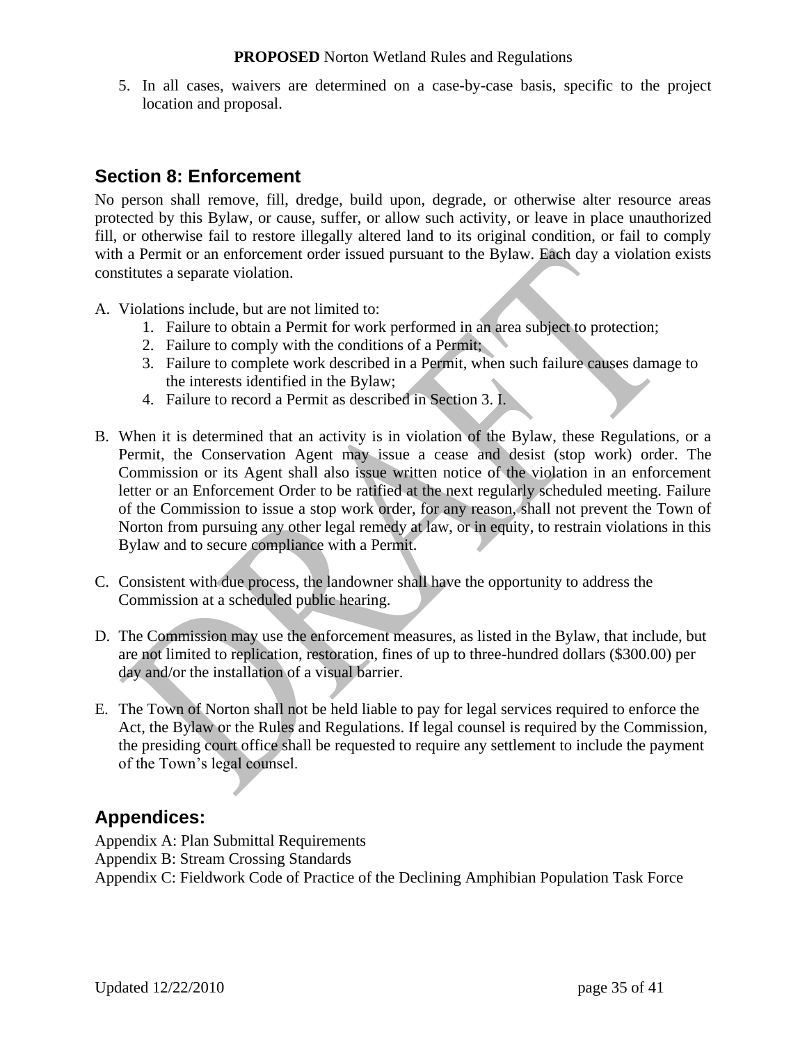5. In all cases, waivers are determined on a case-by-case basis, specific to the project location and proposal.

## Section 8: Enforcement

No person shall remove, fill, dredge, build upon, degrade, or otherwise alter resource areas protected by this Bylaw, or cause, suffer, or allow such activity, or leave in place unauthorized fill, or otherwise fail to restore illegally altered land to its original condition, or fail to comply with a Permit or an enforcement order issued pursuant to the Bylaw. Each day a violation exists constitutes a separate violation.

A. Violations include, but are not limited to:
   1. Failure to obtain a Permit for work performed in an area subject to protection;
   2. Failure to comply with the conditions of a Permit;
   3. Failure to complete work described in a Permit, when such failure causes damage to the interests identified in the Bylaw;
   4. Failure to record a Permit as described in Section 3. I.

B. When it is determined that an activity is in violation of the Bylaw, these Regulations, or a Permit, the Conservation Agent may issue a cease and desist (stop work) order. The Commission or its Agent shall also issue written notice of the violation in an enforcement letter or an Enforcement Order to be ratified at the next regularly scheduled meeting. Failure of the Commission to issue a stop work order, for any reason, shall not prevent the Town of Norton from pursuing any other legal remedy at law, or in equity, to restrain violations in this Bylaw and to secure compliance with a Permit.

C. Consistent with due process, the landowner shall have the opportunity to address the Commission at a scheduled public hearing.

D. The Commission may use the enforcement measures, as listed in the Bylaw, that include, but are not limited to replication, restoration, fines of up to three-hundred dollars ($300.00) per day and/or the installation of a visual barrier.

E. The Town of Norton shall not be held liable to pay for legal services required to enforce the Act, the Bylaw or the Rules and Regulations. If legal counsel is required by the Commission, the presiding court office shall be requested to require any settlement to include the payment of the Town's legal counsel.

## Appendices:

Appendix A: Plan Submittal Requirements
Appendix B: Stream Crossing Standards
Appendix C: Fieldwork Code of Practice of the Declining Amphibian Population Task Force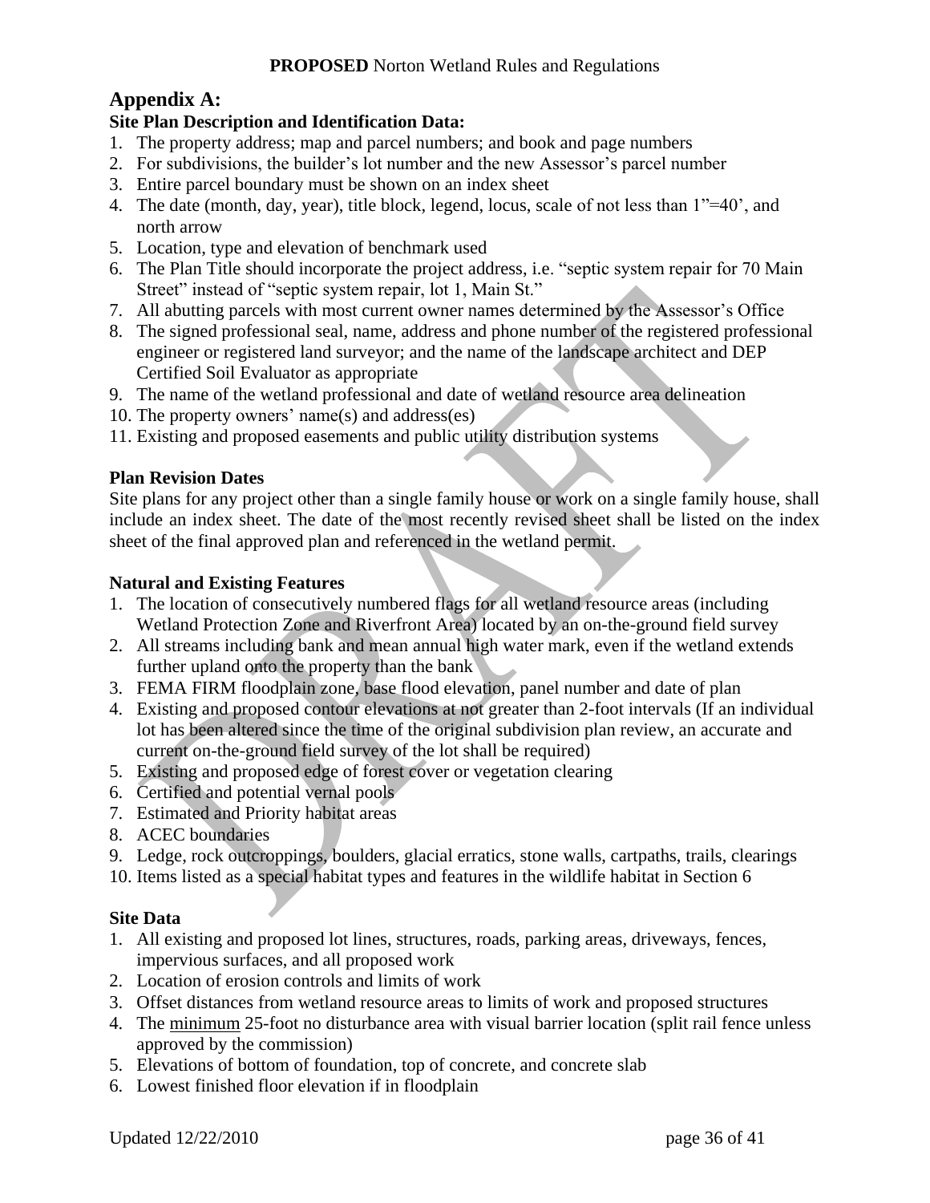## Appendix A:

### Site Plan Description and Identification Data:

1. The property address; map and parcel numbers; and book and page numbers
2. For subdivisions, the builder's lot number and the new Assessor's parcel number
3. Entire parcel boundary must be shown on an index sheet
4. The date (month, day, year), title block, legend, locus, scale of not less than 1"=40', and north arrow
5. Location, type and elevation of benchmark used
6. The Plan Title should incorporate the project address, i.e. "septic system repair for 70 Main Street" instead of "septic system repair, lot 1, Main St."
7. All abutting parcels with most current owner names determined by the Assessor's Office
8. The signed professional seal, name, address and phone number of the registered professional engineer or registered land surveyor; and the name of the landscape architect and DEP Certified Soil Evaluator as appropriate
9. The name of the wetland professional and date of wetland resource area delineation
10. The property owners' name(s) and address(es)
11. Existing and proposed easements and public utility distribution systems

**Plan Revision Dates**

Site plans for any project other than a single family house or work on a single family house, shall include an index sheet. The date of the most recently revised sheet shall be listed on the index sheet of the final approved plan and referenced in the wetland permit.

**Natural and Existing Features**

1. The location of consecutively numbered flags for all wetland resource areas (including Wetland Protection Zone and Riverfront Area) located by an on-the-ground field survey
2. All streams including bank and mean annual high water mark, even if the wetland extends further upland onto the property than the bank
3. FEMA FIRM floodplain zone, base flood elevation, panel number and date of plan
4. Existing and proposed contour elevations at not greater than 2-foot intervals (If an individual lot has been altered since the time of the original subdivision plan review, an accurate and current on-the-ground field survey of the lot shall be required)
5. Existing and proposed edge of forest cover or vegetation clearing
6. Certified and potential vernal pools
7. Estimated and Priority habitat areas
8. ACEC boundaries
9. Ledge, rock outcroppings, boulders, glacial erratics, stone walls, cartpaths, trails, clearings
10. Items listed as a special habitat types and features in the wildlife habitat in Section 6

**Site Data**

1. All existing and proposed lot lines, structures, roads, parking areas, driveways, fences, impervious surfaces, and all proposed work
2. Location of erosion controls and limits of work
3. Offset distances from wetland resource areas to limits of work and proposed structures
4. The <u>minimum</u> 25-foot no disturbance area with visual barrier location (split rail fence unless approved by the commission)
5. Elevations of bottom of foundation, top of concrete, and concrete slab
6. Lowest finished floor elevation if in floodplain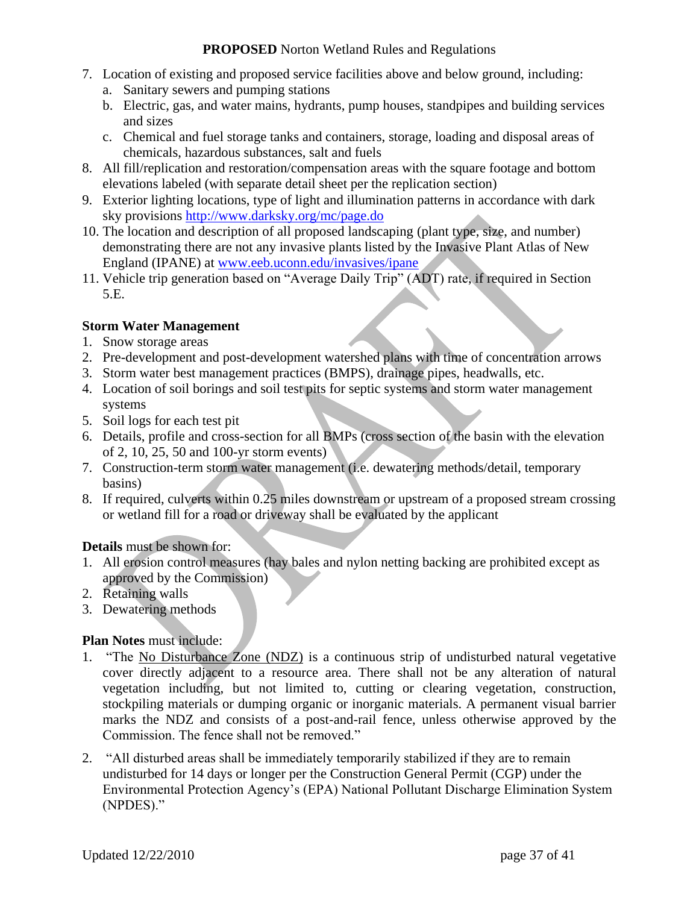7. Location of existing and proposed service facilities above and below ground, including:
   a. Sanitary sewers and pumping stations
   b. Electric, gas, and water mains, hydrants, pump houses, standpipes and building services and sizes
   c. Chemical and fuel storage tanks and containers, storage, loading and disposal areas of chemicals, hazardous substances, salt and fuels
8. All fill/replication and restoration/compensation areas with the square footage and bottom elevations labeled (with separate detail sheet per the replication section)
9. Exterior lighting locations, type of light and illumination patterns in accordance with dark sky provisions http://www.darksky.org/mc/page.do
10. The location and description of all proposed landscaping (plant type, size, and number) demonstrating there are not any invasive plants listed by the Invasive Plant Atlas of New England (IPANE) at www.eeb.uconn.edu/invasives/ipane
11. Vehicle trip generation based on "Average Daily Trip" (ADT) rate, if required in Section 5.E.

**Storm Water Management**

1. Snow storage areas
2. Pre-development and post-development watershed plans with time of concentration arrows
3. Storm water best management practices (BMPS), drainage pipes, headwalls, etc.
4. Location of soil borings and soil test pits for septic systems and storm water management systems
5. Soil logs for each test pit
6. Details, profile and cross-section for all BMPs (cross section of the basin with the elevation of 2, 10, 25, 50 and 100-yr storm events)
7. Construction-term storm water management (i.e. dewatering methods/detail, temporary basins)
8. If required, culverts within 0.25 miles downstream or upstream of a proposed stream crossing or wetland fill for a road or driveway shall be evaluated by the applicant

**Details** must be shown for:

1. All erosion control measures (hay bales and nylon netting backing are prohibited except as approved by the Commission)
2. Retaining walls
3. Dewatering methods

**Plan Notes** must include:

1. "The No Disturbance Zone (NDZ) is a continuous strip of undisturbed natural vegetative cover directly adjacent to a resource area. There shall not be any alteration of natural vegetation including, but not limited to, cutting or clearing vegetation, construction, stockpiling materials or dumping organic or inorganic materials. A permanent visual barrier marks the NDZ and consists of a post-and-rail fence, unless otherwise approved by the Commission. The fence shall not be removed."
2. "All disturbed areas shall be immediately temporarily stabilized if they are to remain undisturbed for 14 days or longer per the Construction General Permit (CGP) under the Environmental Protection Agency's (EPA) National Pollutant Discharge Elimination System (NPDES)."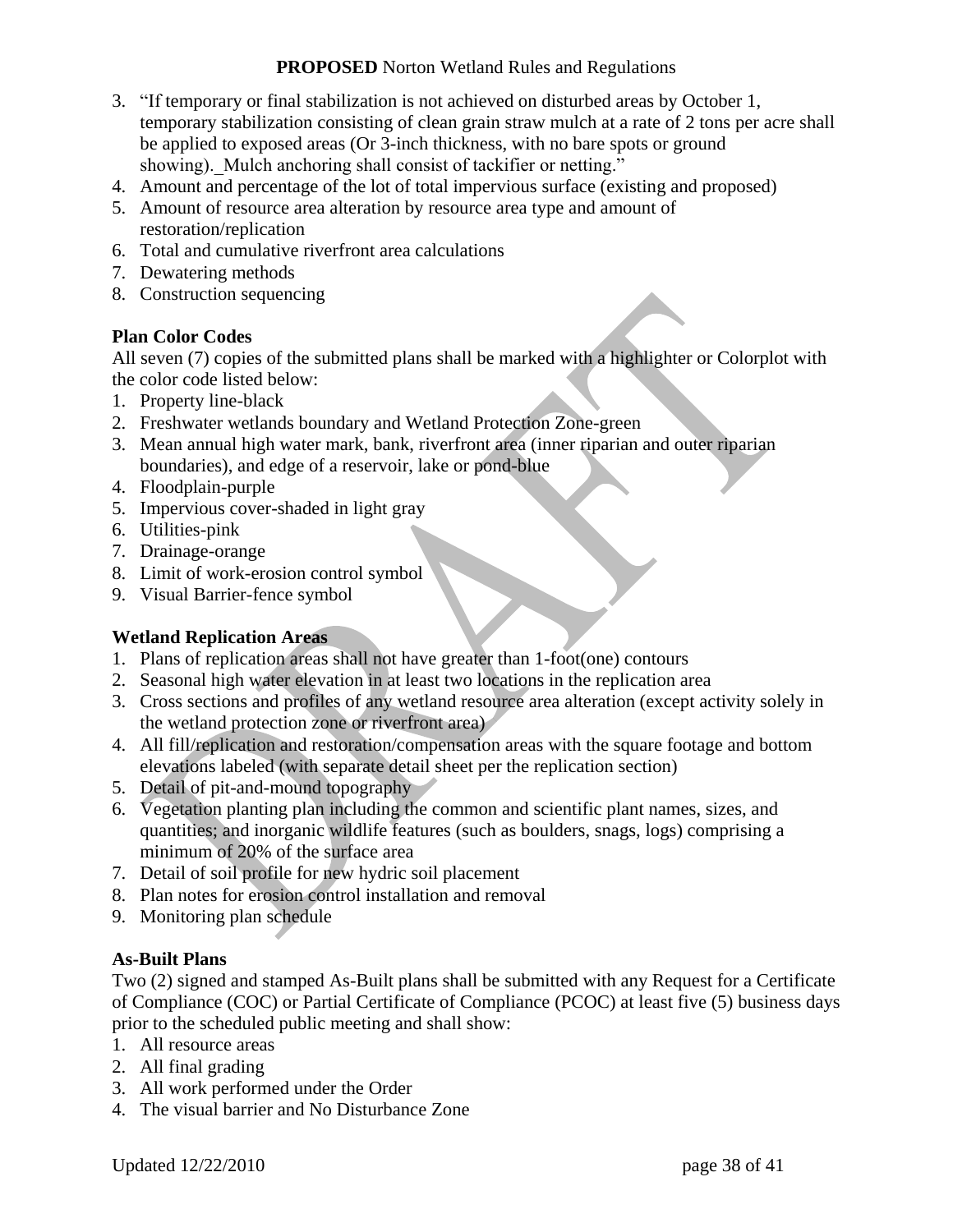3. "If temporary or final stabilization is not achieved on disturbed areas by October 1, temporary stabilization consisting of clean grain straw mulch at a rate of 2 tons per acre shall be applied to exposed areas (Or 3-inch thickness, with no bare spots or ground showing). Mulch anchoring shall consist of tackifier or netting."
4. Amount and percentage of the lot of total impervious surface (existing and proposed)
5. Amount of resource area alteration by resource area type and amount of restoration/replication
6. Total and cumulative riverfront area calculations
7. Dewatering methods
8. Construction sequencing

**Plan Color Codes**

All seven (7) copies of the submitted plans shall be marked with a highlighter or Colorplot with the color code listed below:

1. Property line-black
2. Freshwater wetlands boundary and Wetland Protection Zone-green
3. Mean annual high water mark, bank, riverfront area (inner riparian and outer riparian boundaries), and edge of a reservoir, lake or pond-blue
4. Floodplain-purple
5. Impervious cover-shaded in light gray
6. Utilities-pink
7. Drainage-orange
8. Limit of work-erosion control symbol
9. Visual Barrier-fence symbol

**Wetland Replication Areas**

1. Plans of replication areas shall not have greater than 1-foot(one) contours
2. Seasonal high water elevation in at least two locations in the replication area
3. Cross sections and profiles of any wetland resource area alteration (except activity solely in the wetland protection zone or riverfront area)
4. All fill/replication and restoration/compensation areas with the square footage and bottom elevations labeled (with separate detail sheet per the replication section)
5. Detail of pit-and-mound topography
6. Vegetation planting plan including the common and scientific plant names, sizes, and quantities; and inorganic wildlife features (such as boulders, snags, logs) comprising a minimum of 20% of the surface area
7. Detail of soil profile for new hydric soil placement
8. Plan notes for erosion control installation and removal
9. Monitoring plan schedule

**As-Built Plans**

Two (2) signed and stamped As-Built plans shall be submitted with any Request for a Certificate of Compliance (COC) or Partial Certificate of Compliance (PCOC) at least five (5) business days prior to the scheduled public meeting and shall show:

1. All resource areas
2. All final grading
3. All work performed under the Order
4. The visual barrier and No Disturbance Zone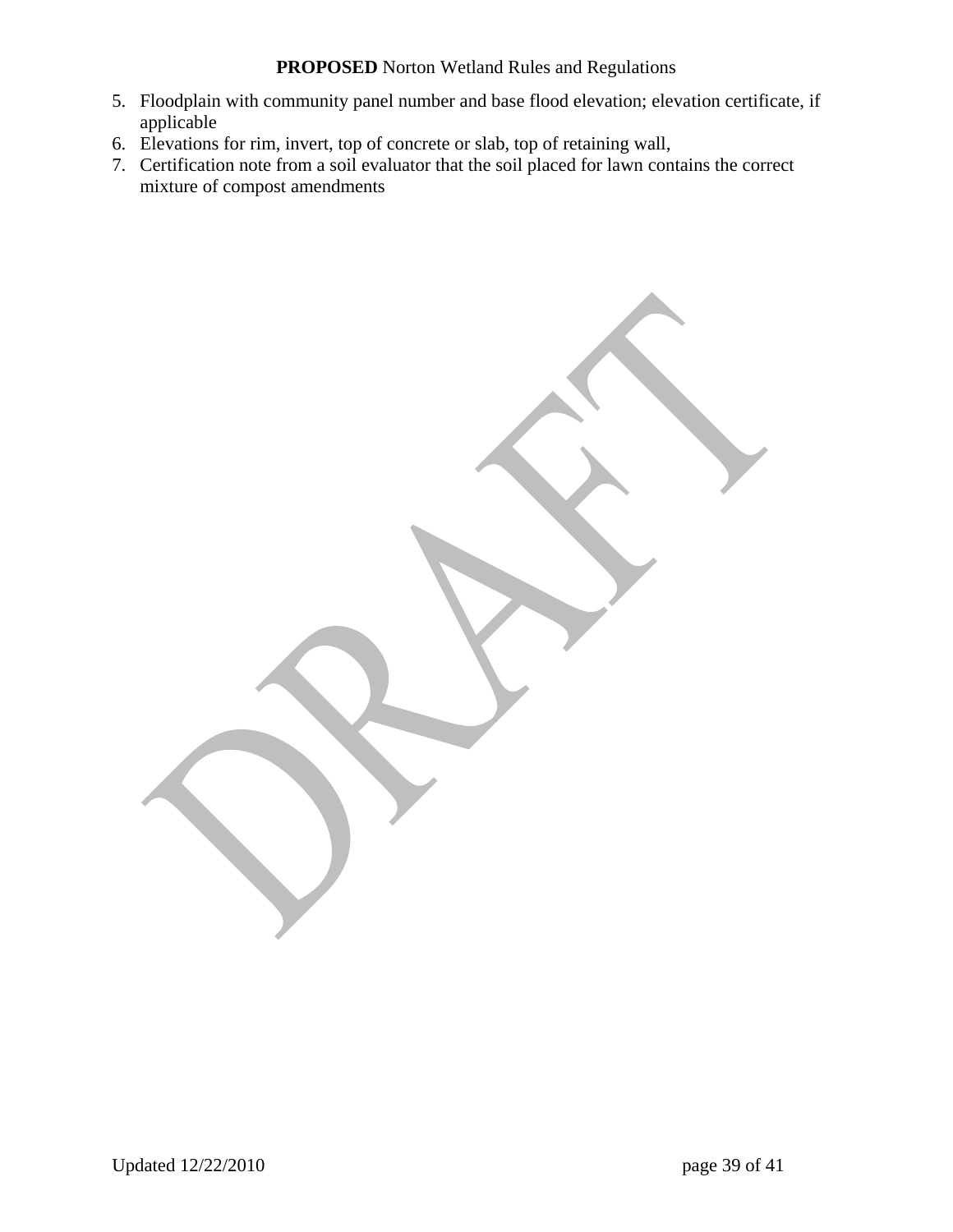5. Floodplain with community panel number and base flood elevation; elevation certificate, if applicable
6. Elevations for rim, invert, top of concrete or slab, top of retaining wall,
7. Certification note from a soil evaluator that the soil placed for lawn contains the correct mixture of compost amendments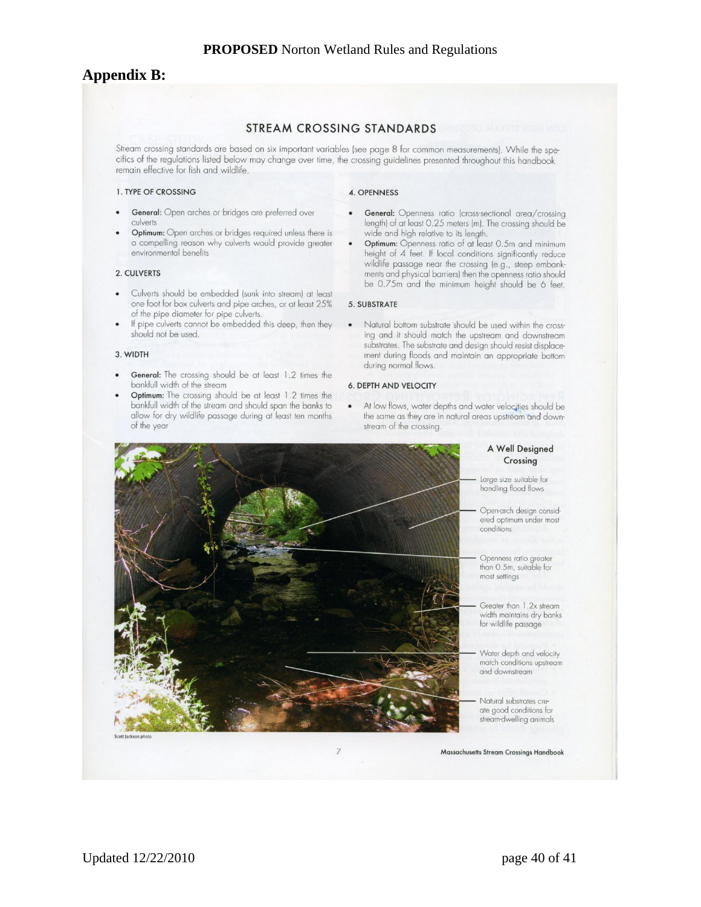## Appendix B:

### STREAM CROSSING STANDARDS

Stream crossing standards are based on six important variables (see page 8 for common measurements). While the specifics of the regulations listed below may change over time, the crossing guidelines presented throughout this handbook remain effective for fish and wildlife.

#### 1. TYPE OF CROSSING

- **General:** Open arches or bridges are preferred over culverts
- **Optimum:** Open arches or bridges required unless there is a compelling reason why culverts would provide greater environmental benefits

#### 2. CULVERTS

- Culverts should be embedded (sunk into stream) at least one foot for box culverts and pipe arches, or at least 25% of the pipe diameter for pipe culverts.
- If pipe culverts cannot be embedded this deep, then they should not be used.

#### 3. WIDTH

- **General:** The crossing should be at least 1.2 times the bankfull width of the stream
- **Optimum:** The crossing should be at least 1.2 times the bankfull width of the stream and should span the banks to allow for dry wildlife passage during at least ten months of the year

#### 4. OPENNESS

- **General:** Openness ratio (cross-sectional area/crossing length) of at least 0.25 meters (m). The crossing should be wide and high relative to its length.
- **Optimum:** Openness ratio of at least 0.5m and minimum height of 4 feet. If local conditions significantly reduce wildlife passage near the crossing (e.g., steep embankments and physical barriers) then the openness ratio should be 0.75m and the minimum height should be 6 feet.

#### 5. SUBSTRATE

- Natural bottom substrate should be used within the crossing and it should match the upstream and downstream substrates. The substrate and design should resist displacement during floods and maintain an appropriate bottom during normal flows.

#### 6. DEPTH AND VELOCITY

- At low flows, water depths and water velocities should be the same as they are in natural areas upstream and downstream of the crossing.

**A Well Designed Crossing**

- Large size suitable for handling flood flows
- Open-arch design considered optimum under most conditions
- Openness ratio greater than 0.5m, suitable for most settings
- Greater than 1.2x stream width maintains dry banks for wildlife passage
- Water depth and velocity match conditions upstream and downstream
- Natural substrates create good conditions for stream-dwelling animals

Scott Jackson photo

7

Massachusetts Stream Crossings Handbook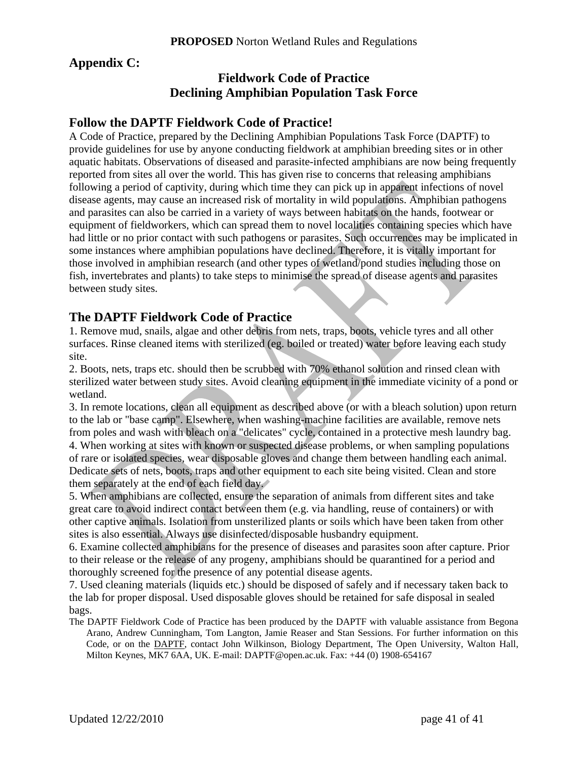## Appendix C:

### Fieldwork Code of Practice
### Declining Amphibian Population Task Force

## Follow the DAPTF Fieldwork Code of Practice!

A Code of Practice, prepared by the Declining Amphibian Populations Task Force (DAPTF) to provide guidelines for use by anyone conducting fieldwork at amphibian breeding sites or in other aquatic habitats. Observations of diseased and parasite-infected amphibians are now being frequently reported from sites all over the world. This has given rise to concerns that releasing amphibians following a period of captivity, during which time they can pick up in apparent infections of novel disease agents, may cause an increased risk of mortality in wild populations. Amphibian pathogens and parasites can also be carried in a variety of ways between habitats on the hands, footwear or equipment of fieldworkers, which can spread them to novel localities containing species which have had little or no prior contact with such pathogens or parasites. Such occurrences may be implicated in some instances where amphibian populations have declined. Therefore, it is vitally important for those involved in amphibian research (and other types of wetland/pond studies including those on fish, invertebrates and plants) to take steps to minimise the spread of disease agents and parasites between study sites.

## The DAPTF Fieldwork Code of Practice

1. Remove mud, snails, algae and other debris from nets, traps, boots, vehicle tyres and all other surfaces. Rinse cleaned items with sterilized (eg. boiled or treated) water before leaving each study site.
2. Boots, nets, traps etc. should then be scrubbed with 70% ethanol solution and rinsed clean with sterilized water between study sites. Avoid cleaning equipment in the immediate vicinity of a pond or wetland.
3. In remote locations, clean all equipment as described above (or with a bleach solution) upon return to the lab or "base camp". Elsewhere, when washing-machine facilities are available, remove nets from poles and wash with bleach on a "delicates" cycle, contained in a protective mesh laundry bag.
4. When working at sites with known or suspected disease problems, or when sampling populations of rare or isolated species, wear disposable gloves and change them between handling each animal. Dedicate sets of nets, boots, traps and other equipment to each site being visited. Clean and store them separately at the end of each field day.
5. When amphibians are collected, ensure the separation of animals from different sites and take great care to avoid indirect contact between them (e.g. via handling, reuse of containers) or with other captive animals. Isolation from unsterilized plants or soils which have been taken from other sites is also essential. Always use disinfected/disposable husbandry equipment.
6. Examine collected amphibians for the presence of diseases and parasites soon after capture. Prior to their release or the release of any progeny, amphibians should be quarantined for a period and thoroughly screened for the presence of any potential disease agents.
7. Used cleaning materials (liquids etc.) should be disposed of safely and if necessary taken back to the lab for proper disposal. Used disposable gloves should be retained for safe disposal in sealed bags.

The DAPTF Fieldwork Code of Practice has been produced by the DAPTF with valuable assistance from Begona Arano, Andrew Cunningham, Tom Langton, Jamie Reaser and Stan Sessions. For further information on this Code, or on the DAPTF, contact John Wilkinson, Biology Department, The Open University, Walton Hall, Milton Keynes, MK7 6AA, UK. E-mail: DAPTF@open.ac.uk. Fax: +44 (0) 1908-654167